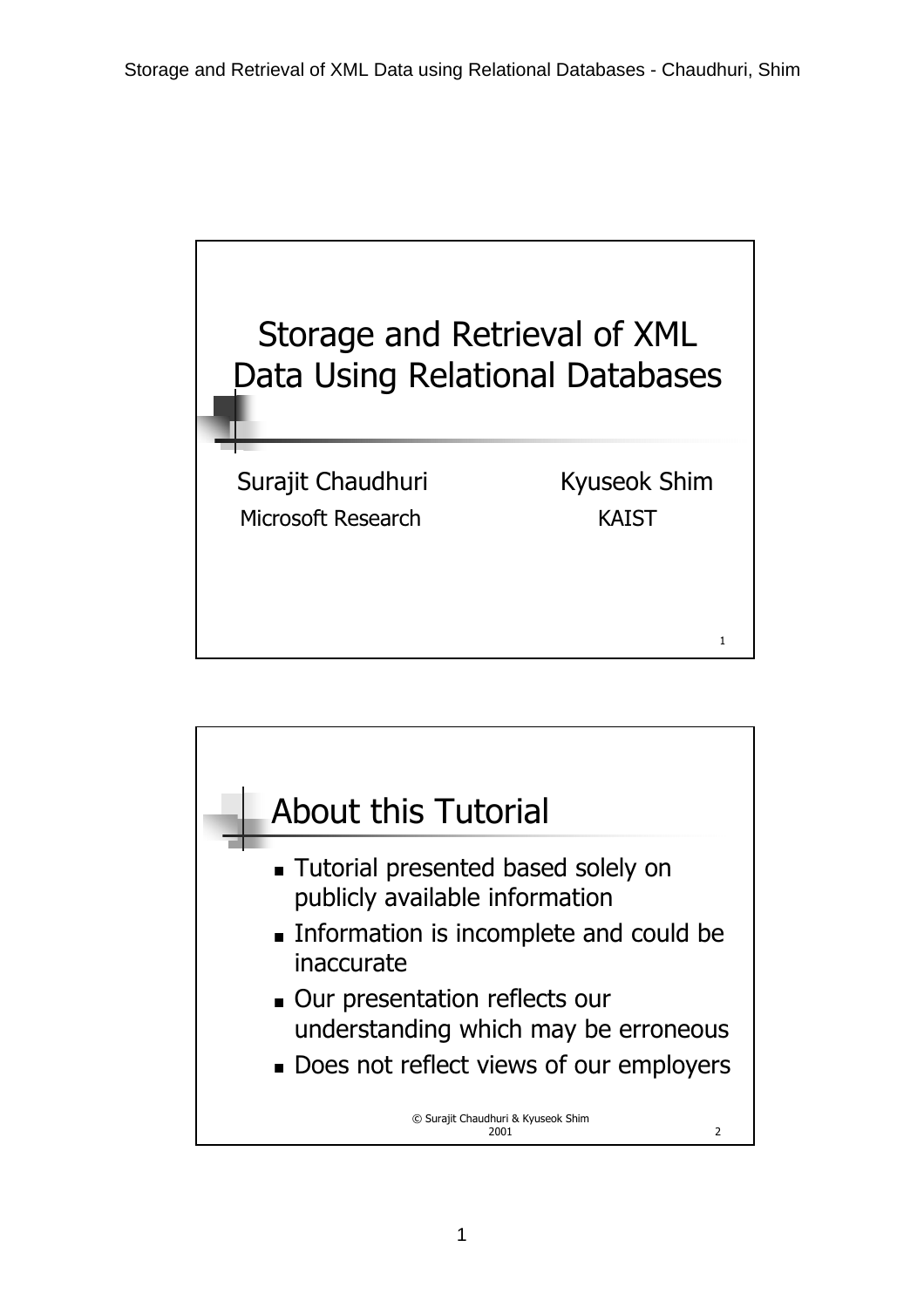# Storage and Retrieval of XML Data Using Relational Databases

Surajit Chaudhuri
Microsoft Research

Kyuseok Shim
KAIST

## About this Tutorial

- Tutorial presented based solely on publicly available information
- Information is incomplete and could be inaccurate
- Our presentation reflects our understanding which may be erroneous
- Does not reflect views of our employers

© Surajit Chaudhuri & Kyuseok Shim 2001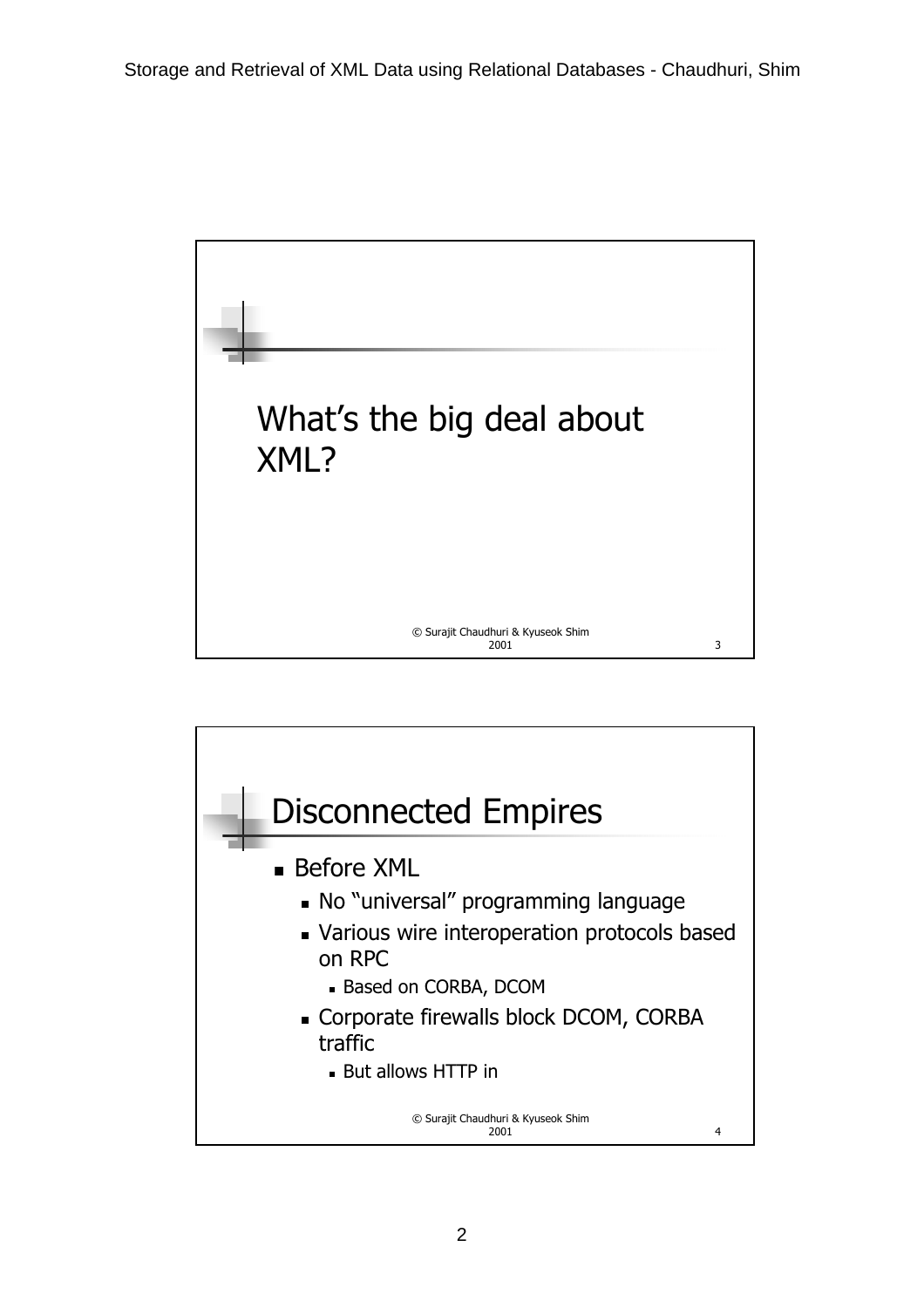## What's the big deal about XML?

## Disconnected Empires

- Before XML
  - No "universal" programming language
  - Various wire interoperation protocols based on RPC
    - Based on CORBA, DCOM
  - Corporate firewalls block DCOM, CORBA traffic
    - But allows HTTP in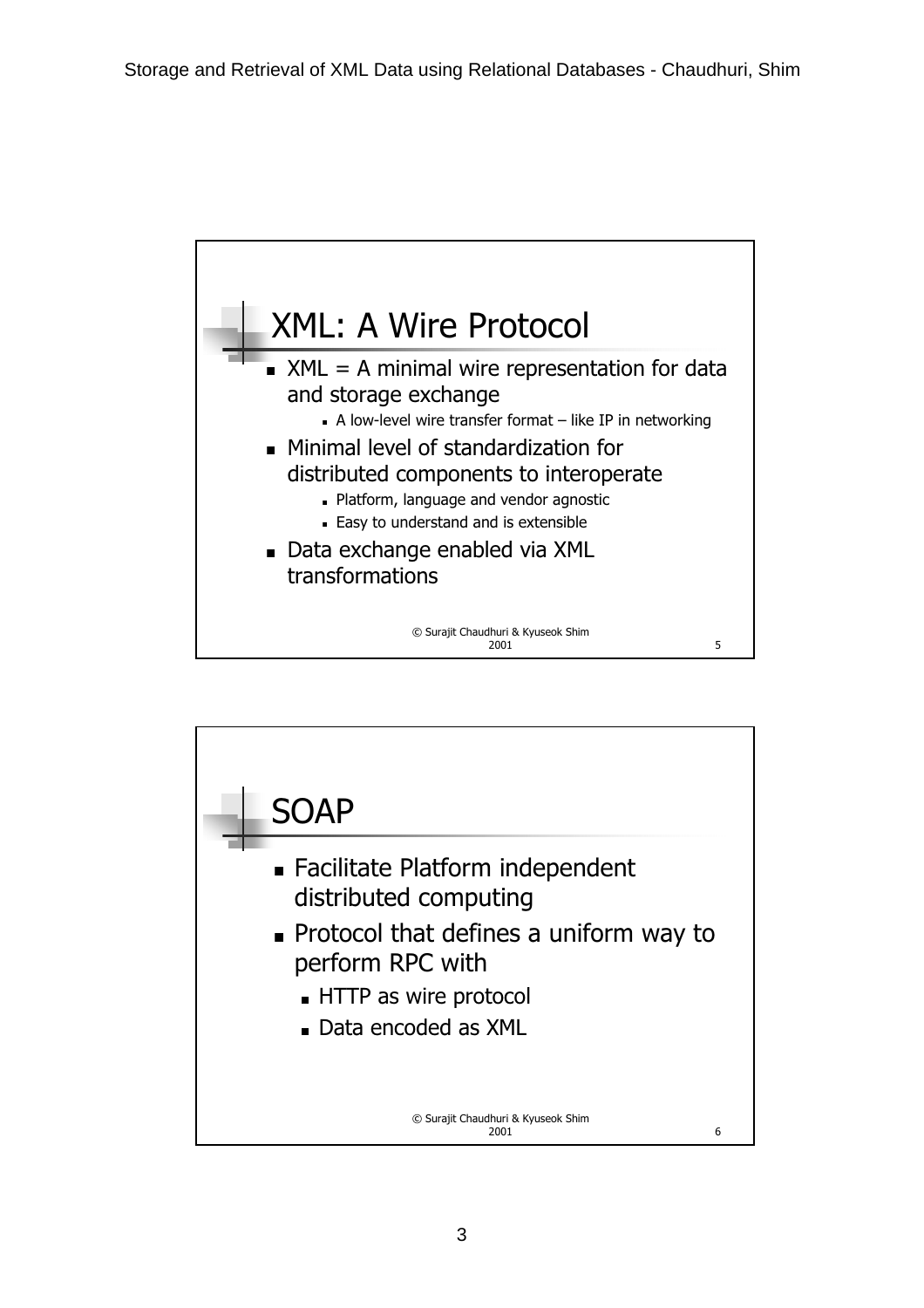## XML: A Wire Protocol

- XML = A minimal wire representation for data and storage exchange
  - A low-level wire transfer format – like IP in networking
- Minimal level of standardization for distributed components to interoperate
  - Platform, language and vendor agnostic
  - Easy to understand and is extensible
- Data exchange enabled via XML transformations

© Surajit Chaudhuri & Kyuseok Shim 2001

## SOAP

- Facilitate Platform independent distributed computing
- Protocol that defines a uniform way to perform RPC with
  - HTTP as wire protocol
  - Data encoded as XML

© Surajit Chaudhuri & Kyuseok Shim 2001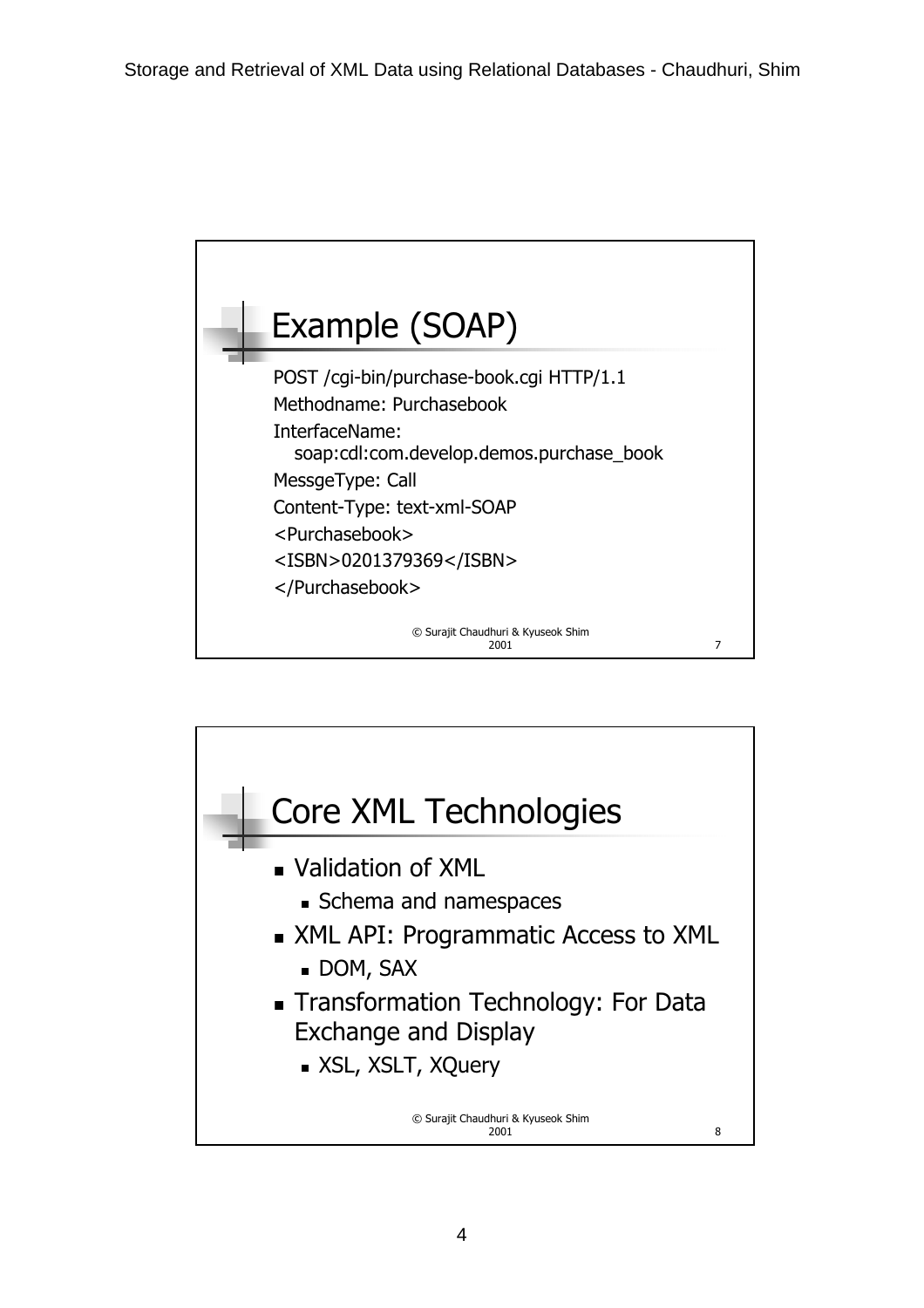## Example (SOAP)

```
POST /cgi-bin/purchase-book.cgi HTTP/1.1
Methodname: Purchasebook
InterfaceName:
   soap:cdl:com.develop.demos.purchase_book
MessgeType: Call
Content-Type: text-xml-SOAP
<Purchasebook>
<ISBN>0201379369</ISBN>
</Purchasebook>
```

© Surajit Chaudhuri & Kyuseok Shim 2001

## Core XML Technologies

- Validation of XML
  - Schema and namespaces
- XML API: Programmatic Access to XML
  - DOM, SAX
- Transformation Technology: For Data Exchange and Display
  - XSL, XSLT, XQuery

© Surajit Chaudhuri & Kyuseok Shim 2001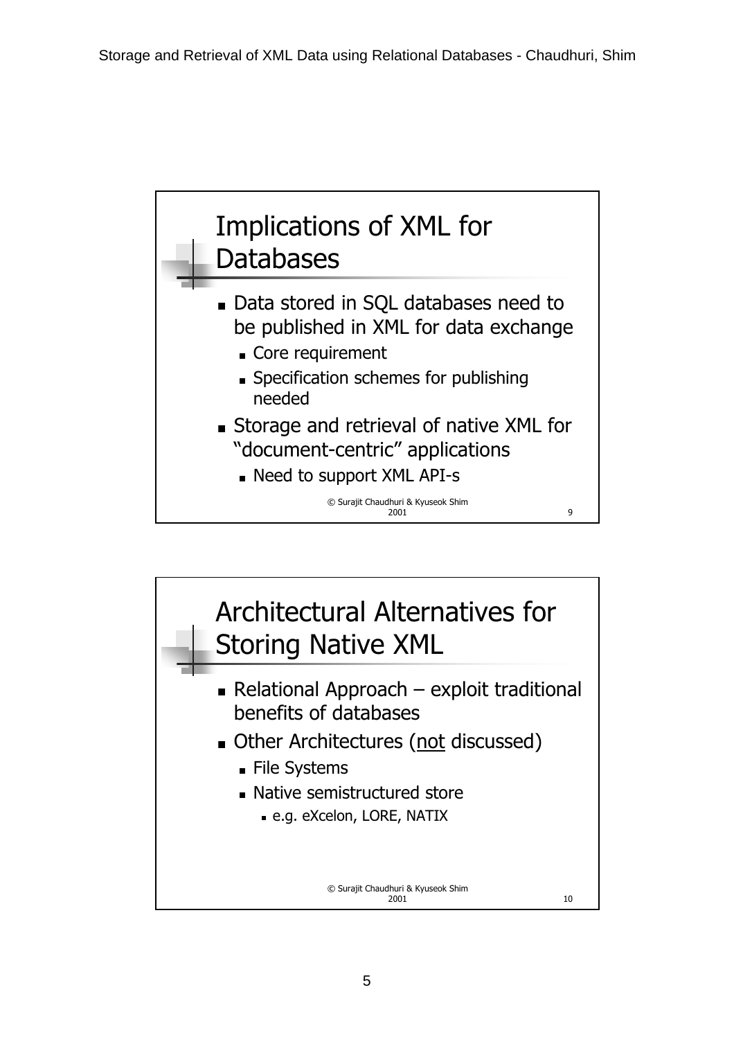## Implications of XML for Databases

- Data stored in SQL databases need to be published in XML for data exchange
  - Core requirement
  - Specification schemes for publishing needed
- Storage and retrieval of native XML for "document-centric" applications
  - Need to support XML API-s

© Surajit Chaudhuri & Kyuseok Shim 2001

## Architectural Alternatives for Storing Native XML

- Relational Approach – exploit traditional benefits of databases
- Other Architectures (<u>not</u> discussed)
  - File Systems
  - Native semistructured store
    - e.g. eXcelon, LORE, NATIX

© Surajit Chaudhuri & Kyuseok Shim 2001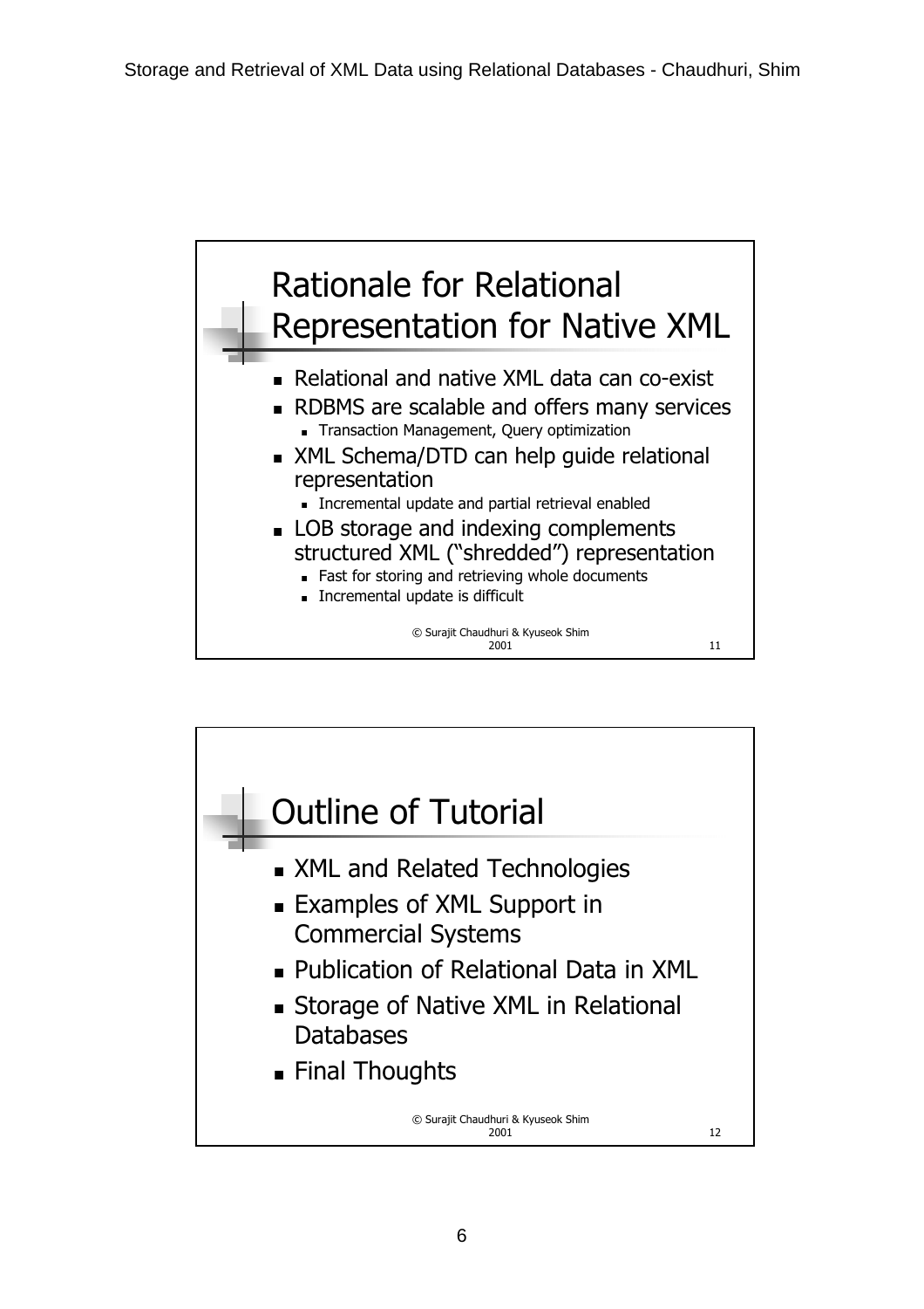## Rationale for Relational Representation for Native XML

- Relational and native XML data can co-exist
- RDBMS are scalable and offers many services
  - Transaction Management, Query optimization
- XML Schema/DTD can help guide relational representation
  - Incremental update and partial retrieval enabled
- LOB storage and indexing complements structured XML ("shredded") representation
  - Fast for storing and retrieving whole documents
  - Incremental update is difficult

© Surajit Chaudhuri & Kyuseok Shim 2001

## Outline of Tutorial

- XML and Related Technologies
- Examples of XML Support in Commercial Systems
- Publication of Relational Data in XML
- Storage of Native XML in Relational Databases
- Final Thoughts

© Surajit Chaudhuri & Kyuseok Shim 2001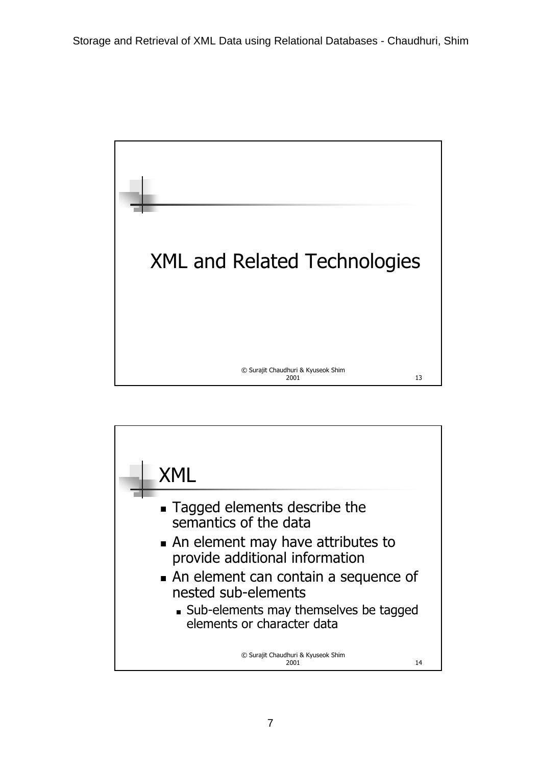## XML and Related Technologies

© Surajit Chaudhuri & Kyuseok Shim 2001

## XML

- Tagged elements describe the semantics of the data
- An element may have attributes to provide additional information
- An element can contain a sequence of nested sub-elements
  - Sub-elements may themselves be tagged elements or character data

© Surajit Chaudhuri & Kyuseok Shim 2001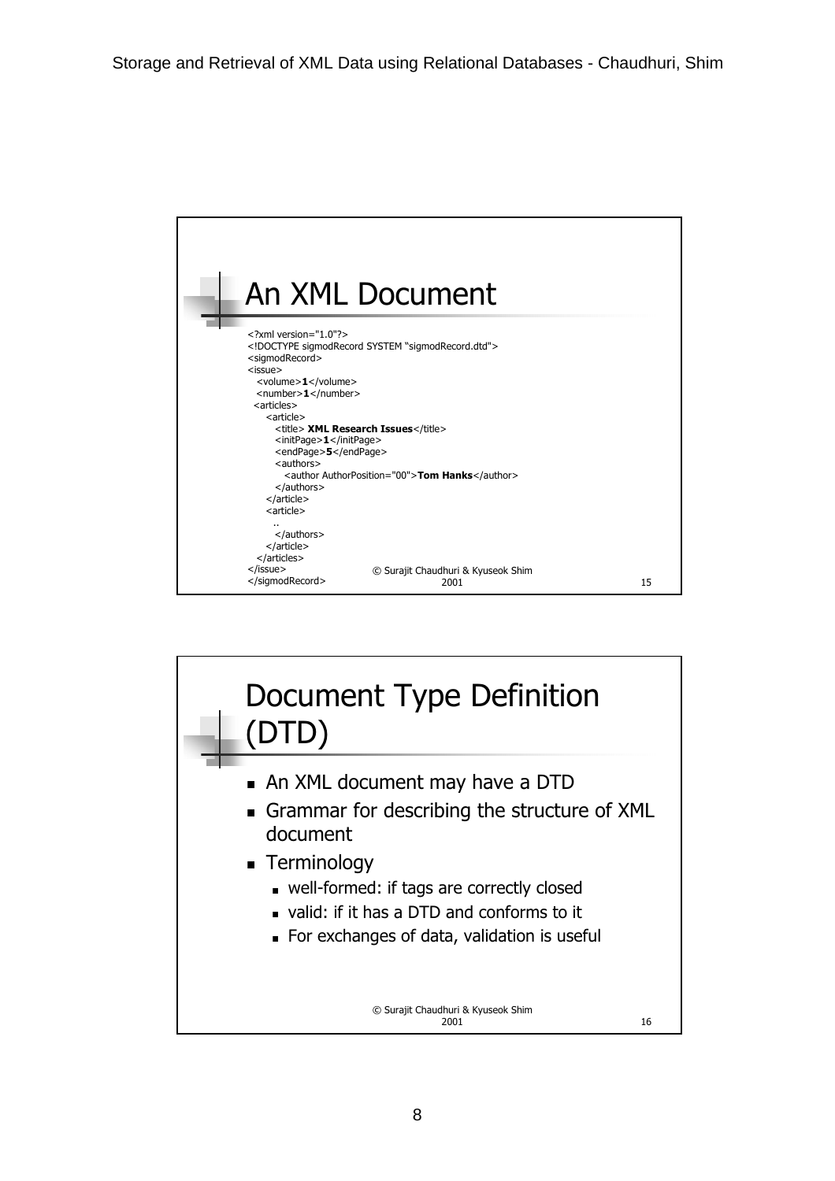## An XML Document

```
<?xml version="1.0"?>
<!DOCTYPE sigmodRecord SYSTEM "sigmodRecord.dtd">
<sigmodRecord>
<issue>
  <volume>1</volume>
  <number>1</number>
  <articles>
    <article>
      <title> XML Research Issues</title>
      <initPage>1</initPage>
      <endPage>5</endPage>
      <authors>
        <author AuthorPosition="00">Tom Hanks</author>
      </authors>
    </article>
    <article>
      ..
      </authors>
    </article>
  </articles>
</issue>
</sigmodRecord>
```

© Surajit Chaudhuri & Kyuseok Shim 2001

## Document Type Definition (DTD)

- An XML document may have a DTD
- Grammar for describing the structure of XML document
- Terminology
  - well-formed: if tags are correctly closed
  - valid: if it has a DTD and conforms to it
  - For exchanges of data, validation is useful

© Surajit Chaudhuri & Kyuseok Shim 2001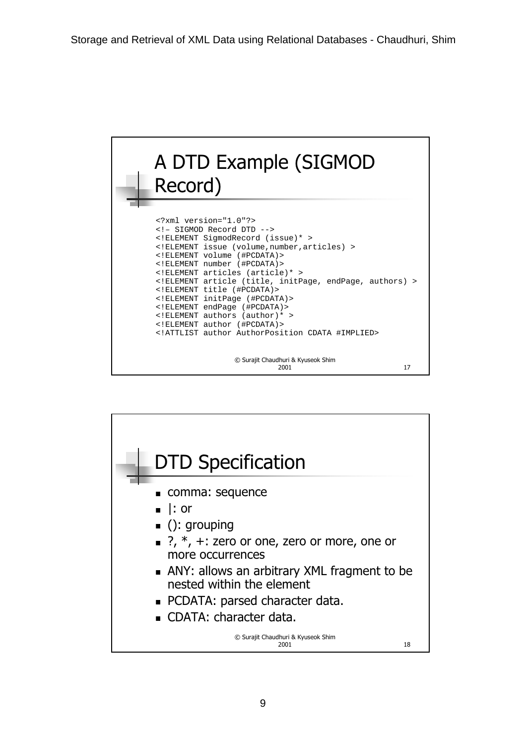## A DTD Example (SIGMOD Record)

```
<?xml version="1.0"?>
<!– SIGMOD Record DTD -->
<!ELEMENT SigmodRecord (issue)* >
<!ELEMENT issue (volume,number,articles) >
<!ELEMENT volume (#PCDATA)>
<!ELEMENT number (#PCDATA)>
<!ELEMENT articles (article)* >
<!ELEMENT article (title, initPage, endPage, authors) >
<!ELEMENT title (#PCDATA)>
<!ELEMENT initPage (#PCDATA)>
<!ELEMENT endPage (#PCDATA)>
<!ELEMENT authors (author)* >
<!ELEMENT author (#PCDATA)>
<!ATTLIST author AuthorPosition CDATA #IMPLIED>
```

© Surajit Chaudhuri & Kyuseok Shim 2001

## DTD Specification

- comma: sequence
- |: or
- (): grouping
- ?, *, +: zero or one, zero or more, one or more occurrences
- ANY: allows an arbitrary XML fragment to be nested within the element
- PCDATA: parsed character data.
- CDATA: character data.

© Surajit Chaudhuri & Kyuseok Shim 2001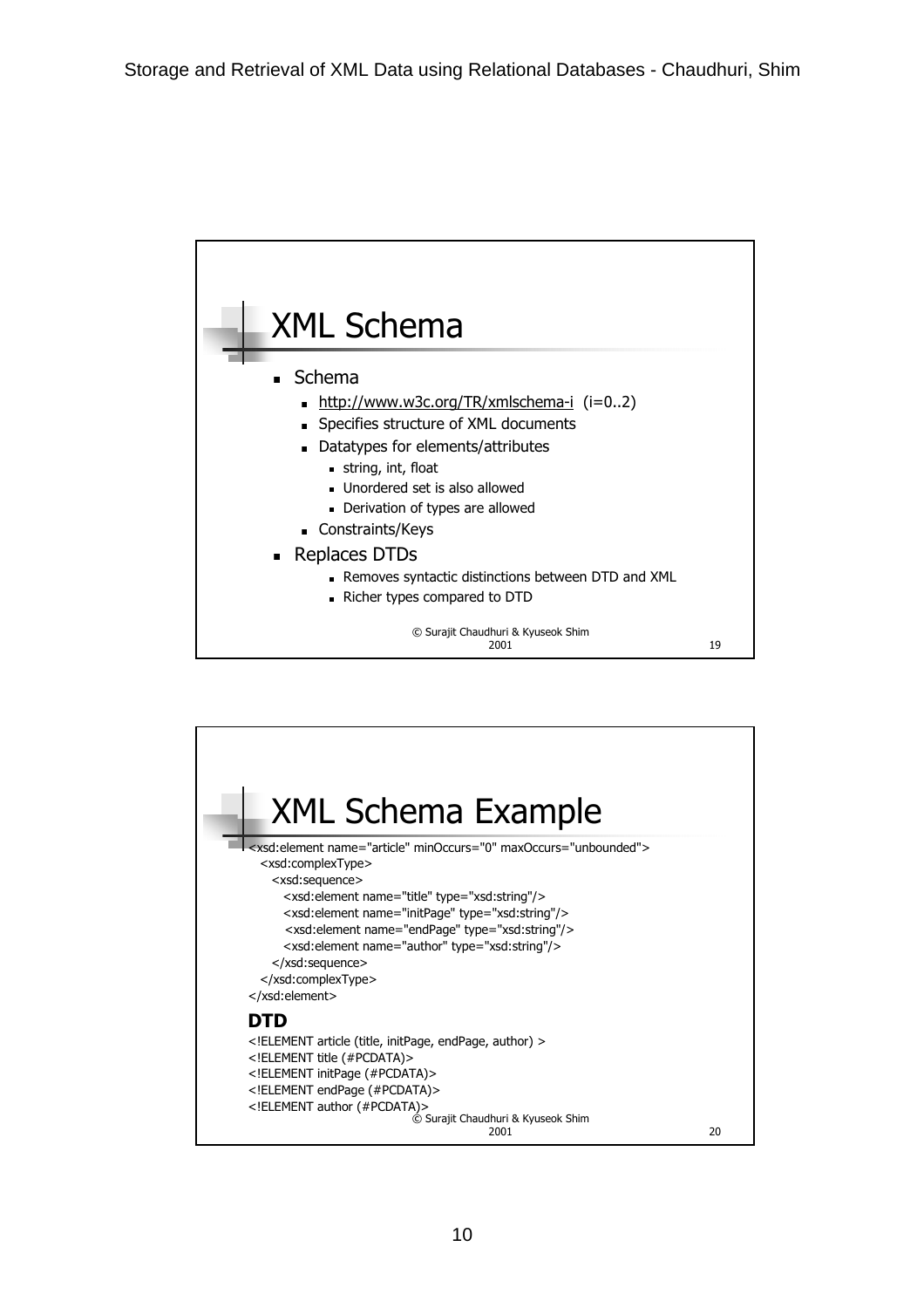## XML Schema

- Schema
  - http://www.w3c.org/TR/xmlschema-i (i=0..2)
  - Specifies structure of XML documents
  - Datatypes for elements/attributes
    - string, int, float
    - Unordered set is also allowed
    - Derivation of types are allowed
  - Constraints/Keys
- Replaces DTDs
  - Removes syntactic distinctions between DTD and XML
  - Richer types compared to DTD

© Surajit Chaudhuri & Kyuseok Shim 2001

## XML Schema Example

```
<xsd:element name="article" minOccurs="0" maxOccurs="unbounded">
  <xsd:complexType>
    <xsd:sequence>
      <xsd:element name="title" type="xsd:string"/>
      <xsd:element name="initPage" type="xsd:string"/>
       <xsd:element name="endPage" type="xsd:string"/>
      <xsd:element name="author" type="xsd:string"/>
    </xsd:sequence>
  </xsd:complexType>
</xsd:element>
```

**DTD**

```
<!ELEMENT article (title, initPage, endPage, author) >
<!ELEMENT title (#PCDATA)>
<!ELEMENT initPage (#PCDATA)>
<!ELEMENT endPage (#PCDATA)>
<!ELEMENT author (#PCDATA)>
```

© Surajit Chaudhuri & Kyuseok Shim 2001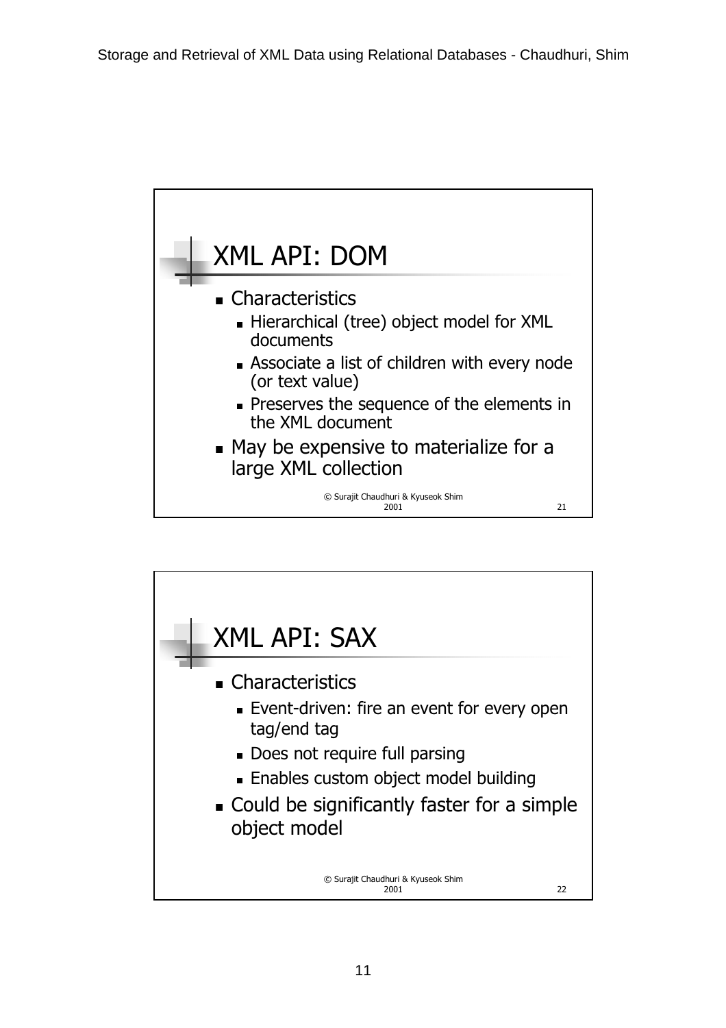## XML API: DOM

- Characteristics
  - Hierarchical (tree) object model for XML documents
  - Associate a list of children with every node (or text value)
  - Preserves the sequence of the elements in the XML document
- May be expensive to materialize for a large XML collection

© Surajit Chaudhuri & Kyuseok Shim 2001 21

## XML API: SAX

- Characteristics
  - Event-driven: fire an event for every open tag/end tag
  - Does not require full parsing
  - Enables custom object model building
- Could be significantly faster for a simple object model

© Surajit Chaudhuri & Kyuseok Shim 2001 22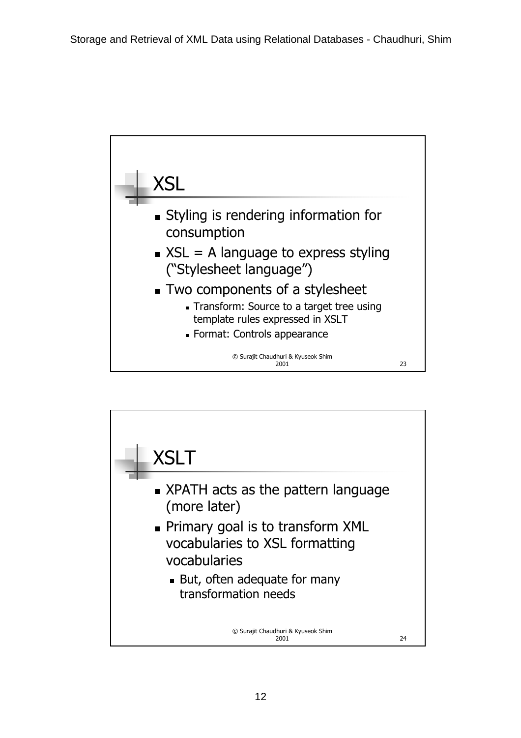## XSL

- Styling is rendering information for consumption
- XSL = A language to express styling ("Stylesheet language")
- Two components of a stylesheet
  - Transform: Source to a target tree using template rules expressed in XSLT
  - Format: Controls appearance

© Surajit Chaudhuri & Kyuseok Shim 2001

## XSLT

- XPATH acts as the pattern language (more later)
- Primary goal is to transform XML vocabularies to XSL formatting vocabularies
  - But, often adequate for many transformation needs

© Surajit Chaudhuri & Kyuseok Shim 2001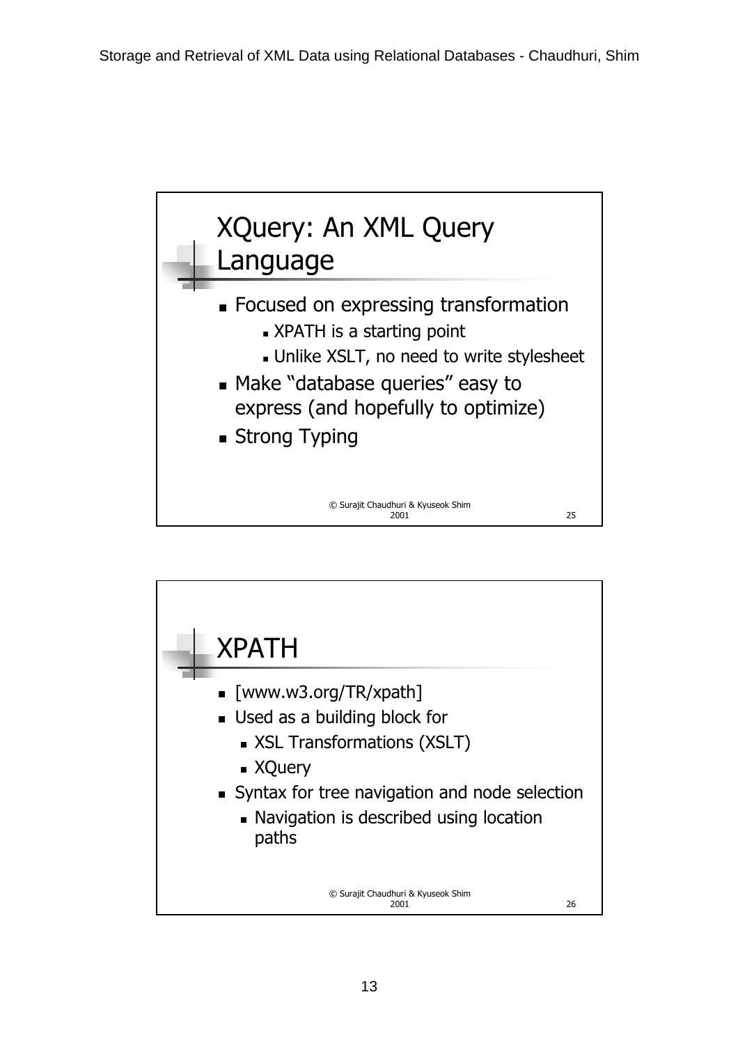## XQuery: An XML Query Language

- Focused on expressing transformation
  - XPATH is a starting point
  - Unlike XSLT, no need to write stylesheet
- Make "database queries" easy to express (and hopefully to optimize)
- Strong Typing

© Surajit Chaudhuri & Kyuseok Shim 2001

## XPATH

- [www.w3.org/TR/xpath]
- Used as a building block for
  - XSL Transformations (XSLT)
  - XQuery
- Syntax for tree navigation and node selection
  - Navigation is described using location paths

© Surajit Chaudhuri & Kyuseok Shim 2001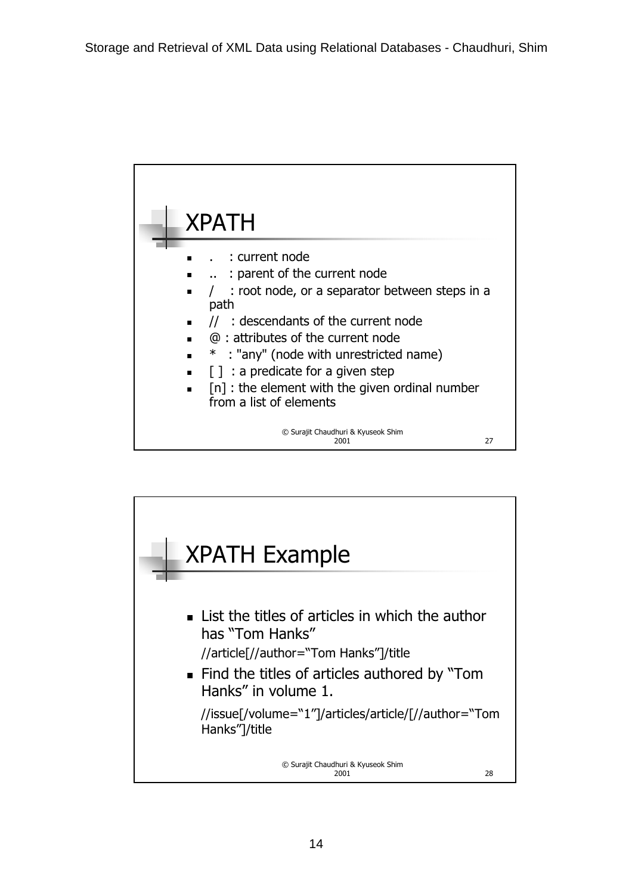## XPATH

- . : current node
- .. : parent of the current node
- / : root node, or a separator between steps in a path
- // : descendants of the current node
- @ : attributes of the current node
- * : "any" (node with unrestricted name)
- [ ] : a predicate for a given step
- [n] : the element with the given ordinal number from a list of elements

© Surajit Chaudhuri & Kyuseok Shim 2001

27

## XPATH Example

- List the titles of articles in which the author has "Tom Hanks"

  //article[//author="Tom Hanks"]/title

- Find the titles of articles authored by "Tom Hanks" in volume 1.

  //issue[/volume="1"]/articles/article/[//author="Tom Hanks"]/title

© Surajit Chaudhuri & Kyuseok Shim 2001

28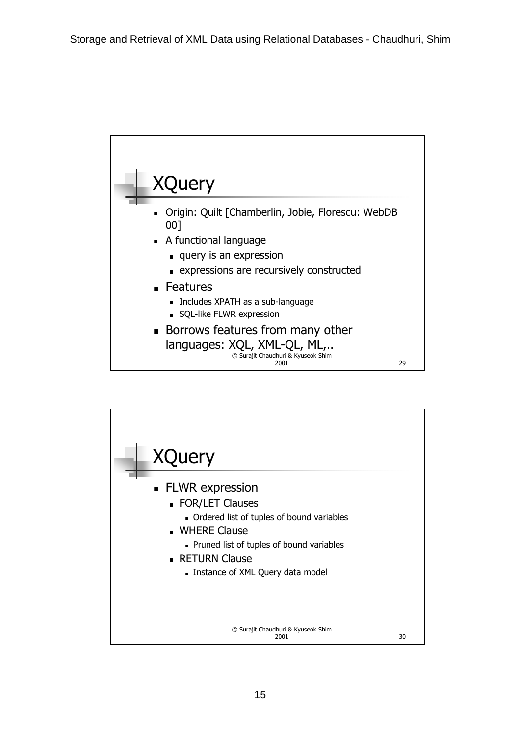## XQuery

- Origin: Quilt [Chamberlin, Jobie, Florescu: WebDB 00]
- A functional language
  - query is an expression
  - expressions are recursively constructed
- Features
  - Includes XPATH as a sub-language
  - SQL-like FLWR expression
- Borrows features from many other languages: XQL, XML-QL, ML,..

## XQuery

- FLWR expression
  - FOR/LET Clauses
    - Ordered list of tuples of bound variables
  - WHERE Clause
    - Pruned list of tuples of bound variables
  - RETURN Clause
    - Instance of XML Query data model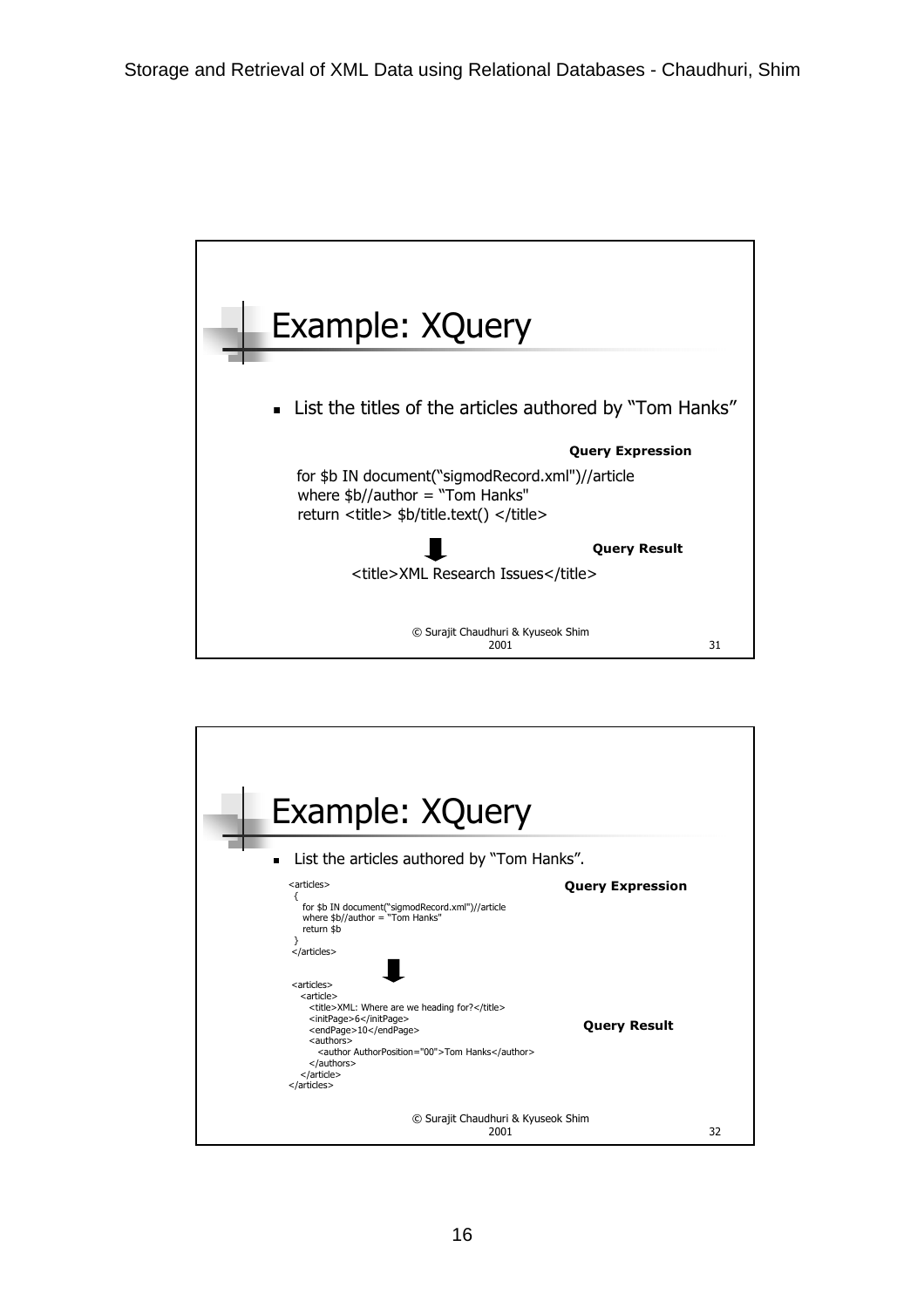## Example: XQuery

- List the titles of the articles authored by "Tom Hanks"

**Query Expression**

```
for $b IN document("sigmodRecord.xml")//article
where $b//author = "Tom Hanks"
return <title> $b/title.text() </title>
```

**Query Result**

```
<title>XML Research Issues</title>
```

© Surajit Chaudhuri & Kyuseok Shim 2001

## Example: XQuery

- List the articles authored by "Tom Hanks".

**Query Expression**

```
<articles>
 {
   for $b IN document("sigmodRecord.xml")//article
   where $b//author = "Tom Hanks"
   return $b
 }
</articles>
```

**Query Result**

```
<articles>
  <article>
    <title>XML: Where are we heading for?</title>
    <initPage>6</initPage>
    <endPage>10</endPage>
    <authors>
      <author AuthorPosition="00">Tom Hanks</author>
    </authors>
  </article>
</articles>
```

© Surajit Chaudhuri & Kyuseok Shim 2001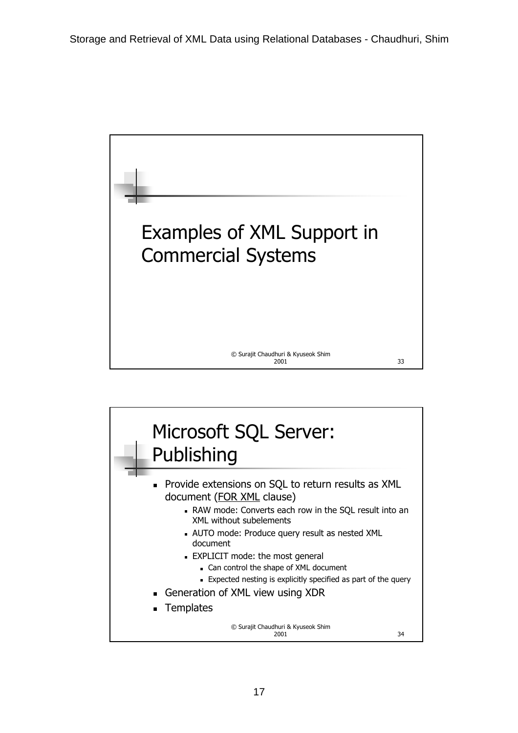# Examples of XML Support in Commercial Systems

© Surajit Chaudhuri & Kyuseok Shim 2001

## Microsoft SQL Server: Publishing

- Provide extensions on SQL to return results as XML document (FOR XML clause)
  - RAW mode: Converts each row in the SQL result into an XML without subelements
  - AUTO mode: Produce query result as nested XML document
  - EXPLICIT mode: the most general
    - Can control the shape of XML document
    - Expected nesting is explicitly specified as part of the query
- Generation of XML view using XDR
- Templates

© Surajit Chaudhuri & Kyuseok Shim 2001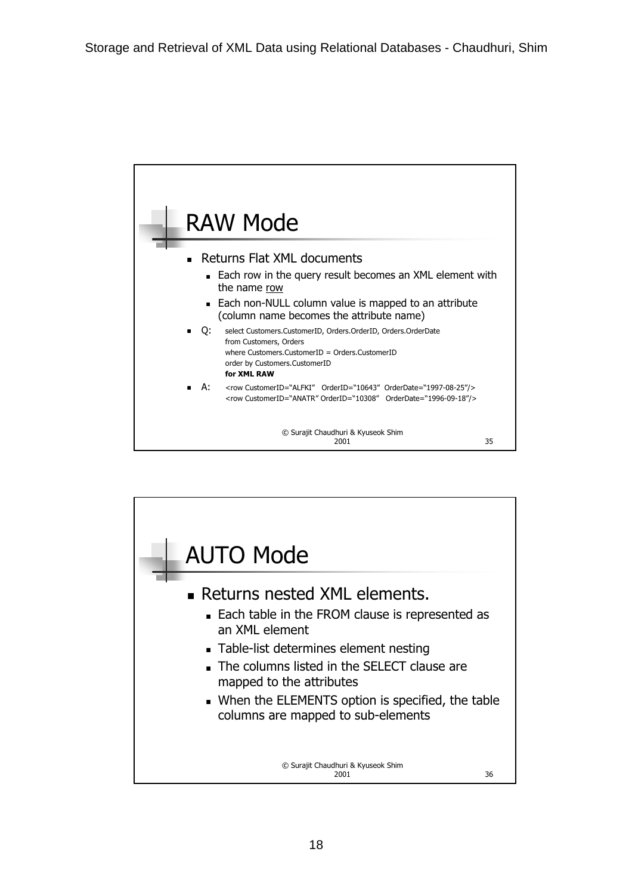## RAW Mode

- Returns Flat XML documents
  - Each row in the query result becomes an XML element with the name <u>row</u>
  - Each non-NULL column value is mapped to an attribute (column name becomes the attribute name)
- Q:

```
select Customers.CustomerID, Orders.OrderID, Orders.OrderDate
from Customers, Orders
where Customers.CustomerID = Orders.CustomerID
order by Customers.CustomerID
for XML RAW
```

- A:

```
<row CustomerID="ALFKI"  OrderID="10643"  OrderDate="1997-08-25"/>
<row CustomerID="ANATR" OrderID="10308"  OrderDate="1996-09-18"/>
```

© Surajit Chaudhuri & Kyuseok Shim 2001

## AUTO Mode

- Returns nested XML elements.
  - Each table in the FROM clause is represented as an XML element
  - Table-list determines element nesting
  - The columns listed in the SELECT clause are mapped to the attributes
  - When the ELEMENTS option is specified, the table columns are mapped to sub-elements

© Surajit Chaudhuri & Kyuseok Shim 2001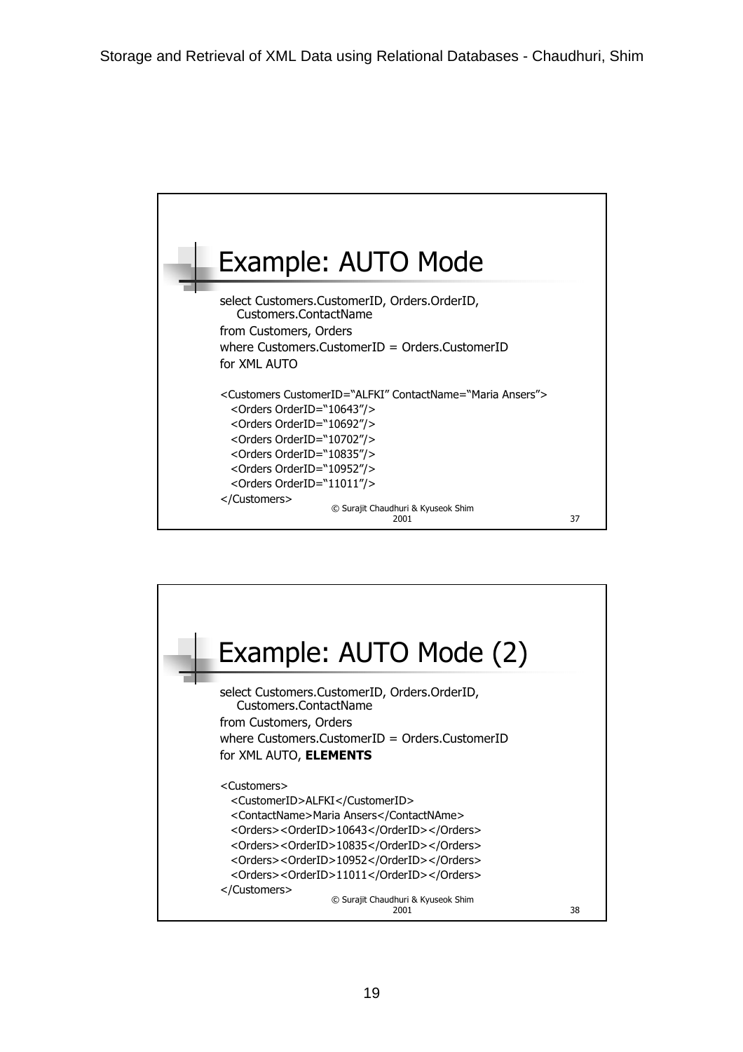## Example: AUTO Mode

```
select Customers.CustomerID, Orders.OrderID,
    Customers.ContactName
from Customers, Orders
where Customers.CustomerID = Orders.CustomerID
for XML AUTO
```

```
<Customers CustomerID="ALFKI" ContactName="Maria Ansers">
  <Orders OrderID="10643"/>
  <Orders OrderID="10692"/>
  <Orders OrderID="10702"/>
  <Orders OrderID="10835"/>
  <Orders OrderID="10952"/>
  <Orders OrderID="11011"/>
</Customers>
```

© Surajit Chaudhuri & Kyuseok Shim 2001

## Example: AUTO Mode (2)

select Customers.CustomerID, Orders.OrderID,
    Customers.ContactName
from Customers, Orders
where Customers.CustomerID = Orders.CustomerID
for XML AUTO, **ELEMENTS**

```
<Customers>
  <CustomerID>ALFKI</CustomerID>
  <ContactName>Maria Ansers</ContactNAme>
  <Orders><OrderID>10643</OrderID></Orders>
  <Orders><OrderID>10835</OrderID></Orders>
  <Orders><OrderID>10952</OrderID></Orders>
  <Orders><OrderID>11011</OrderID></Orders>
</Customers>
```

© Surajit Chaudhuri & Kyuseok Shim 2001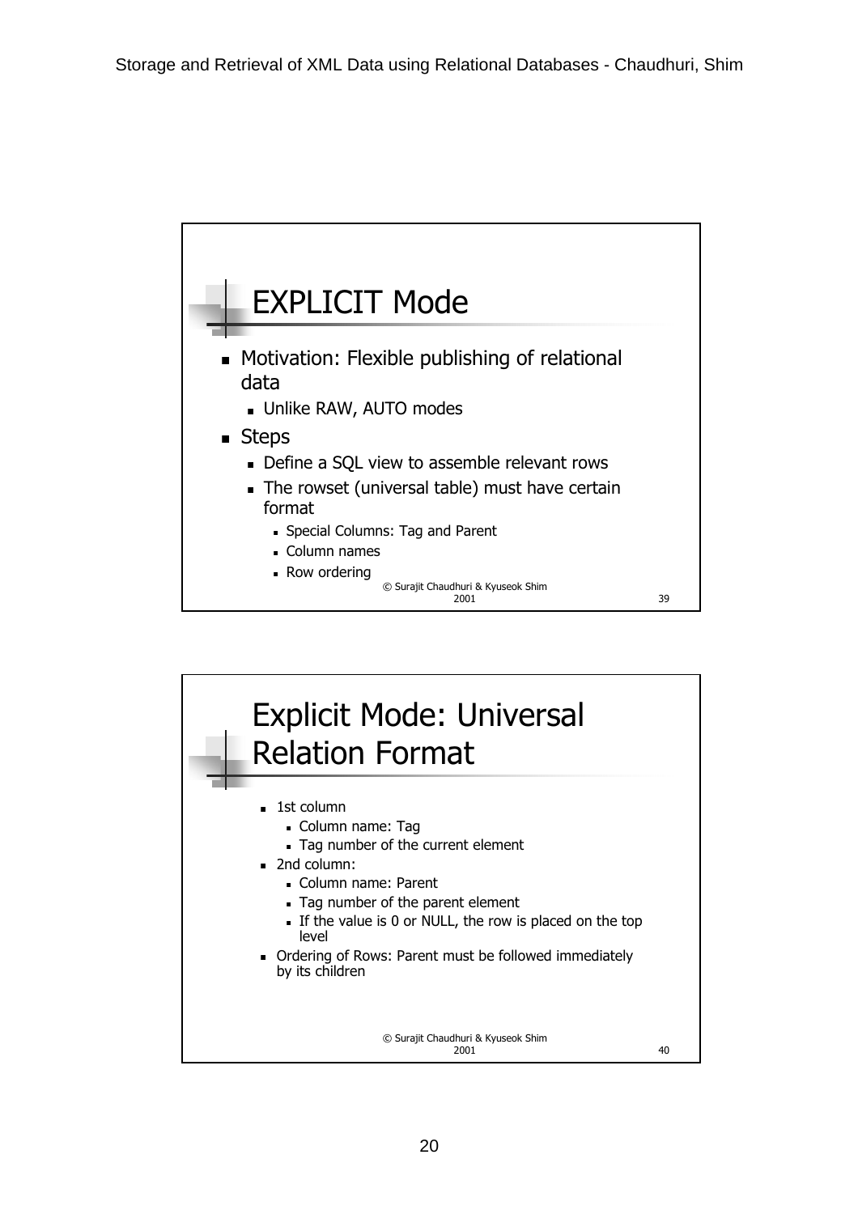## EXPLICIT Mode

- Motivation: Flexible publishing of relational data
  - Unlike RAW, AUTO modes
- Steps
  - Define a SQL view to assemble relevant rows
  - The rowset (universal table) must have certain format
    - Special Columns: Tag and Parent
    - Column names
    - Row ordering

© Surajit Chaudhuri & Kyuseok Shim 2001

## Explicit Mode: Universal Relation Format

- 1st column
  - Column name: Tag
  - Tag number of the current element
- 2nd column:
  - Column name: Parent
  - Tag number of the parent element
  - If the value is 0 or NULL, the row is placed on the top level
- Ordering of Rows: Parent must be followed immediately by its children

© Surajit Chaudhuri & Kyuseok Shim 2001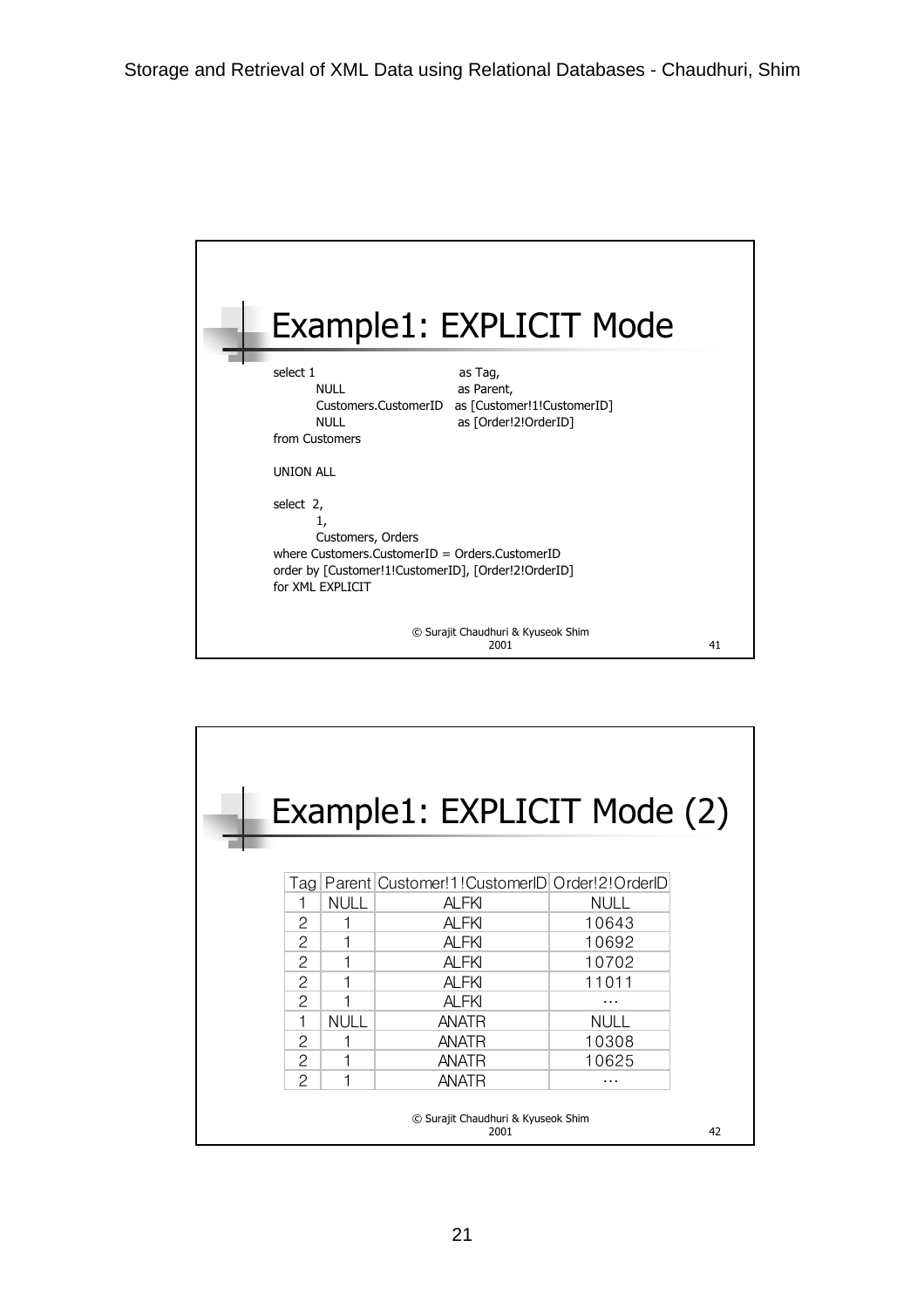## Example1: EXPLICIT Mode

```
select 1                    as Tag,
       NULL                 as Parent,
       Customers.CustomerID as [Customer!1!CustomerID]
       NULL                 as [Order!2!OrderID]
from Customers

UNION ALL

select 2,
       1,
       Customers, Orders
where Customers.CustomerID = Orders.CustomerID
order by [Customer!1!CustomerID], [Order!2!OrderID]
for XML EXPLICIT
```

© Surajit Chaudhuri & Kyuseok Shim 2001

## Example1: EXPLICIT Mode (2)

| Tag | Parent | Customer!1!CustomerID | Order!2!OrderID |
|---|---|---|---|
| 1 | NULL | ALFKI | NULL |
| 2 | 1 | ALFKI | 10643 |
| 2 | 1 | ALFKI | 10692 |
| 2 | 1 | ALFKI | 10702 |
| 2 | 1 | ALFKI | 11011 |
| 2 | 1 | ALFKI | … |
| 1 | NULL | ANATR | NULL |
| 2 | 1 | ANATR | 10308 |
| 2 | 1 | ANATR | 10625 |
| 2 | 1 | ANATR | … |

© Surajit Chaudhuri & Kyuseok Shim 2001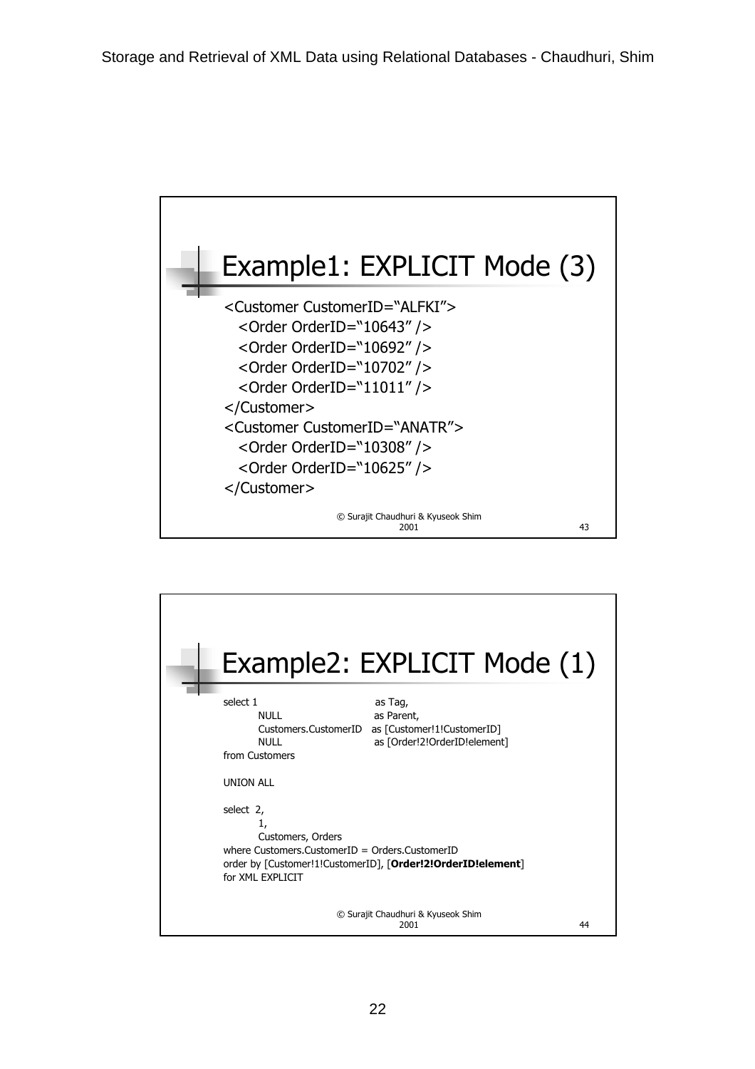## Example1: EXPLICIT Mode (3)

```
<Customer CustomerID="ALFKI">
  <Order OrderID="10643" />
  <Order OrderID="10692" />
  <Order OrderID="10702" />
  <Order OrderID="11011" />
</Customer>
<Customer CustomerID="ANATR">
  <Order OrderID="10308" />
  <Order OrderID="10625" />
</Customer>
```

© Surajit Chaudhuri & Kyuseok Shim 2001

## Example2: EXPLICIT Mode (1)

```
select 1                        as Tag,
       NULL                     as Parent,
       Customers.CustomerID     as [Customer!1!CustomerID]
       NULL                     as [Order!2!OrderID!element]
from Customers

UNION ALL

select 2,
       1,
       Customers, Orders
where Customers.CustomerID = Orders.CustomerID
order by [Customer!1!CustomerID], [Order!2!OrderID!element]
for XML EXPLICIT
```

© Surajit Chaudhuri & Kyuseok Shim 2001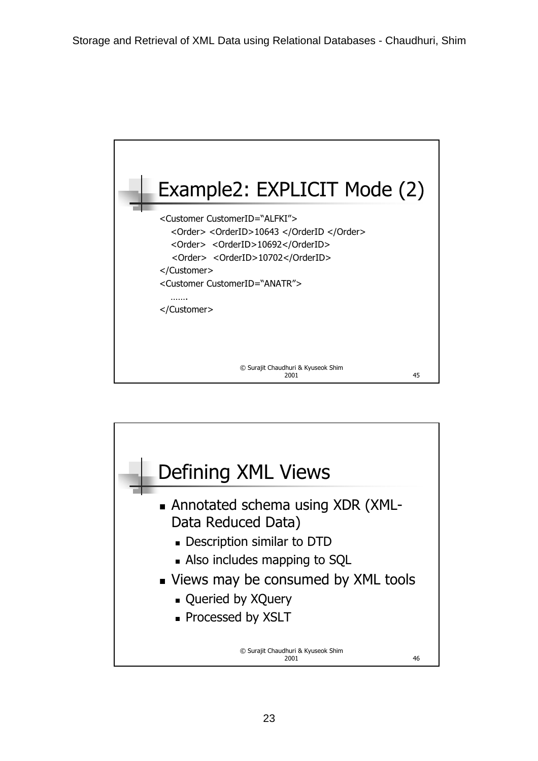## Example2: EXPLICIT Mode (2)

```
<Customer CustomerID="ALFKI">
    <Order> <OrderID>10643 </OrderID </Order>
    <Order>  <OrderID>10692</OrderID>
     <Order>  <OrderID>10702</OrderID>
</Customer>
<Customer CustomerID="ANATR">
    …….
</Customer>
```

© Surajit Chaudhuri & Kyuseok Shim 2001 45

## Defining XML Views

- Annotated schema using XDR (XML-Data Reduced Data)
  - Description similar to DTD
  - Also includes mapping to SQL
- Views may be consumed by XML tools
  - Queried by XQuery
  - Processed by XSLT

© Surajit Chaudhuri & Kyuseok Shim 2001 46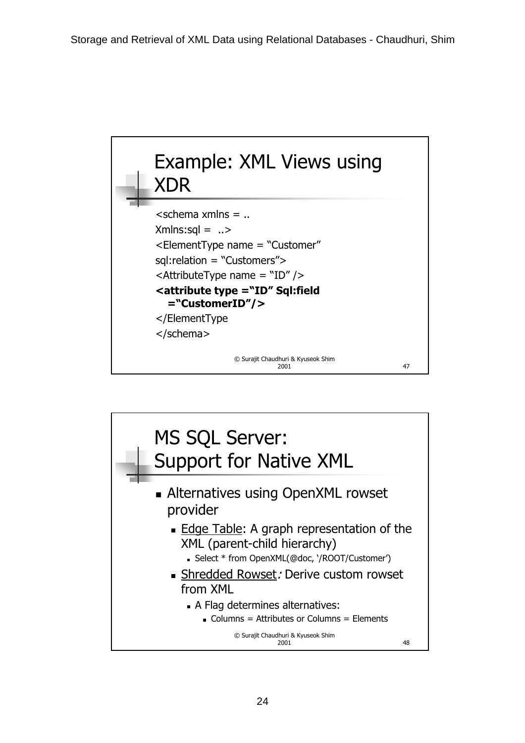## Example: XML Views using XDR

```
<schema xmlns = ..
Xmlns:sql =  ..>
<ElementType name = "Customer"
sql:relation = "Customers">
<AttributeType name = "ID" />
<attribute type ="ID" Sql:field
   ="CustomerID"/>
</ElementType
</schema>
```

© Surajit Chaudhuri & Kyuseok Shim 2001

## MS SQL Server: Support for Native XML

- Alternatives using OpenXML rowset provider
  - Edge Table: A graph representation of the XML (parent-child hierarchy)
    - Select * from OpenXML(@doc, '/ROOT/Customer')
  - Shredded Rowset*:* Derive custom rowset from XML
    - A Flag determines alternatives:
      - Columns = Attributes or Columns = Elements

© Surajit Chaudhuri & Kyuseok Shim 2001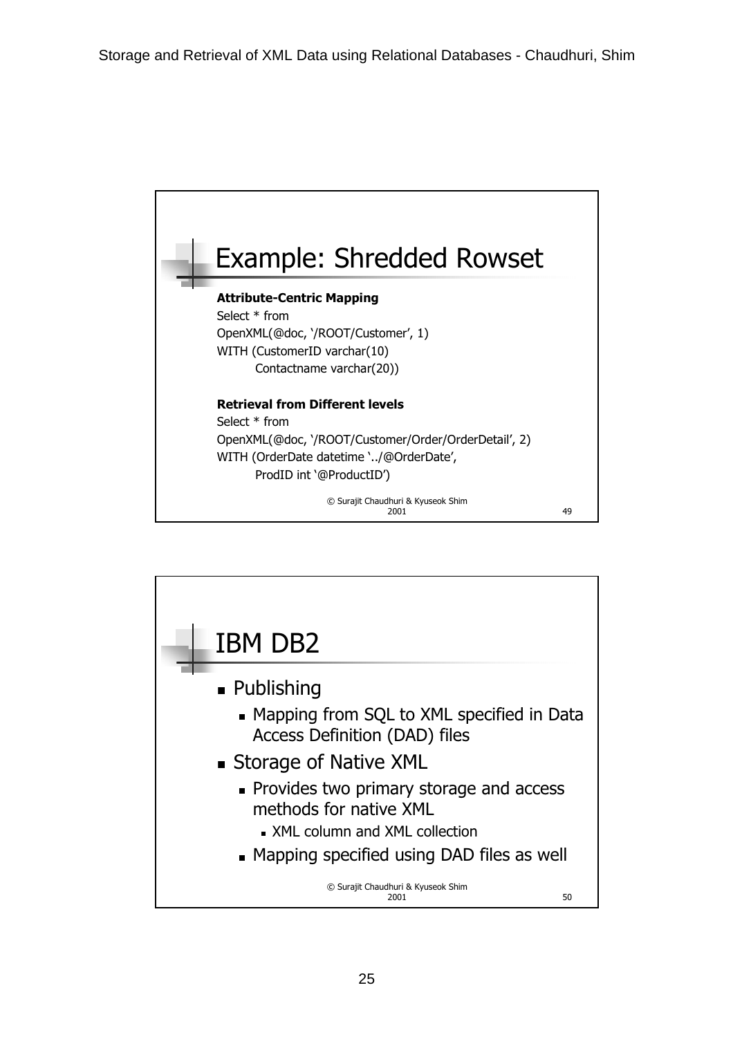## Example: Shredded Rowset

**Attribute-Centric Mapping**

```
Select * from
OpenXML(@doc, '/ROOT/Customer', 1)
WITH (CustomerID varchar(10)
        Contactname varchar(20))
```

**Retrieval from Different levels**

```
Select * from
OpenXML(@doc, '/ROOT/Customer/Order/OrderDetail', 2)
WITH (OrderDate datetime '../@OrderDate',
        ProdID int '@ProductID')
```

© Surajit Chaudhuri & Kyuseok Shim 2001

## IBM DB2

- Publishing
  - Mapping from SQL to XML specified in Data Access Definition (DAD) files
- Storage of Native XML
  - Provides two primary storage and access methods for native XML
    - XML column and XML collection
  - Mapping specified using DAD files as well

© Surajit Chaudhuri & Kyuseok Shim 2001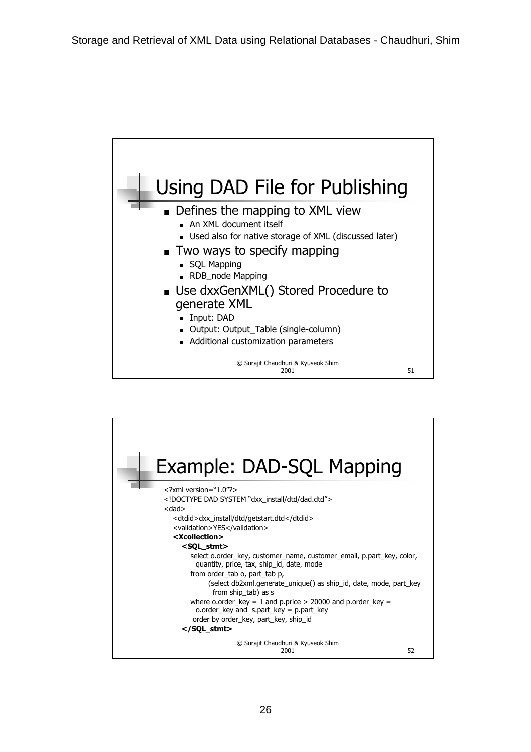## Using DAD File for Publishing

- Defines the mapping to XML view
  - An XML document itself
  - Used also for native storage of XML (discussed later)
- Two ways to specify mapping
  - SQL Mapping
  - RDB_node Mapping
- Use dxxGenXML() Stored Procedure to generate XML
  - Input: DAD
  - Output: Output_Table (single-column)
  - Additional customization parameters

© Surajit Chaudhuri & Kyuseok Shim 2001

## Example: DAD-SQL Mapping

```
<?xml version="1.0"?>
<!DOCTYPE DAD SYSTEM "dxx_install/dtd/dad.dtd">
<dad>
   <dtdid>dxx_install/dtd/getstart.dtd</dtdid>
   <validation>YES</validation>
   <Xcollection>
     <SQL_stmt>
        select o.order_key, customer_name, customer_email, p.part_key, color,
           quantity, price, tax, ship_id, date, mode
        from order_tab o, part_tab p,
              (select db2xml.generate_unique() as ship_id, date, mode, part_key
                 from ship_tab) as s
        where o.order_key = 1 and p.price > 20000 and p.order_key =
          o.order_key and  s.part_key = p.part_key
         order by order_key, part_key, ship_id
     </SQL_stmt>
```

© Surajit Chaudhuri & Kyuseok Shim 2001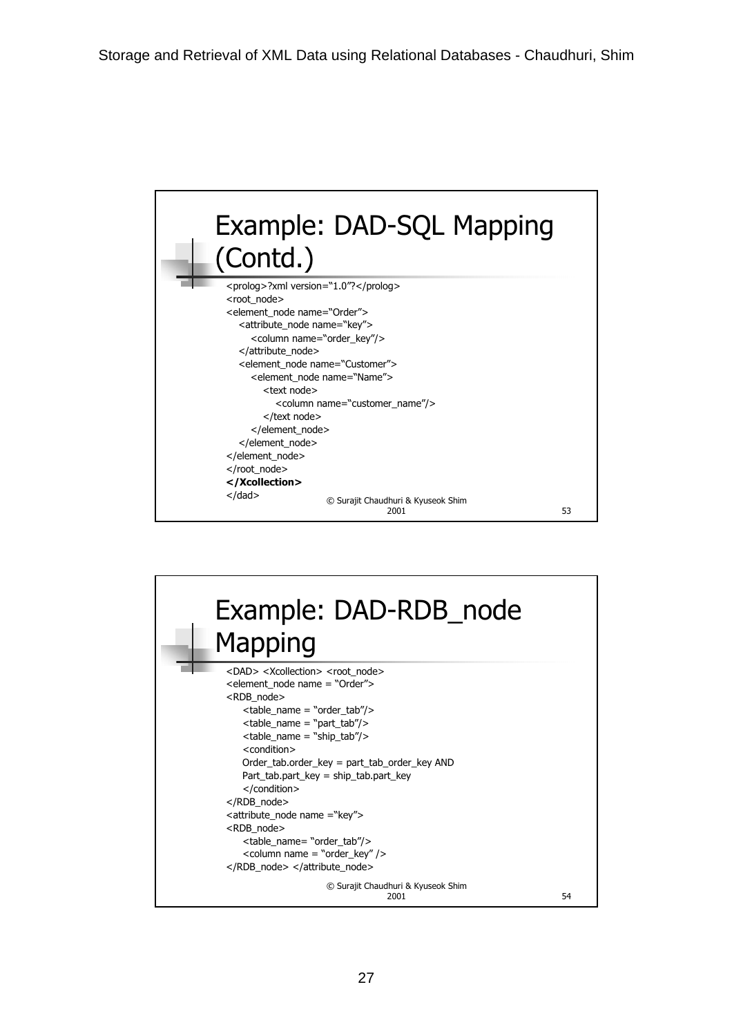## Example: DAD-SQL Mapping (Contd.)

```
<prolog>?xml version="1.0"?</prolog>
<root_node>
<element_node name="Order">
   <attribute_node name="key">
      <column name="order_key"/>
   </attribute_node>
   <element_node name="Customer">
      <element_node name="Name">
         <text node>
            <column name="customer_name"/>
         </text node>
      </element_node>
   </element_node>
</element_node>
</root_node>
</Xcollection>
</dad>
```

© Surajit Chaudhuri & Kyuseok Shim 2001

## Example: DAD-RDB_node Mapping

```
<DAD> <Xcollection> <root_node>
<element_node name = "Order">
<RDB_node>
    <table_name = "order_tab"/>
    <table_name = "part_tab"/>
    <table_name = "ship_tab"/>
    <condition>
    Order_tab.order_key = part_tab_order_key AND
    Part_tab.part_key = ship_tab.part_key
    </condition>
</RDB_node>
<attribute_node name ="key">
<RDB_node>
    <table_name= "order_tab"/>
    <column name = "order_key" />
</RDB_node> </attribute_node>
```

© Surajit Chaudhuri & Kyuseok Shim 2001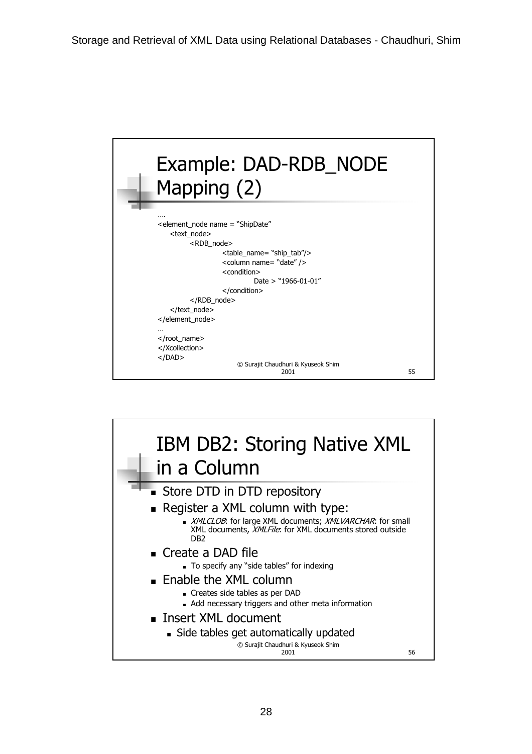## Example: DAD-RDB_NODE Mapping (2)

```
….
<element_node name = "ShipDate"
    <text_node>
        <RDB_node>
            <table_name= "ship_tab"/>
            <column name= "date" />
            <condition>
                Date > "1966-01-01"
            </condition>
        </RDB_node>
    </text_node>
</element_node>
…
</root_name>
</Xcollection>
</DAD>
```

© Surajit Chaudhuri & Kyuseok Shim 2001

## IBM DB2: Storing Native XML in a Column

- Store DTD in DTD repository
- Register a XML column with type:
  - *XMLCLOB*: for large XML documents; *XMLVARCHAR*: for small XML documents, *XMLFile*: for XML documents stored outside DB2
- Create a DAD file
  - To specify any "side tables" for indexing
- Enable the XML column
  - Creates side tables as per DAD
  - Add necessary triggers and other meta information
- Insert XML document
  - Side tables get automatically updated

© Surajit Chaudhuri & Kyuseok Shim 2001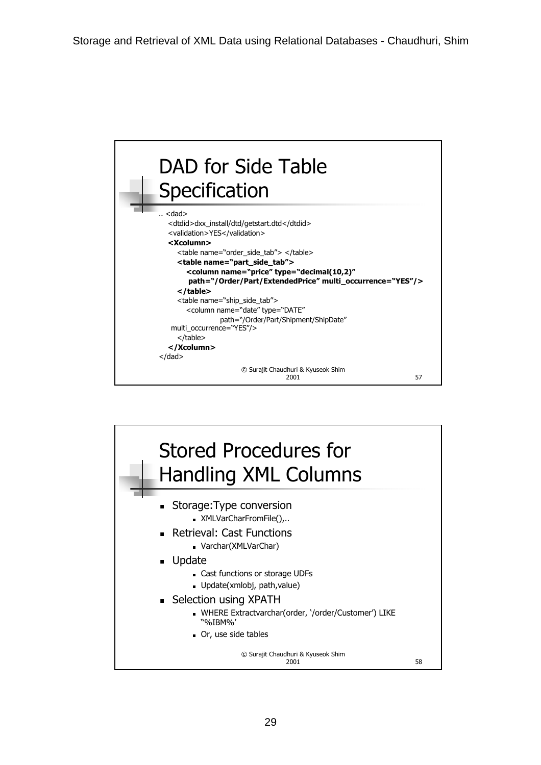## DAD for Side Table Specification

```
.. <dad>
   <dtdid>dxx_install/dtd/getstart.dtd</dtdid>
   <validation>YES</validation>
   <Xcolumn>
      <table name="order_side_tab"> </table>
      <table name="part_side_tab">
         <column name="price" type="decimal(10,2)"
          path="/Order/Part/ExtendedPrice" multi_occurrence="YES"/>
      </table>
      <table name="ship_side_tab">
         <column name="date" type="DATE"
                    path="/Order/Part/Shipment/ShipDate"
    multi_occurrence="YES"/>
      </table>
   </Xcolumn>
</dad>
```

© Surajit Chaudhuri & Kyuseok Shim 2001

## Stored Procedures for Handling XML Columns

- Storage:Type conversion
  - XMLVarCharFromFile(),..
- Retrieval: Cast Functions
  - Varchar(XMLVarChar)
- Update
  - Cast functions or storage UDFs
  - Update(xmlobj, path,value)
- Selection using XPATH
  - WHERE Extractvarchar(order, '/order/Customer') LIKE "%IBM%'
  - Or, use side tables

© Surajit Chaudhuri & Kyuseok Shim 2001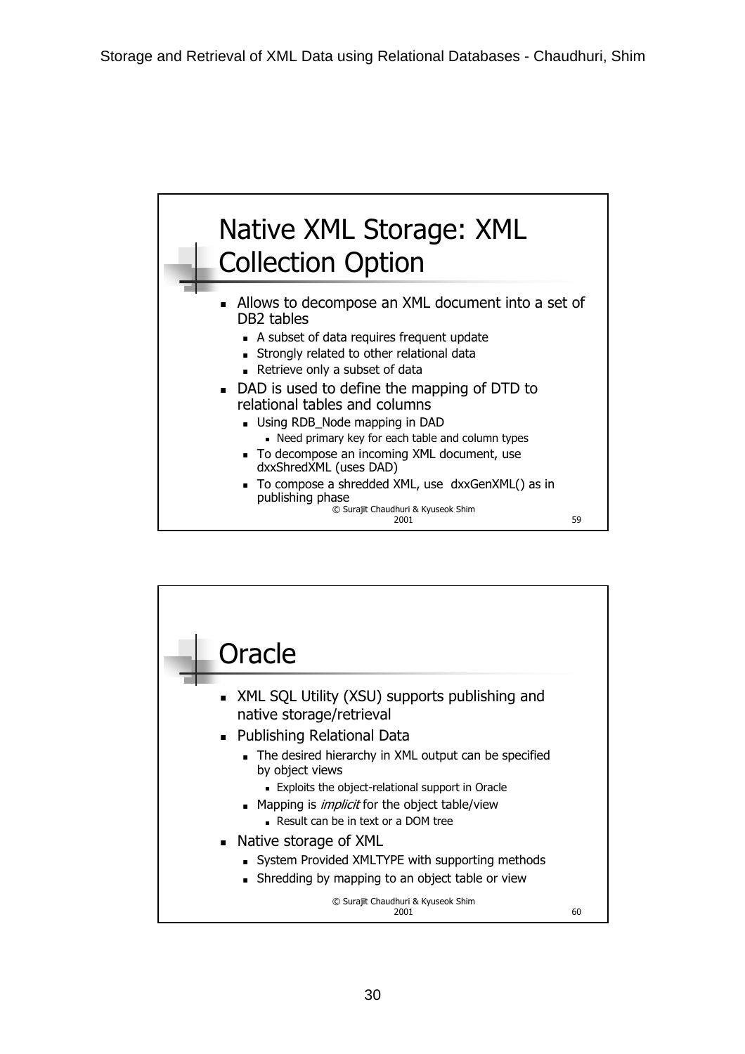## Native XML Storage: XML Collection Option

- Allows to decompose an XML document into a set of DB2 tables
  - A subset of data requires frequent update
  - Strongly related to other relational data
  - Retrieve only a subset of data
- DAD is used to define the mapping of DTD to relational tables and columns
  - Using RDB_Node mapping in DAD
    - Need primary key for each table and column types
  - To decompose an incoming XML document, use dxxShredXML (uses DAD)
  - To compose a shredded XML, use dxxGenXML() as in publishing phase

© Surajit Chaudhuri & Kyuseok Shim 2001

## Oracle

- XML SQL Utility (XSU) supports publishing and native storage/retrieval
- Publishing Relational Data
  - The desired hierarchy in XML output can be specified by object views
    - Exploits the object-relational support in Oracle
  - Mapping is *implicit* for the object table/view
    - Result can be in text or a DOM tree
- Native storage of XML
  - System Provided XMLTYPE with supporting methods
  - Shredding by mapping to an object table or view

© Surajit Chaudhuri & Kyuseok Shim 2001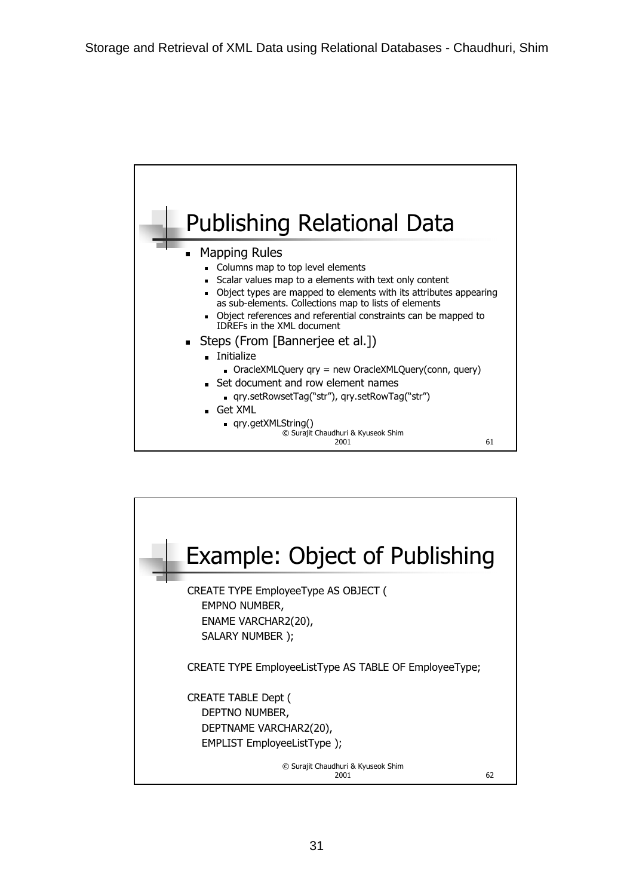## Publishing Relational Data

- Mapping Rules
  - Columns map to top level elements
  - Scalar values map to a elements with text only content
  - Object types are mapped to elements with its attributes appearing as sub-elements. Collections map to lists of elements
  - Object references and referential constraints can be mapped to IDREFs in the XML document
- Steps (From [Bannerjee et al.])
  - Initialize
    - OracleXMLQuery qry = new OracleXMLQuery(conn, query)
  - Set document and row element names
    - qry.setRowsetTag("str"), qry.setRowTag("str")
  - Get XML
    - qry.getXMLString()

© Surajit Chaudhuri & Kyuseok Shim 2001

## Example: Object of Publishing

```
CREATE TYPE EmployeeType AS OBJECT (
    EMPNO NUMBER,
    ENAME VARCHAR2(20),
    SALARY NUMBER );

CREATE TYPE EmployeeListType AS TABLE OF EmployeeType;

CREATE TABLE Dept (
    DEPTNO NUMBER,
    DEPTNAME VARCHAR2(20),
    EMPLIST EmployeeListType );
```

© Surajit Chaudhuri & Kyuseok Shim 2001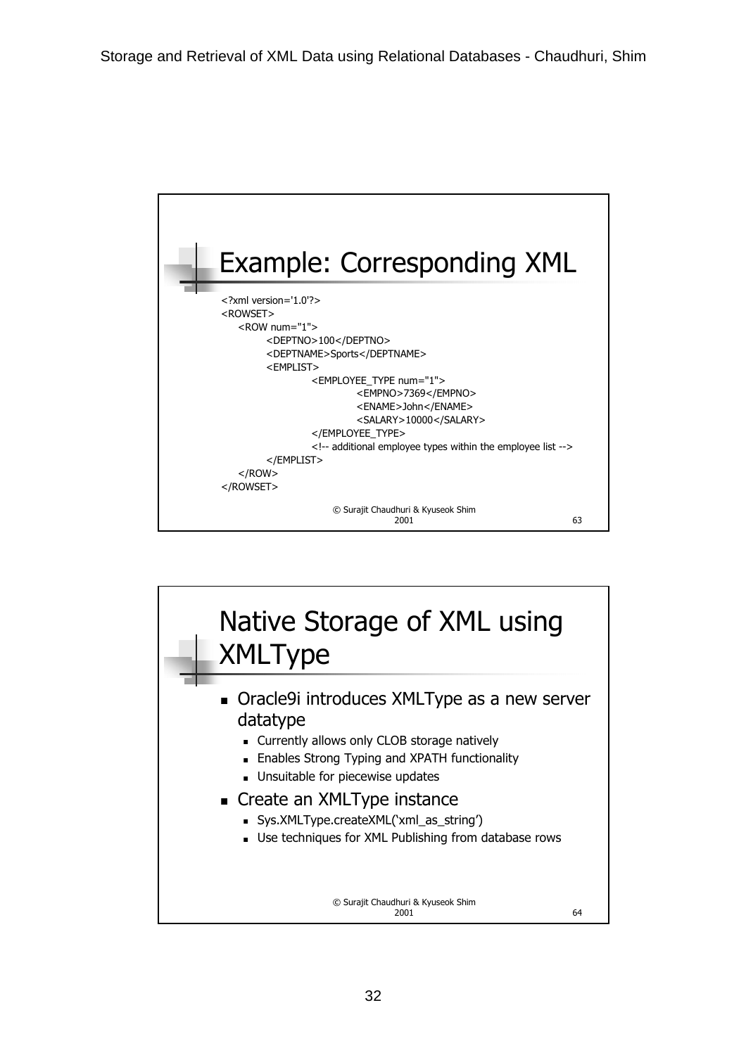## Example: Corresponding XML

```
<?xml version='1.0'?>
<ROWSET>
   <ROW num="1">
        <DEPTNO>100</DEPTNO>
        <DEPTNAME>Sports</DEPTNAME>
        <EMPLIST>
                <EMPLOYEE_TYPE num="1">
                        <EMPNO>7369</EMPNO>
                        <ENAME>John</ENAME>
                        <SALARY>10000</SALARY>
                </EMPLOYEE_TYPE>
                <!-- additional employee types within the employee list -->
        </EMPLIST>
   </ROW>
</ROWSET>
```

© Surajit Chaudhuri & Kyuseok Shim 2001

## Native Storage of XML using XMLType

- Oracle9i introduces XMLType as a new server datatype
  - Currently allows only CLOB storage natively
  - Enables Strong Typing and XPATH functionality
  - Unsuitable for piecewise updates
- Create an XMLType instance
  - Sys.XMLType.createXML('xml_as_string')
  - Use techniques for XML Publishing from database rows

© Surajit Chaudhuri & Kyuseok Shim 2001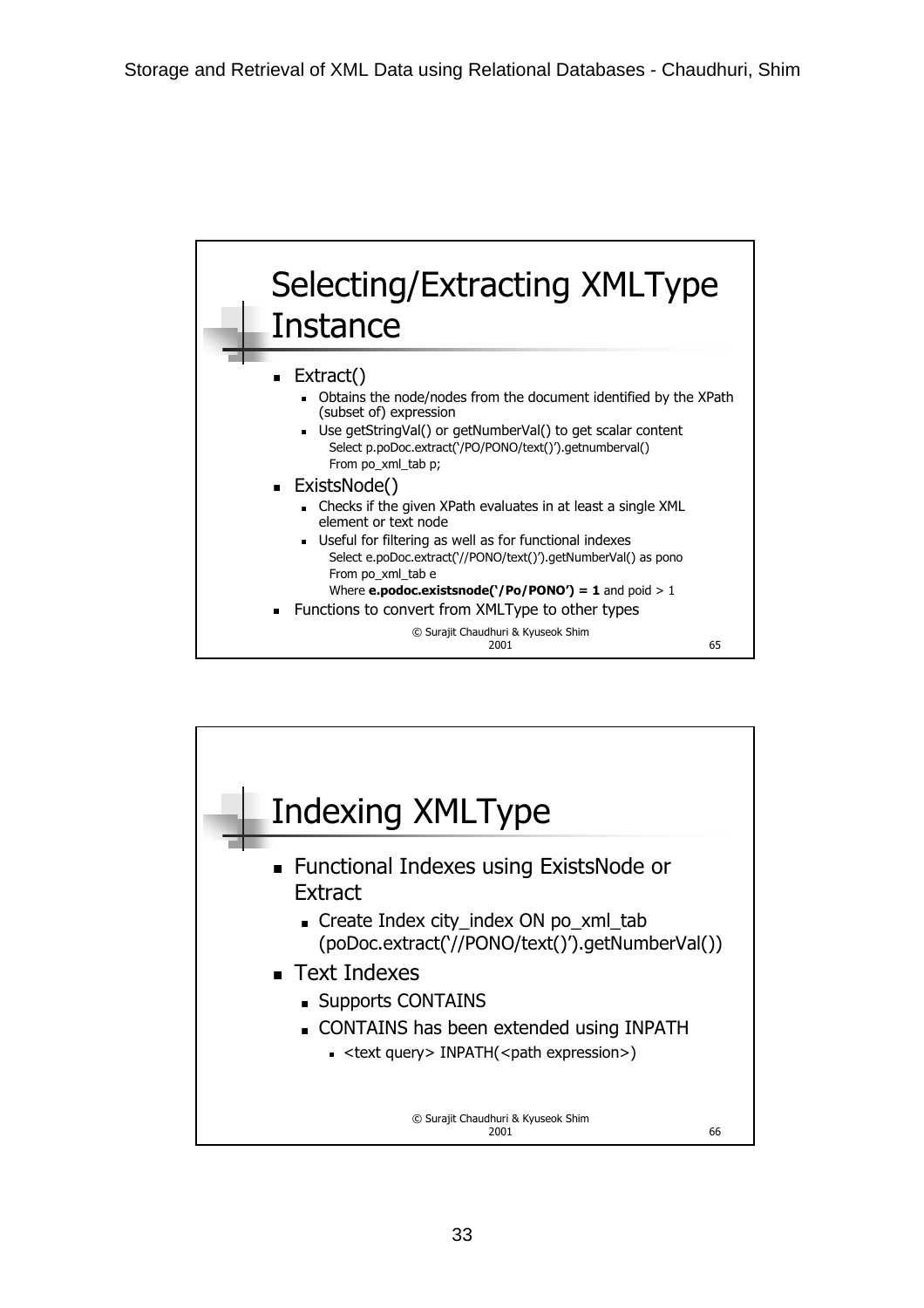## Selecting/Extracting XMLType Instance

- Extract()
  - Obtains the node/nodes from the document identified by the XPath (subset of) expression
  - Use getStringVal() or getNumberVal() to get scalar content

    ```
    Select p.poDoc.extract('/PO/PONO/text()').getnumberval()
    From po_xml_tab p;
    ```
- ExistsNode()
  - Checks if the given XPath evaluates in at least a single XML element or text node
  - Useful for filtering as well as for functional indexes

    ```
    Select e.poDoc.extract('//PONO/text()').getNumberVal() as pono
    From po_xml_tab e
    Where e.podoc.existsnode('/Po/PONO') = 1 and poid > 1
    ```
- Functions to convert from XMLType to other types

© Surajit Chaudhuri & Kyuseok Shim 2001

## Indexing XMLType

- Functional Indexes using ExistsNode or Extract
  - Create Index city_index ON po_xml_tab (poDoc.extract('//PONO/text()').getNumberVal())
- Text Indexes
  - Supports CONTAINS
  - CONTAINS has been extended using INPATH
    - <text query> INPATH(<path expression>)

© Surajit Chaudhuri & Kyuseok Shim 2001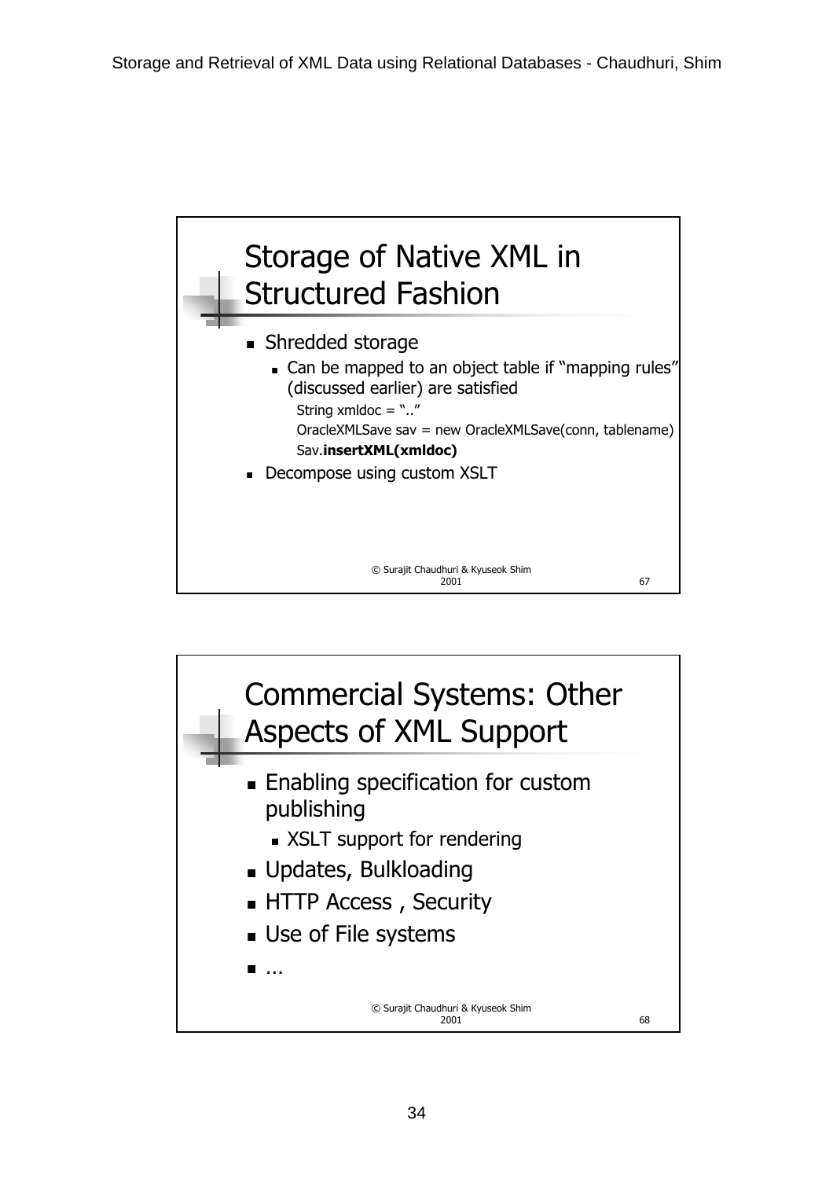## Storage of Native XML in Structured Fashion

- Shredded storage
  - Can be mapped to an object table if “mapping rules” (discussed earlier) are satisfied

    String xmldoc = “..”

    OracleXMLSave sav = new OracleXMLSave(conn, tablename)

    Sav.**insertXML(xmldoc)**
- Decompose using custom XSLT

© Surajit Chaudhuri & Kyuseok Shim 2001

## Commercial Systems: Other Aspects of XML Support

- Enabling specification for custom publishing
  - XSLT support for rendering
- Updates, Bulkloading
- HTTP Access , Security
- Use of File systems
- …

© Surajit Chaudhuri & Kyuseok Shim 2001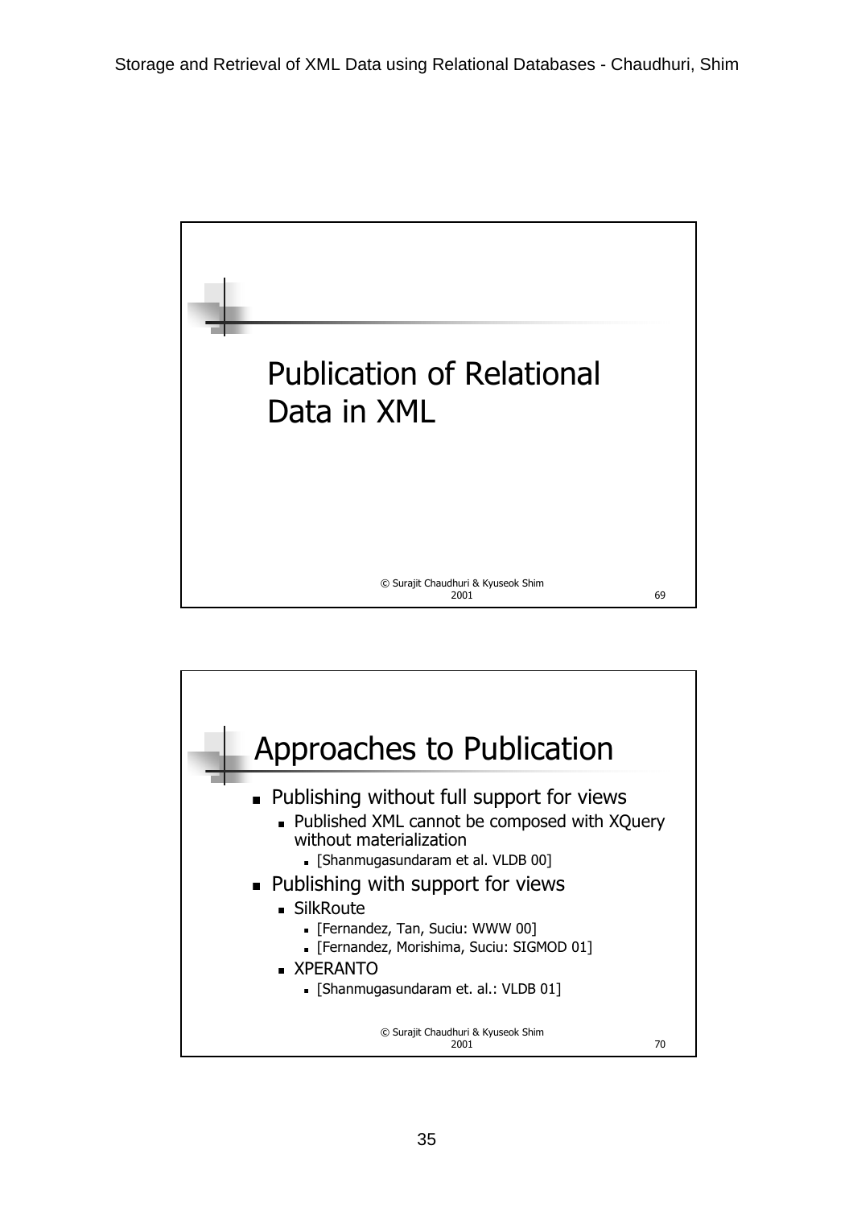# Publication of Relational Data in XML

## Approaches to Publication

- Publishing without full support for views
  - Published XML cannot be composed with XQuery without materialization
    - [Shanmugasundaram et al. VLDB 00]
- Publishing with support for views
  - SilkRoute
    - [Fernandez, Tan, Suciu: WWW 00]
    - [Fernandez, Morishima, Suciu: SIGMOD 01]
  - XPERANTO
    - [Shanmugasundaram et. al.: VLDB 01]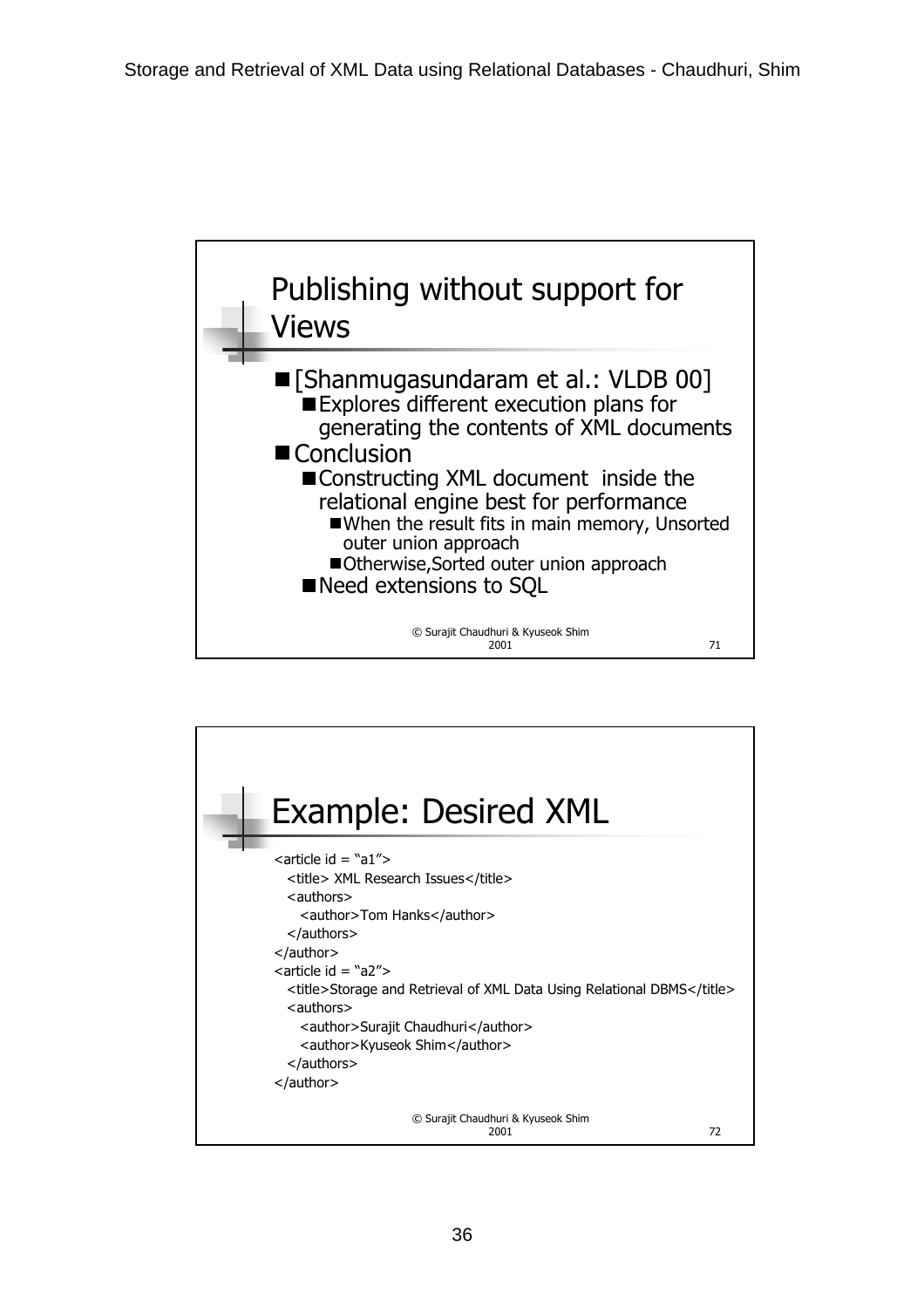## Publishing without support for Views

- [Shanmugasundaram et al.: VLDB 00]
  - Explores different execution plans for generating the contents of XML documents
- Conclusion
  - Constructing XML document inside the relational engine best for performance
    - When the result fits in main memory, Unsorted outer union approach
    - Otherwise,Sorted outer union approach
  - Need extensions to SQL

© Surajit Chaudhuri & Kyuseok Shim 2001

## Example: Desired XML

```
<article id = “a1”>
  <title> XML Research Issues</title>
  <authors>
    <author>Tom Hanks</author>
  </authors>
</author>
<article id = “a2”>
  <title>Storage and Retrieval of XML Data Using Relational DBMS</title>
  <authors>
    <author>Surajit Chaudhuri</author>
    <author>Kyuseok Shim</author>
  </authors>
</author>
```

© Surajit Chaudhuri & Kyuseok Shim 2001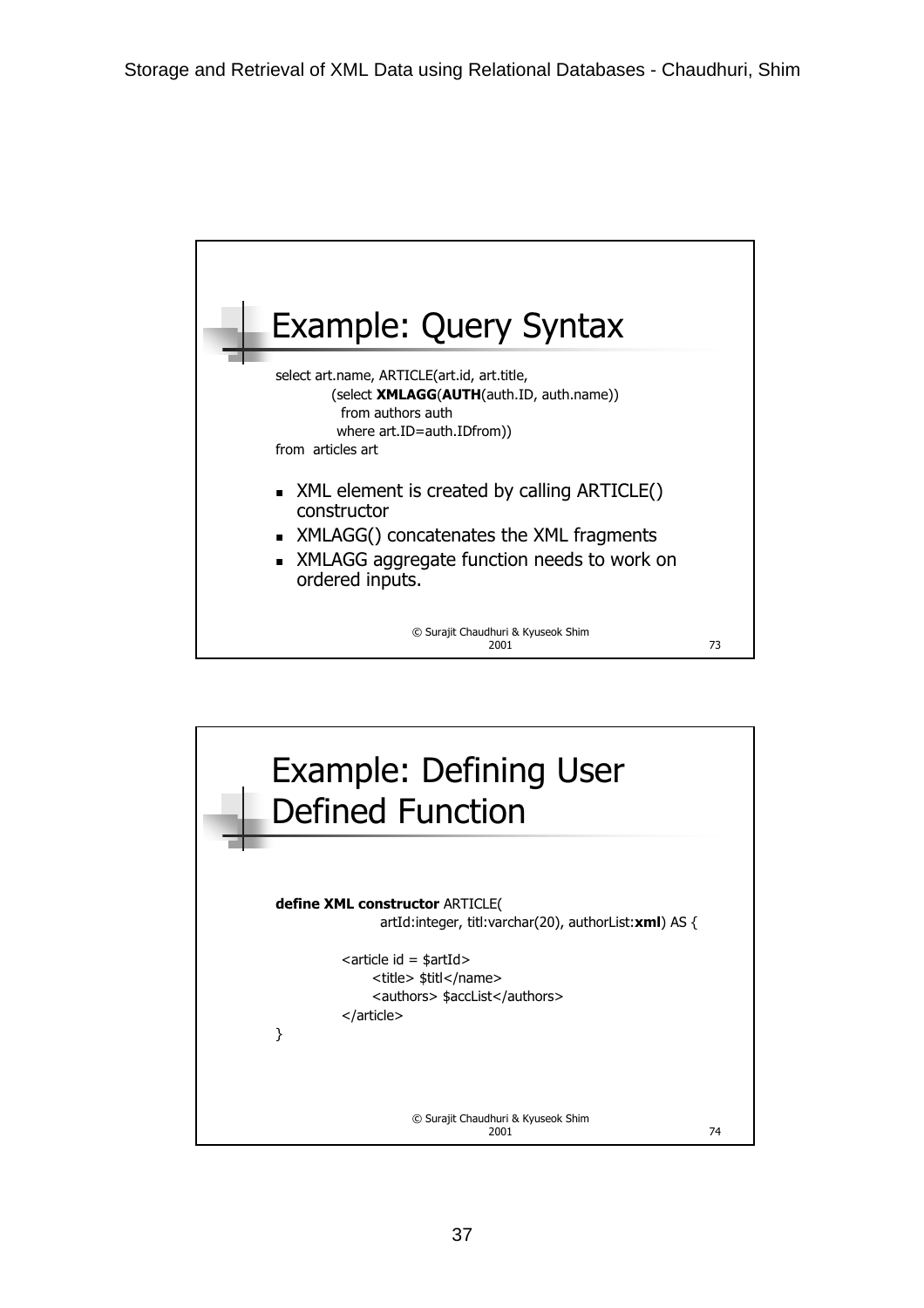## Example: Query Syntax

```
select art.name, ARTICLE(art.id, art.title,
         (select XMLAGG(AUTH(auth.ID, auth.name))
           from authors auth
          where art.ID=auth.IDfrom))
from  articles art
```

- XML element is created by calling ARTICLE() constructor
- XMLAGG() concatenates the XML fragments
- XMLAGG aggregate function needs to work on ordered inputs.

© Surajit Chaudhuri & Kyuseok Shim 2001

## Example: Defining User Defined Function

```
define XML constructor ARTICLE(
                artId:integer, titl:varchar(20), authorList:xml) AS {

        <article id = $artId>
              <title> $titl</name>
              <authors> $accList</authors>
        </article>
}
```

© Surajit Chaudhuri & Kyuseok Shim 2001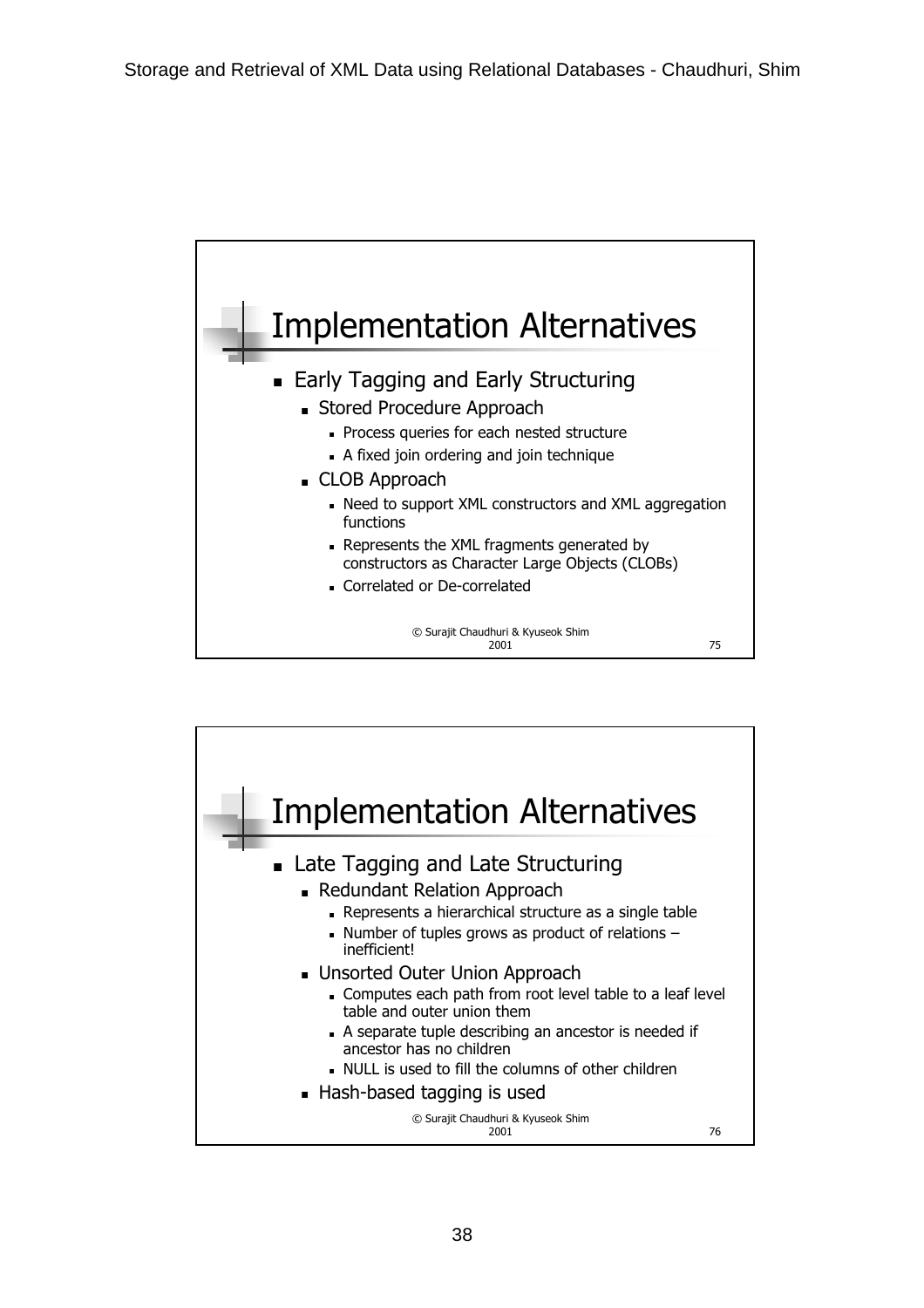## Implementation Alternatives

- Early Tagging and Early Structuring
  - Stored Procedure Approach
    - Process queries for each nested structure
    - A fixed join ordering and join technique
  - CLOB Approach
    - Need to support XML constructors and XML aggregation functions
    - Represents the XML fragments generated by constructors as Character Large Objects (CLOBs)
    - Correlated or De-correlated

© Surajit Chaudhuri & Kyuseok Shim 2001

## Implementation Alternatives

- Late Tagging and Late Structuring
  - Redundant Relation Approach
    - Represents a hierarchical structure as a single table
    - Number of tuples grows as product of relations – inefficient!
  - Unsorted Outer Union Approach
    - Computes each path from root level table to a leaf level table and outer union them
    - A separate tuple describing an ancestor is needed if ancestor has no children
    - NULL is used to fill the columns of other children
  - Hash-based tagging is used

© Surajit Chaudhuri & Kyuseok Shim 2001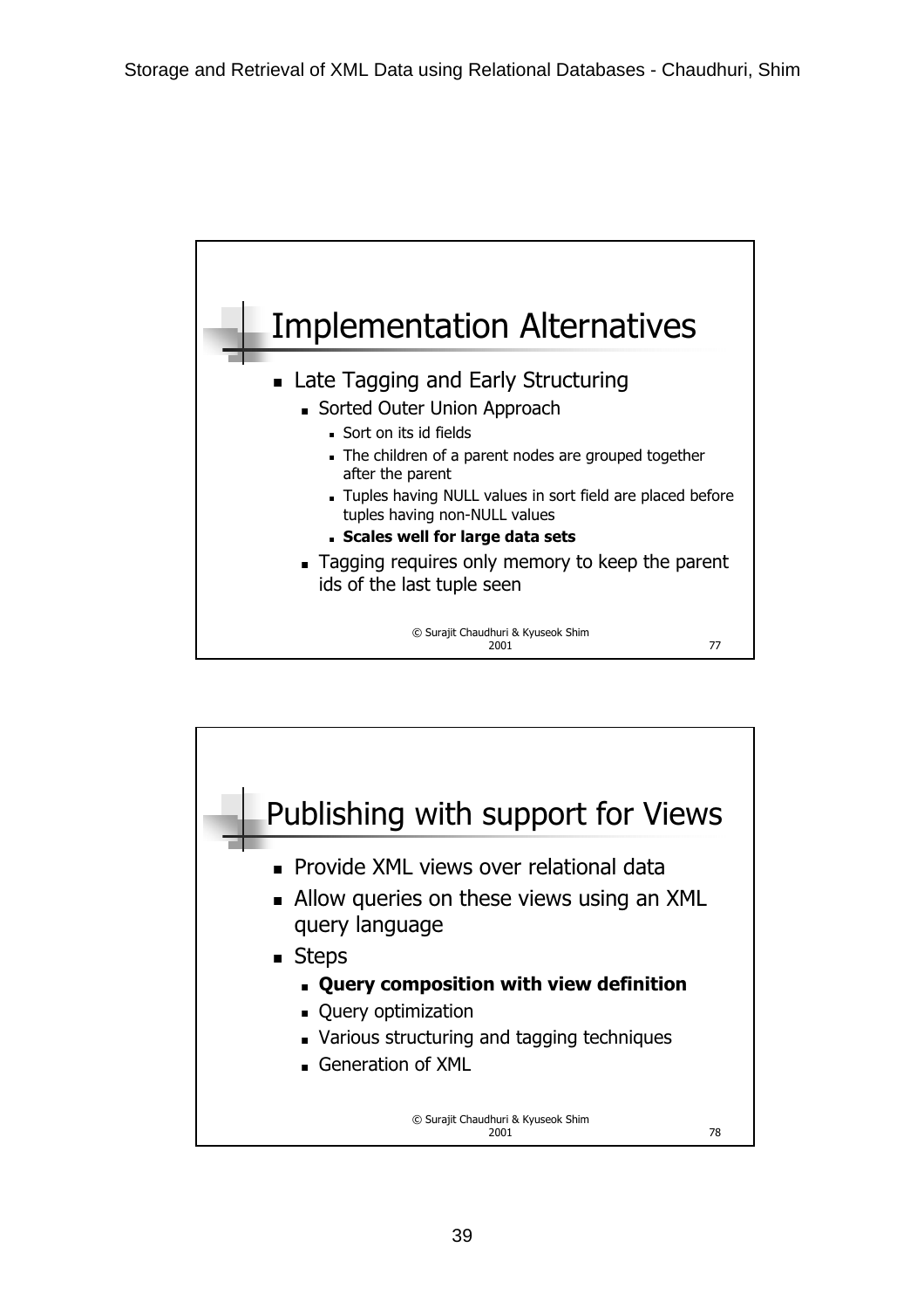## Implementation Alternatives

- Late Tagging and Early Structuring
  - Sorted Outer Union Approach
    - Sort on its id fields
    - The children of a parent nodes are grouped together after the parent
    - Tuples having NULL values in sort field are placed before tuples having non-NULL values
    - **Scales well for large data sets**
  - Tagging requires only memory to keep the parent ids of the last tuple seen

© Surajit Chaudhuri & Kyuseok Shim 2001

## Publishing with support for Views

- Provide XML views over relational data
- Allow queries on these views using an XML query language
- Steps
  - **Query composition with view definition**
  - Query optimization
  - Various structuring and tagging techniques
  - Generation of XML

© Surajit Chaudhuri & Kyuseok Shim 2001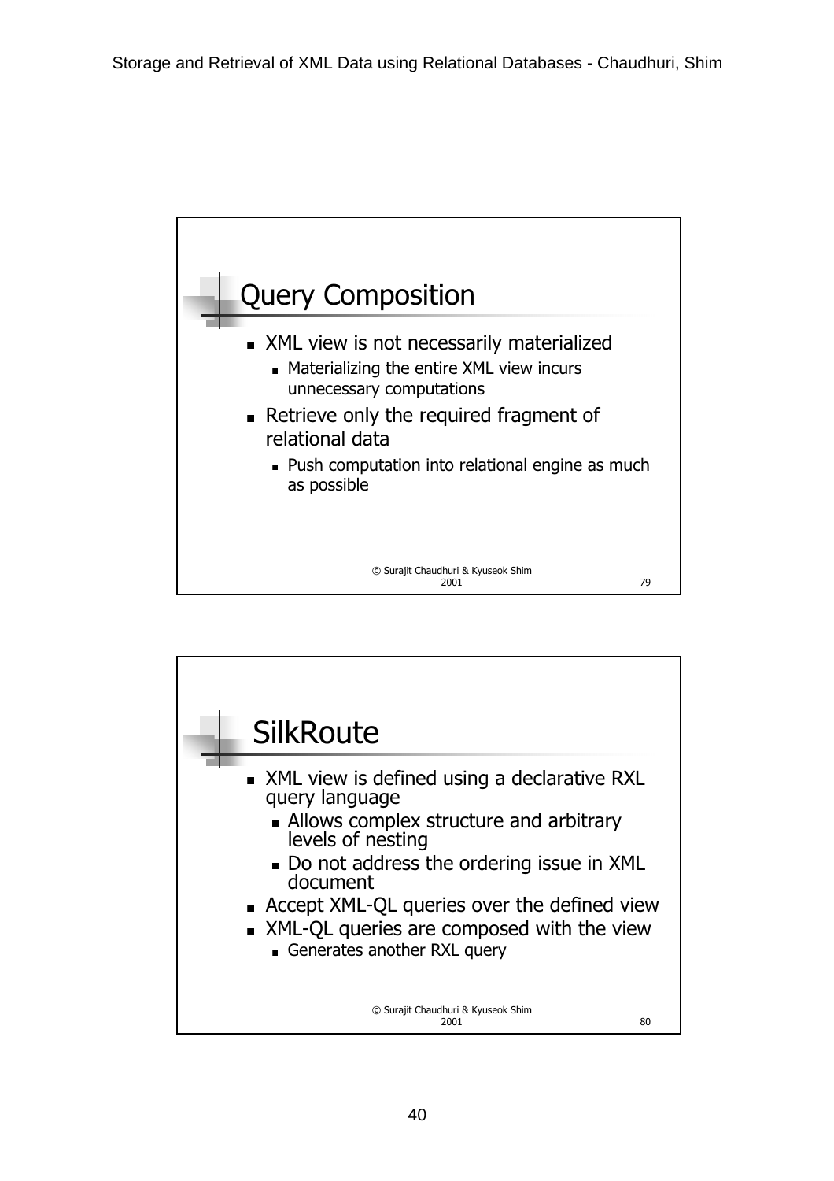## Query Composition

- XML view is not necessarily materialized
  - Materializing the entire XML view incurs unnecessary computations
- Retrieve only the required fragment of relational data
  - Push computation into relational engine as much as possible

© Surajit Chaudhuri & Kyuseok Shim 2001

## SilkRoute

- XML view is defined using a declarative RXL query language
  - Allows complex structure and arbitrary levels of nesting
  - Do not address the ordering issue in XML document
- Accept XML-QL queries over the defined view
- XML-QL queries are composed with the view
  - Generates another RXL query

© Surajit Chaudhuri & Kyuseok Shim 2001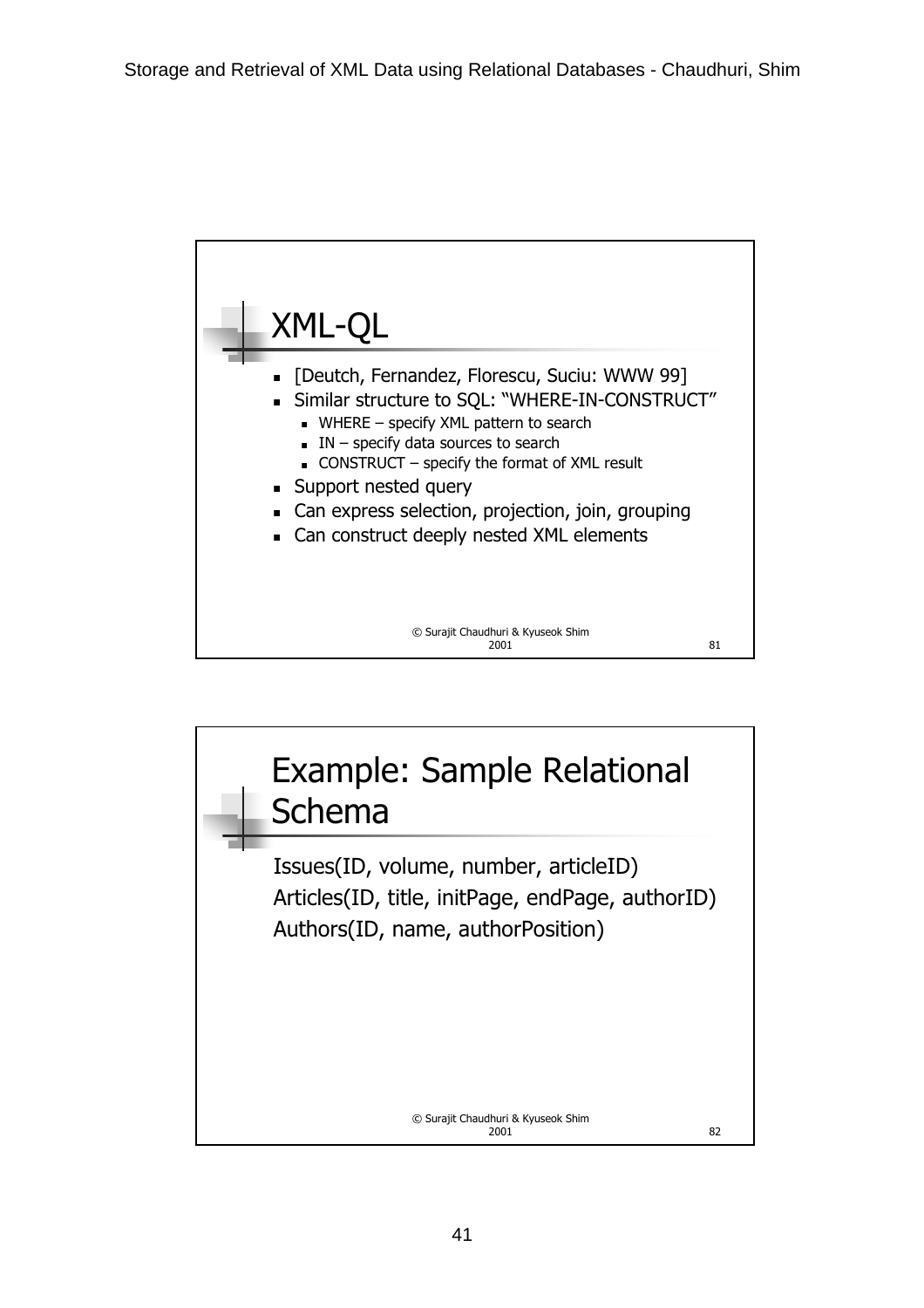## XML-QL

- [Deutch, Fernandez, Florescu, Suciu: WWW 99]
- Similar structure to SQL: "WHERE-IN-CONSTRUCT"
  - WHERE – specify XML pattern to search
  - IN – specify data sources to search
  - CONSTRUCT – specify the format of XML result
- Support nested query
- Can express selection, projection, join, grouping
- Can construct deeply nested XML elements

© Surajit Chaudhuri & Kyuseok Shim 2001

## Example: Sample Relational Schema

Issues(ID, volume, number, articleID)
Articles(ID, title, initPage, endPage, authorID)
Authors(ID, name, authorPosition)

© Surajit Chaudhuri & Kyuseok Shim 2001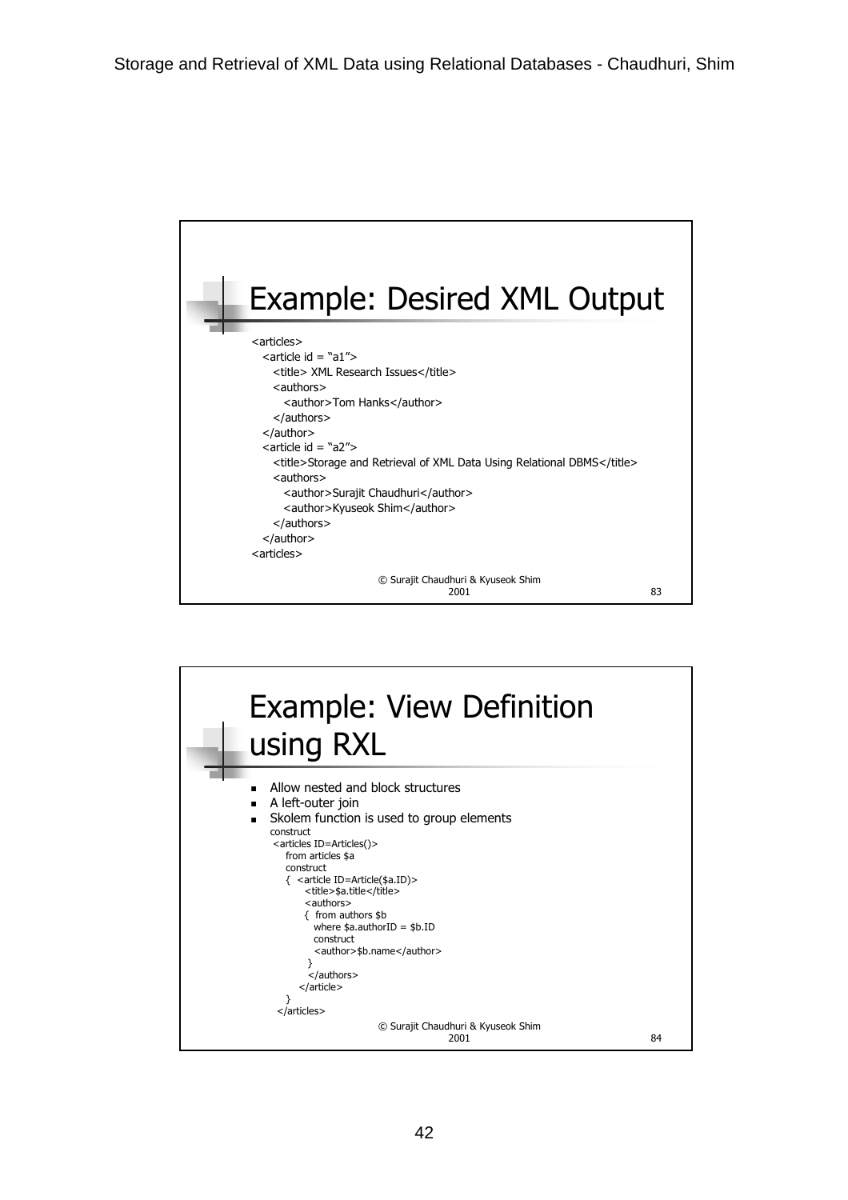## Example: Desired XML Output

```
<articles>
  <article id = "a1">
    <title> XML Research Issues</title>
    <authors>
      <author>Tom Hanks</author>
    </authors>
  </author>
  <article id = "a2">
    <title>Storage and Retrieval of XML Data Using Relational DBMS</title>
    <authors>
      <author>Surajit Chaudhuri</author>
      <author>Kyuseok Shim</author>
    </authors>
  </author>
<articles>
```

© Surajit Chaudhuri & Kyuseok Shim 2001

## Example: View Definition using RXL

- Allow nested and block structures
- A left-outer join
- Skolem function is used to group elements

```
construct
 <articles ID=Articles()>
    from articles $a
    construct
    {  <article ID=Article($a.ID)>
         <title>$a.title</title>
         <authors>
         {  from authors $b
            where $a.authorID = $b.ID
            construct
            <author>$b.name</author>
          }
          </authors>
        </article>
    }
  </articles>
```

© Surajit Chaudhuri & Kyuseok Shim 2001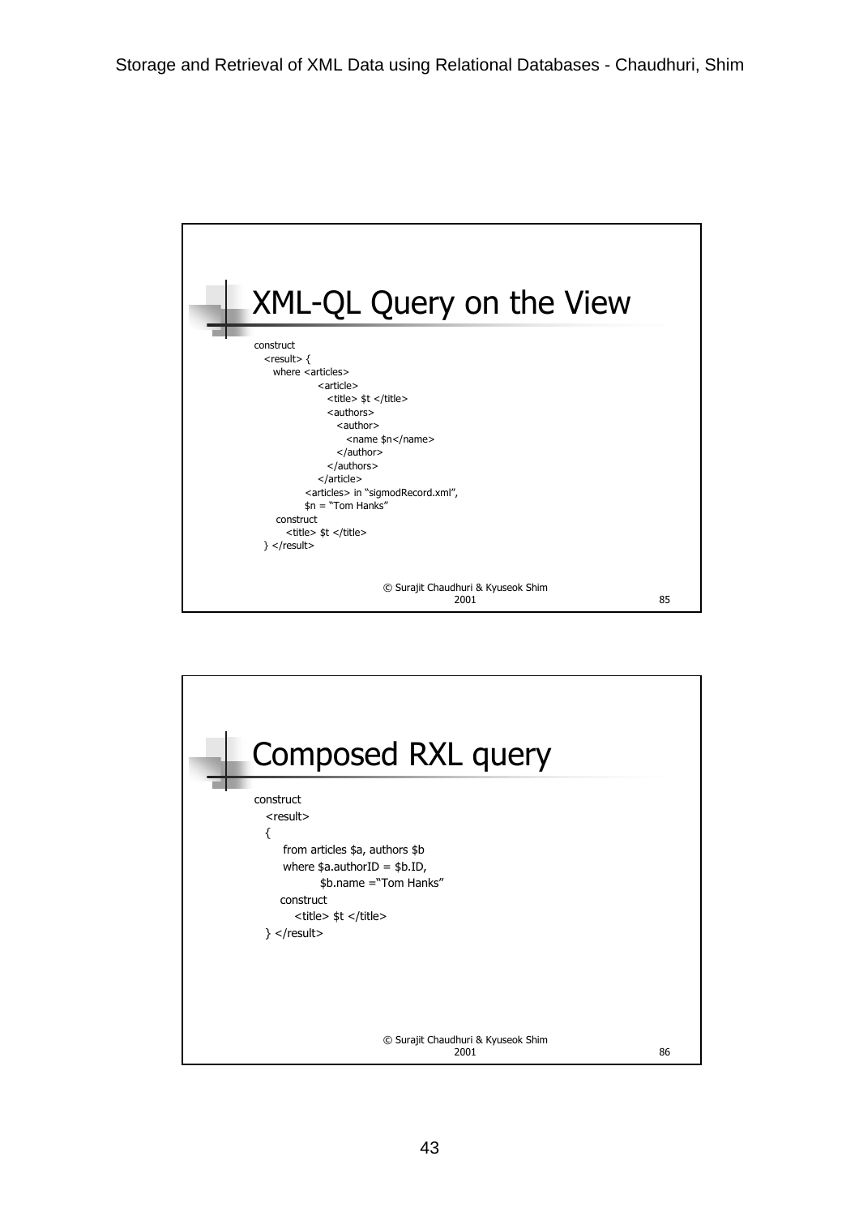## XML-QL Query on the View

```
construct
  <result> {
    where <articles>
            <article>
              <title> $t </title>
              <authors>
                <author>
                  <name $n</name>
                </author>
              </authors>
            </article>
          <articles> in "sigmodRecord.xml",
          $n = "Tom Hanks"
    construct
      <title> $t </title>
  } </result>
```

© Surajit Chaudhuri & Kyuseok Shim 2001

## Composed RXL query

```
construct
  <result>
  {
     from articles $a, authors $b
     where $a.authorID = $b.ID,
           $b.name ="Tom Hanks"
     construct
        <title> $t </title>
  } </result>
```

© Surajit Chaudhuri & Kyuseok Shim 2001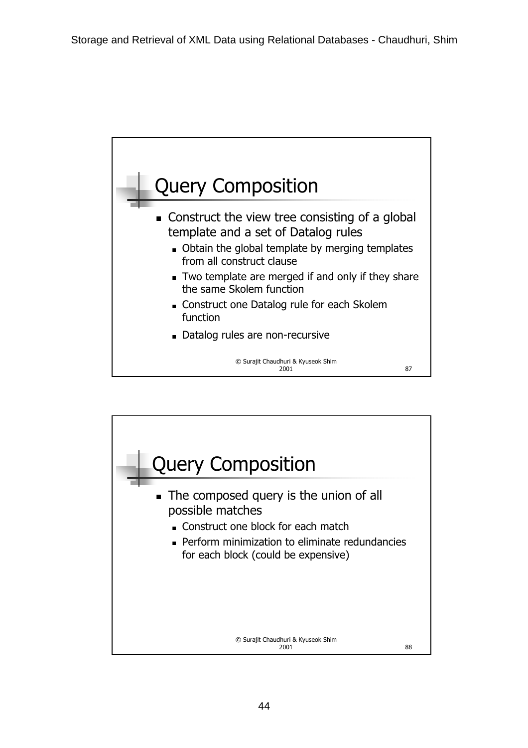## Query Composition

- Construct the view tree consisting of a global template and a set of Datalog rules
  - Obtain the global template by merging templates from all construct clause
  - Two template are merged if and only if they share the same Skolem function
  - Construct one Datalog rule for each Skolem function
  - Datalog rules are non-recursive

© Surajit Chaudhuri & Kyuseok Shim 2001

## Query Composition

- The composed query is the union of all possible matches
  - Construct one block for each match
  - Perform minimization to eliminate redundancies for each block (could be expensive)

© Surajit Chaudhuri & Kyuseok Shim 2001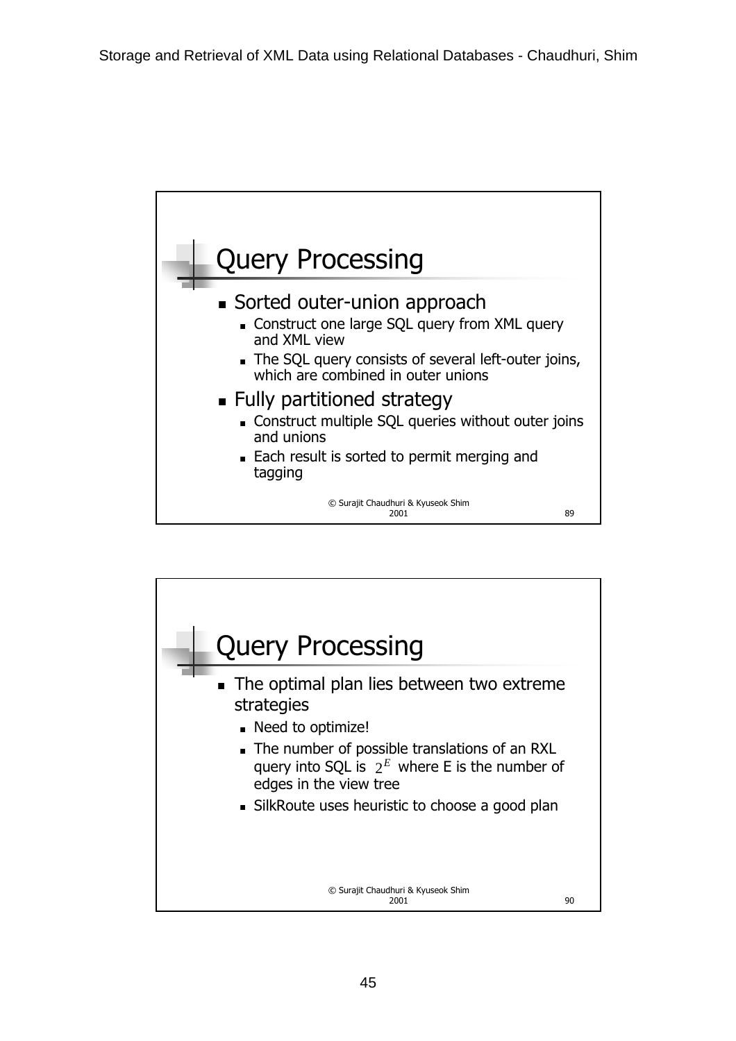## Query Processing

- Sorted outer-union approach
  - Construct one large SQL query from XML query and XML view
  - The SQL query consists of several left-outer joins, which are combined in outer unions
- Fully partitioned strategy
  - Construct multiple SQL queries without outer joins and unions
  - Each result is sorted to permit merging and tagging

© Surajit Chaudhuri & Kyuseok Shim 2001

## Query Processing

- The optimal plan lies between two extreme strategies
  - Need to optimize!
  - The number of possible translations of an RXL query into SQL is $2^E$ where E is the number of edges in the view tree
  - SilkRoute uses heuristic to choose a good plan

© Surajit Chaudhuri & Kyuseok Shim 2001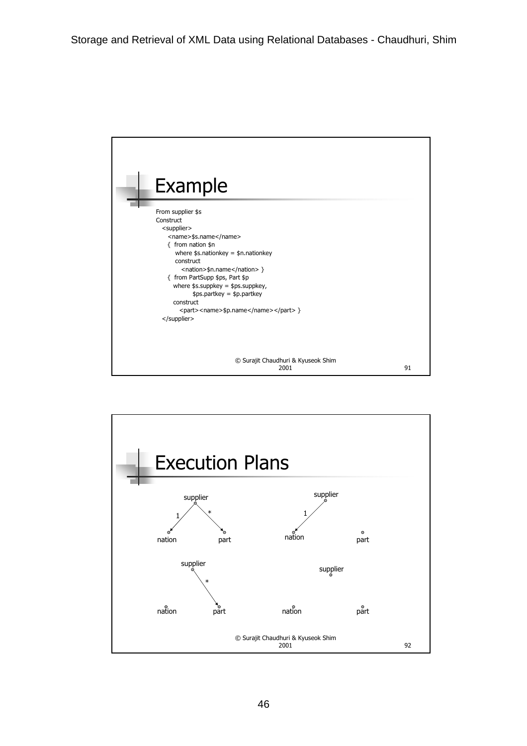## Example

```
From supplier $s
Construct
  <supplier>
    <name>$s.name</name>
    {  from nation $n
        where $s.nationkey = $n.nationkey
        construct
          <nation>$n.name</nation> }
    {  from PartSupp $ps, Part $p
       where $s.suppkey = $ps.suppkey,
               $ps.partkey = $p.partkey
       construct
         <part><name>$p.name</name></part> }
  </supplier>
```

© Surajit Chaudhuri & Kyuseok Shim 2001

## Execution Plans

supplier → nation (1), supplier → part (*)

supplier → nation (1); part

supplier → part (*); nation

supplier; nation; part

© Surajit Chaudhuri & Kyuseok Shim 2001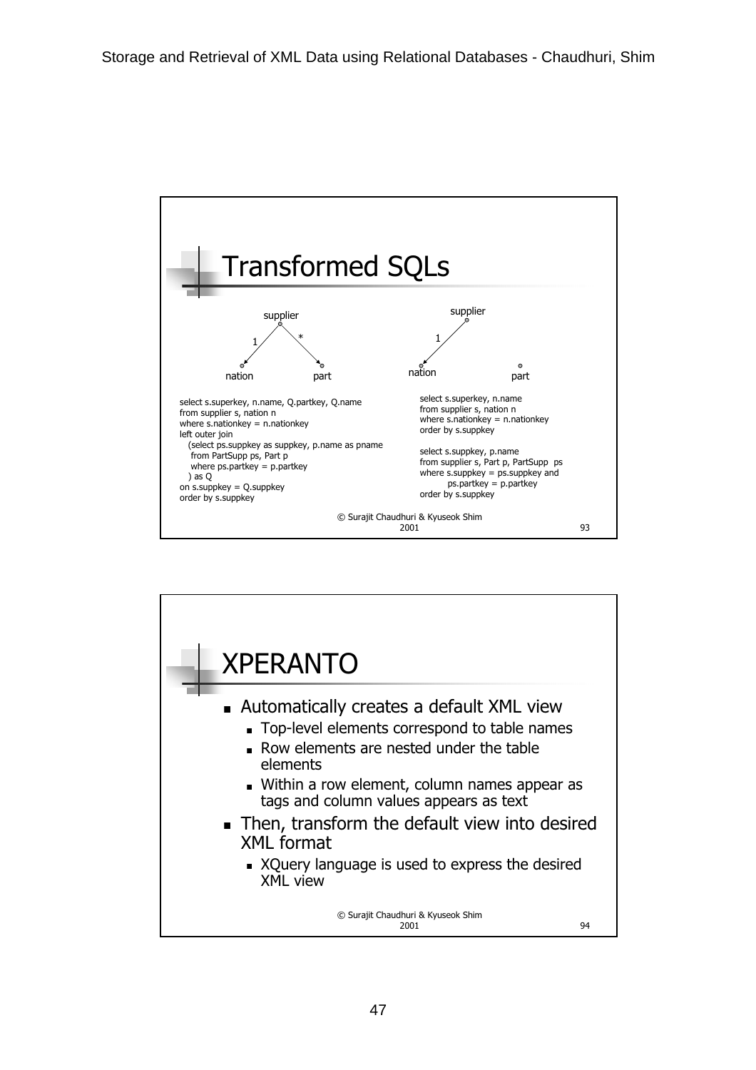## Transformed SQLs

supplier → nation (1), supplier → part (*)

```
select s.superkey, n.name, Q.partkey, Q.name
from supplier s, nation n
where s.nationkey = n.nationkey
left outer join
   (select ps.suppkey as suppkey, p.name as pname
    from PartSupp ps, Part p
    where ps.partkey = p.partkey
   ) as Q
on s.suppkey = Q.suppkey
order by s.suppkey
```

supplier → nation (1); part

```
select s.superkey, n.name
from supplier s, nation n
where s.nationkey = n.nationkey
order by s.suppkey

select s.suppkey, p.name
from supplier s, Part p, PartSupp  ps
where s.suppkey = ps.suppkey and
        ps.partkey = p.partkey
order by s.suppkey
```

© Surajit Chaudhuri & Kyuseok Shim 2001

## XPERANTO

- Automatically creates a default XML view
  - Top-level elements correspond to table names
  - Row elements are nested under the table elements
  - Within a row element, column names appear as tags and column values appears as text
- Then, transform the default view into desired XML format
  - XQuery language is used to express the desired XML view

© Surajit Chaudhuri & Kyuseok Shim 2001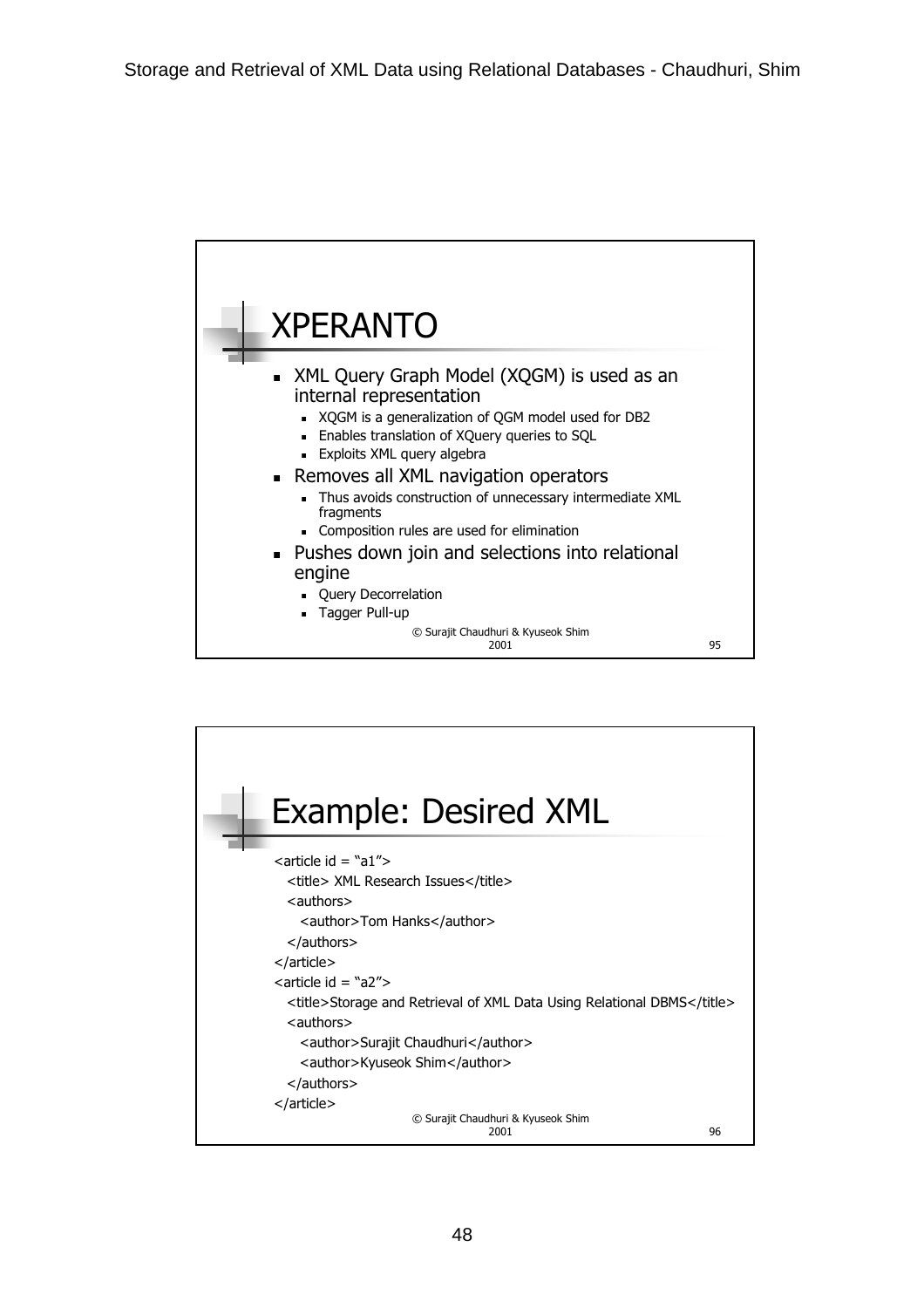## XPERANTO

- XML Query Graph Model (XQGM) is used as an internal representation
  - XQGM is a generalization of QGM model used for DB2
  - Enables translation of XQuery queries to SQL
  - Exploits XML query algebra
- Removes all XML navigation operators
  - Thus avoids construction of unnecessary intermediate XML fragments
  - Composition rules are used for elimination
- Pushes down join and selections into relational engine
  - Query Decorrelation
  - Tagger Pull-up

© Surajit Chaudhuri & Kyuseok Shim 2001

## Example: Desired XML

```
<article id = "a1">
  <title> XML Research Issues</title>
  <authors>
    <author>Tom Hanks</author>
  </authors>
</article>
<article id = "a2">
  <title>Storage and Retrieval of XML Data Using Relational DBMS</title>
  <authors>
    <author>Surajit Chaudhuri</author>
    <author>Kyuseok Shim</author>
  </authors>
</article>
```

© Surajit Chaudhuri & Kyuseok Shim 2001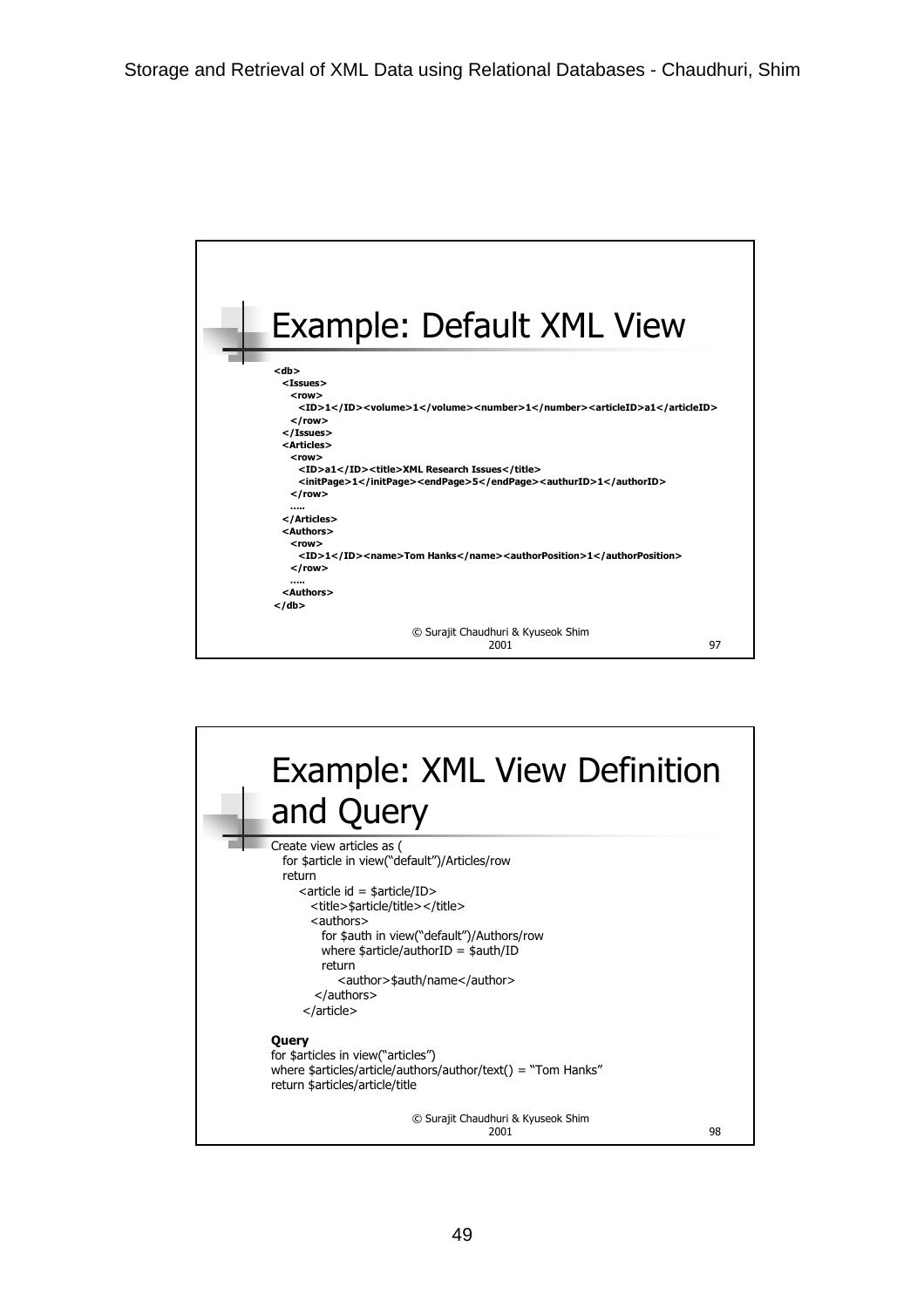## Example: Default XML View

```
<db>
  <Issues>
    <row>
      <ID>1</ID><volume>1</volume><number>1</number><articleID>a1</articleID>
    </row>
  </Issues>
  <Articles>
    <row>
      <ID>a1</ID><title>XML Research Issues</title>
      <initPage>1</initPage><endPage>5</endPage><authurID>1</authorID>
    </row>
    .....
  </Articles>
  <Authors>
    <row>
      <ID>1</ID><name>Tom Hanks</name><authorPosition>1</authorPosition>
    </row>
    .....
  <Authors>
</db>
```

© Surajit Chaudhuri & Kyuseok Shim 2001

## Example: XML View Definition and Query

```
Create view articles as (
  for $article in view("default")/Articles/row
  return
     <article id = $article/ID>
       <title>$article/title></title>
       <authors>
         for $auth in view("default")/Authors/row
         where $article/authorID = $auth/ID
         return
            <author>$auth/name</author>
       </authors>
     </article>
```

**Query**

```
for $articles in view("articles")
where $articles/article/authors/author/text() = "Tom Hanks"
return $articles/article/title
```

© Surajit Chaudhuri & Kyuseok Shim 2001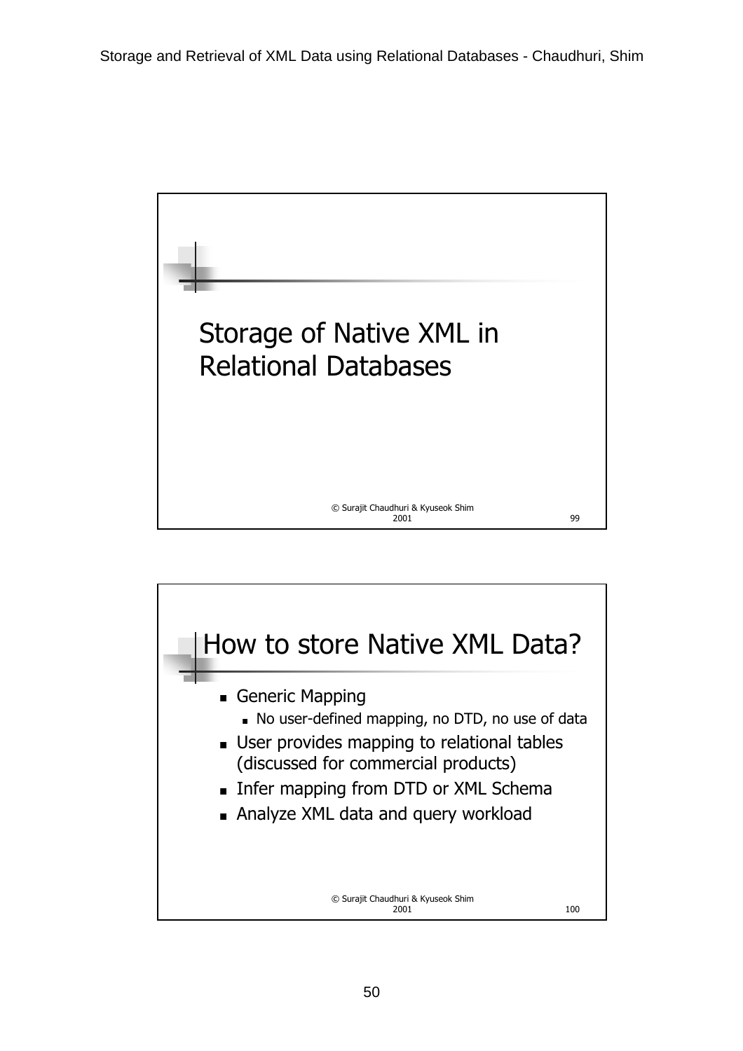## Storage of Native XML in Relational Databases

© Surajit Chaudhuri & Kyuseok Shim 2001

## How to store Native XML Data?

- Generic Mapping
  - No user-defined mapping, no DTD, no use of data
- User provides mapping to relational tables (discussed for commercial products)
- Infer mapping from DTD or XML Schema
- Analyze XML data and query workload

© Surajit Chaudhuri & Kyuseok Shim 2001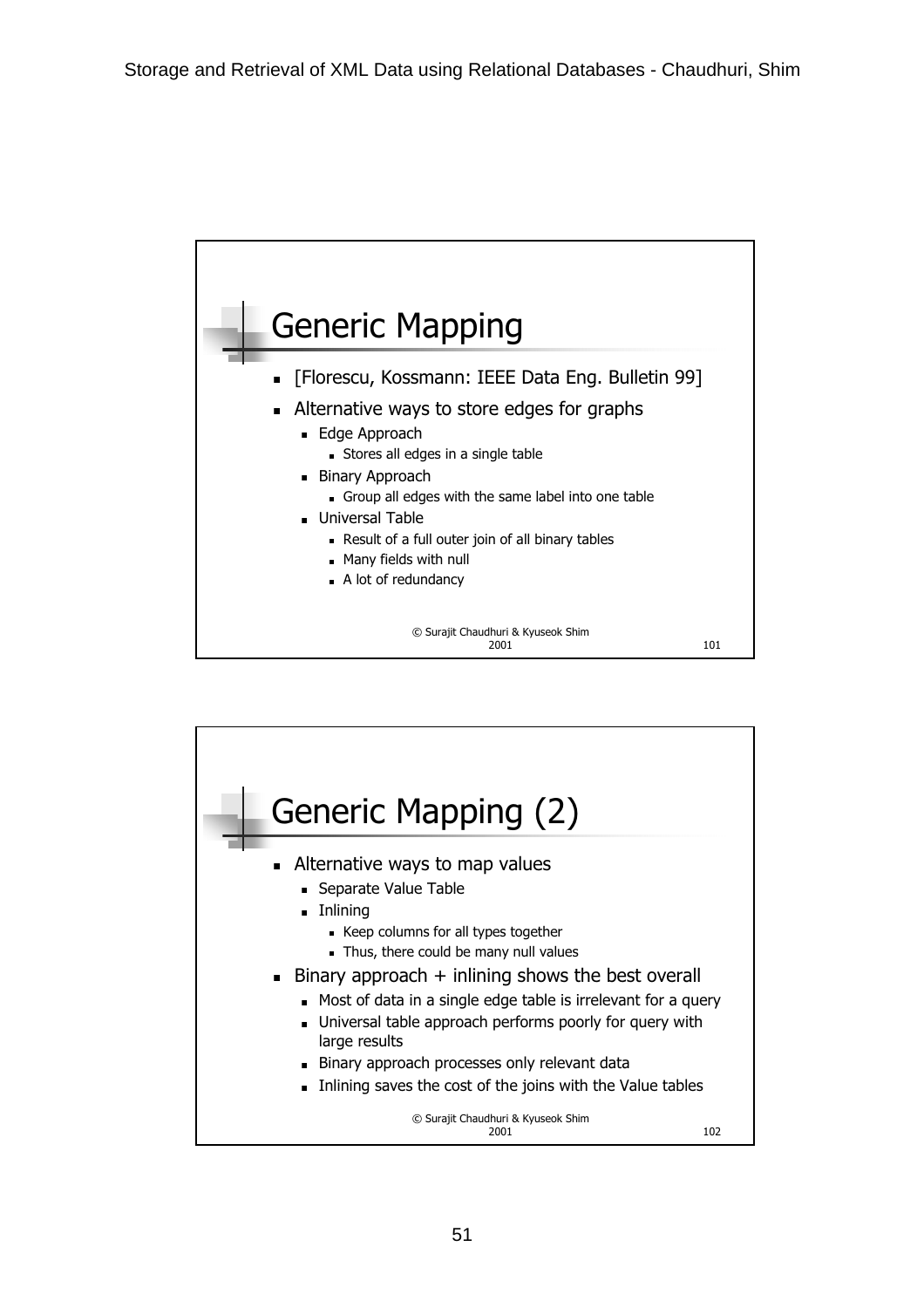## Generic Mapping

- [Florescu, Kossmann: IEEE Data Eng. Bulletin 99]
- Alternative ways to store edges for graphs
  - Edge Approach
    - Stores all edges in a single table
  - Binary Approach
    - Group all edges with the same label into one table
  - Universal Table
    - Result of a full outer join of all binary tables
    - Many fields with null
    - A lot of redundancy

© Surajit Chaudhuri & Kyuseok Shim 2001

## Generic Mapping (2)

- Alternative ways to map values
  - Separate Value Table
  - Inlining
    - Keep columns for all types together
    - Thus, there could be many null values
- Binary approach + inlining shows the best overall
  - Most of data in a single edge table is irrelevant for a query
  - Universal table approach performs poorly for query with large results
  - Binary approach processes only relevant data
  - Inlining saves the cost of the joins with the Value tables

© Surajit Chaudhuri & Kyuseok Shim 2001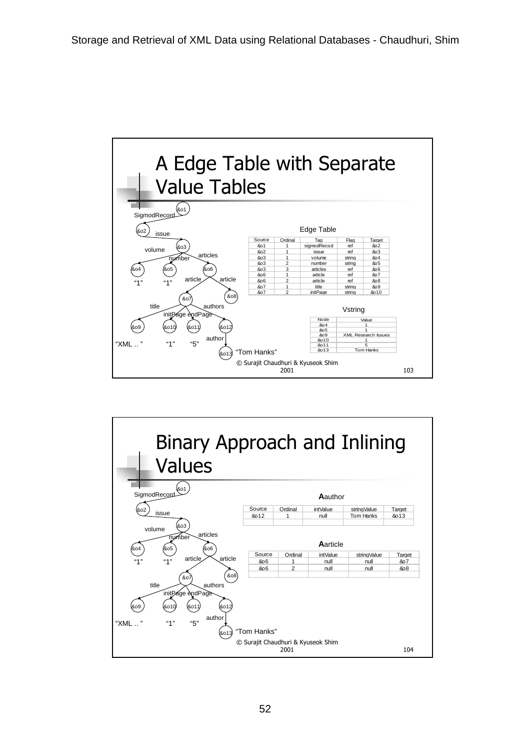## A Edge Table with Separate Value Tables

SigmodRecord &o1 — issue &o2 — &o3 (volume &o4 "1", number &o5 "1", articles &o6) — &o6 (article &o7, article &o8) — &o7 (title &o9 "XML ..", initPage &o10 "1", endPage &o11 "5", authors &o12) — &o12 (author &o13 "Tom Hanks")

Edge Table

| Source | Ordinal | Tag | Flag | Target |
|---|---|---|---|---|
| &o1 | 1 | sigmodRecod | ref | &o2 |
| &o2 | 1 | issue | ref | &o3 |
| &o3 | 1 | volume | string | &o4 |
| &o3 | 2 | number | string | &o5 |
| &o3 | 3 | articles | ref | &o6 |
| &o6 | 1 | article | ref | &o7 |
| &o6 | 2 | article | ref | &o8 |
| &o7 | 1 | title | string | &o9 |
| &o7 | 2 | initPage | string | &o10 |

Vstring

| Node | Value |
|---|---|
| &o4 | 1 |
| &o5 | 1 |
| &o9 | XML Research Issues |
| &o10 | 1 |
| &o11 | 5 |
| &o13 | Tom Hanks |

© Surajit Chaudhuri & Kyuseok Shim 2001

103

## Binary Approach and Inlining Values

SigmodRecord &o1 — issue &o2 — &o3 (volume &o4 "1", number &o5 "1", articles &o6) — &o6 (article &o7, article &o8) — &o7 (title &o9 "XML ..", initPage &o10 "1", endPage &o11 "5", authors &o12) — &o12 (author &o13 "Tom Hanks")

**A**author

| Source | Ordinal | intValue | stringValue | Target |
|---|---|---|---|---|
| &o12 | 1 | null | Tom Hanks | &o13 |
| | | | | |

**A**article

| Source | Ordinal | intValue | stringValue | Target |
|---|---|---|---|---|
| &o6 | 1 | null | null | &o7 |
| &o6 | 2 | null | null | &o8 |
| | | | | |

© Surajit Chaudhuri & Kyuseok Shim 2001

104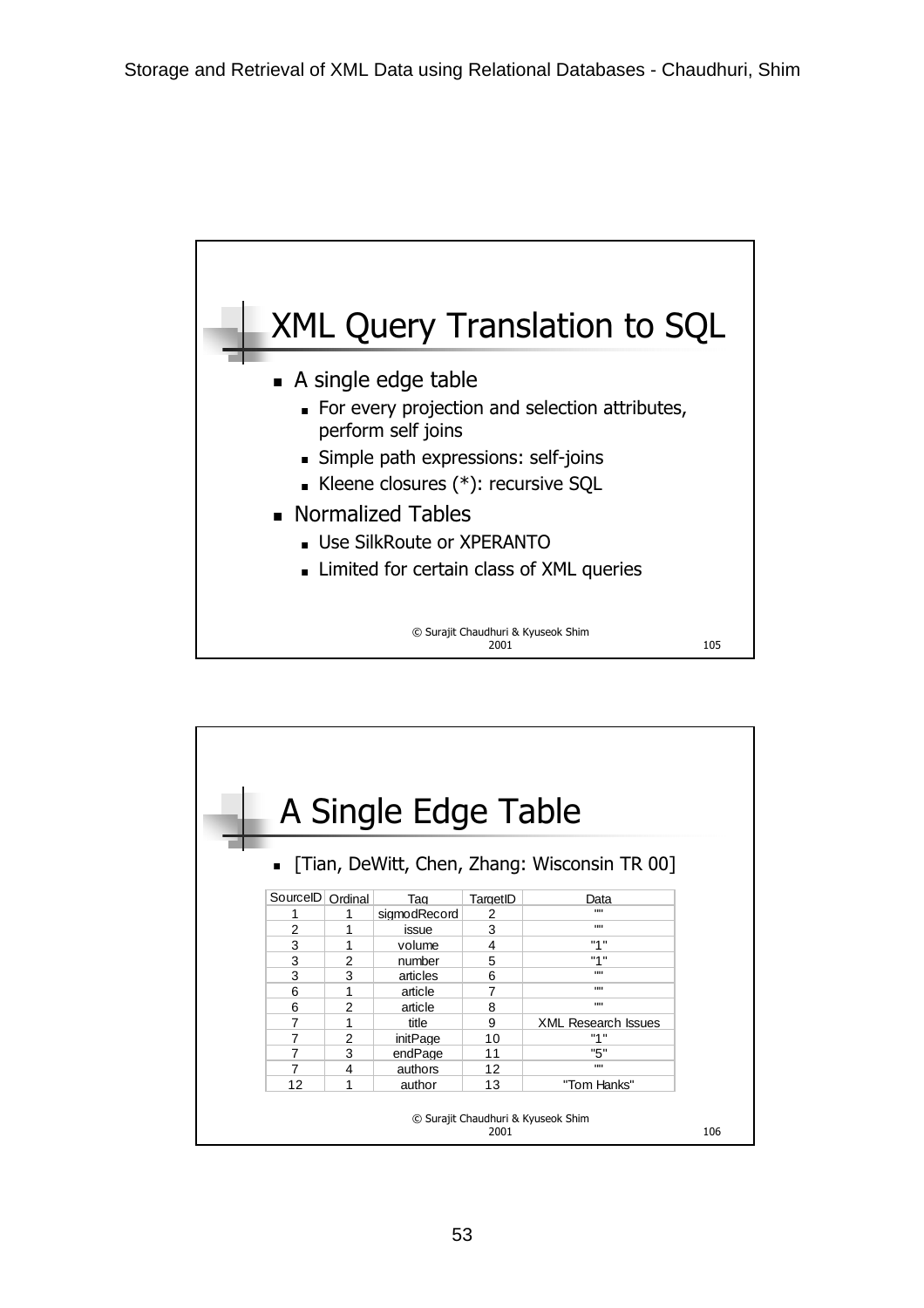## XML Query Translation to SQL

- A single edge table
  - For every projection and selection attributes, perform self joins
  - Simple path expressions: self-joins
  - Kleene closures (*): recursive SQL
- Normalized Tables
  - Use SilkRoute or XPERANTO
  - Limited for certain class of XML queries

© Surajit Chaudhuri & Kyuseok Shim 2001

## A Single Edge Table

- [Tian, DeWitt, Chen, Zhang: Wisconsin TR 00]

| SourceID | Ordinal | Tag | TargetID | Data |
|---|---|---|---|---|
| 1 | 1 | sigmodRecord | 2 | "" |
| 2 | 1 | issue | 3 | "" |
| 3 | 1 | volume | 4 | "1" |
| 3 | 2 | number | 5 | "1" |
| 3 | 3 | articles | 6 | "" |
| 6 | 1 | article | 7 | "" |
| 6 | 2 | article | 8 | "" |
| 7 | 1 | title | 9 | XML Research Issues |
| 7 | 2 | initPage | 10 | "1" |
| 7 | 3 | endPage | 11 | "5" |
| 7 | 4 | authors | 12 | "" |
| 12 | 1 | author | 13 | "Tom Hanks" |

© Surajit Chaudhuri & Kyuseok Shim 2001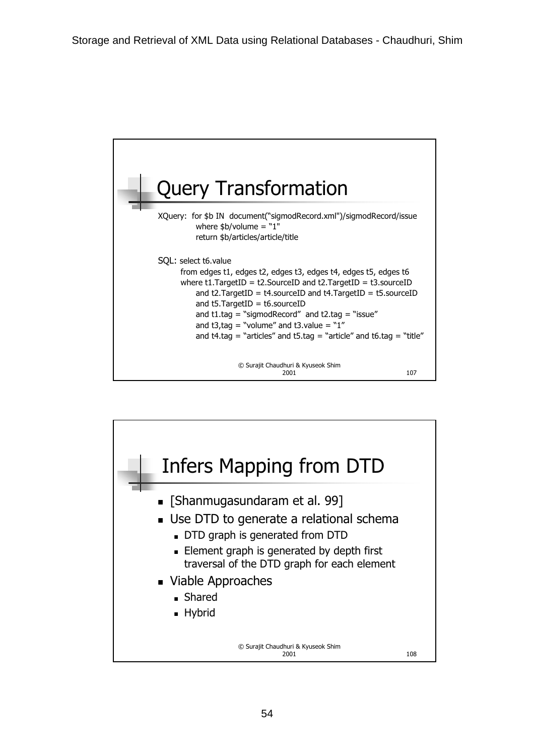## Query Transformation

XQuery: for $b IN document("sigmodRecord.xml")/sigmodRecord/issue
where $b/volume = "1"
return $b/articles/article/title

SQL: select t6.value
from edges t1, edges t2, edges t3, edges t4, edges t5, edges t6
where t1.TargetID = t2.SourceID and t2.TargetID = t3.sourceID
and t2.TargetID = t4.sourceID and t4.TargetID = t5.sourceID
and t5.TargetID = t6.sourceID
and t1.tag = "sigmodRecord" and t2.tag = "issue"
and t3,tag = "volume" and t3.value = "1"
and t4.tag = "articles" and t5.tag = "article" and t6.tag = "title"

© Surajit Chaudhuri & Kyuseok Shim 2001

## Infers Mapping from DTD

- [Shanmugasundaram et al. 99]
- Use DTD to generate a relational schema
  - DTD graph is generated from DTD
  - Element graph is generated by depth first traversal of the DTD graph for each element
- Viable Approaches
  - Shared
  - Hybrid

© Surajit Chaudhuri & Kyuseok Shim 2001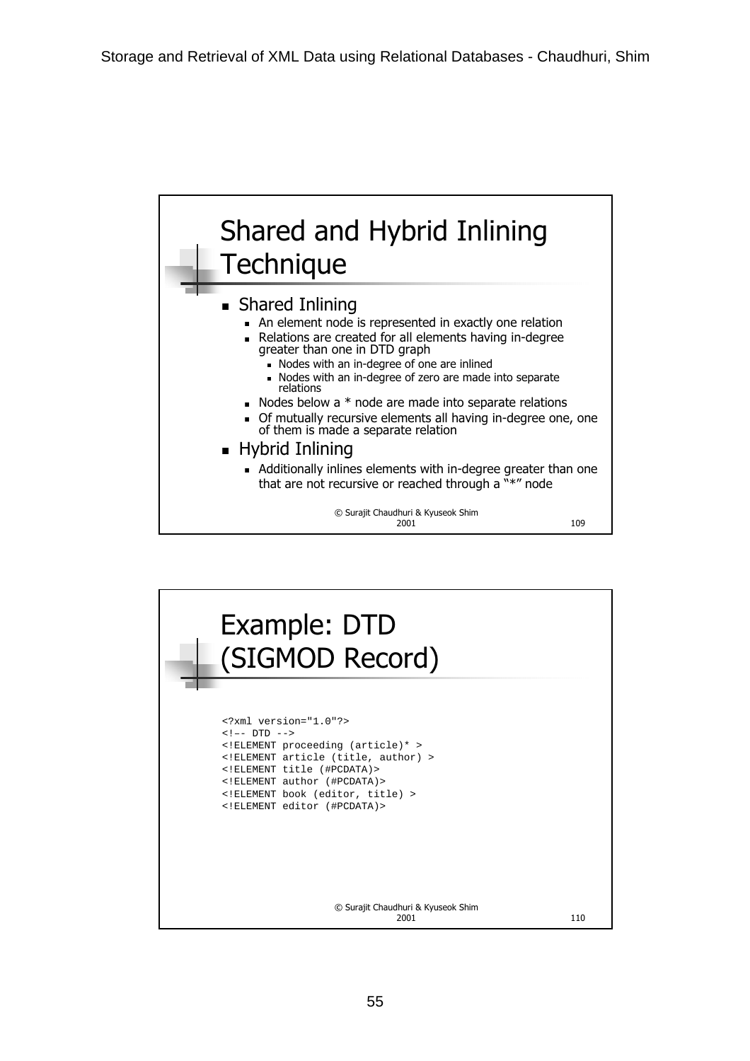## Shared and Hybrid Inlining Technique

- Shared Inlining
  - An element node is represented in exactly one relation
  - Relations are created for all elements having in-degree greater than one in DTD graph
    - Nodes with an in-degree of one are inlined
    - Nodes with an in-degree of zero are made into separate relations
  - Nodes below a * node are made into separate relations
  - Of mutually recursive elements all having in-degree one, one of them is made a separate relation
- Hybrid Inlining
  - Additionally inlines elements with in-degree greater than one that are not recursive or reached through a "*" node

© Surajit Chaudhuri & Kyuseok Shim 2001

## Example: DTD (SIGMOD Record)

```
<?xml version="1.0"?>
<!-- DTD -->
<!ELEMENT proceeding (article)* >
<!ELEMENT article (title, author) >
<!ELEMENT title (#PCDATA)>
<!ELEMENT author (#PCDATA)>
<!ELEMENT book (editor, title) >
<!ELEMENT editor (#PCDATA)>
```

© Surajit Chaudhuri & Kyuseok Shim 2001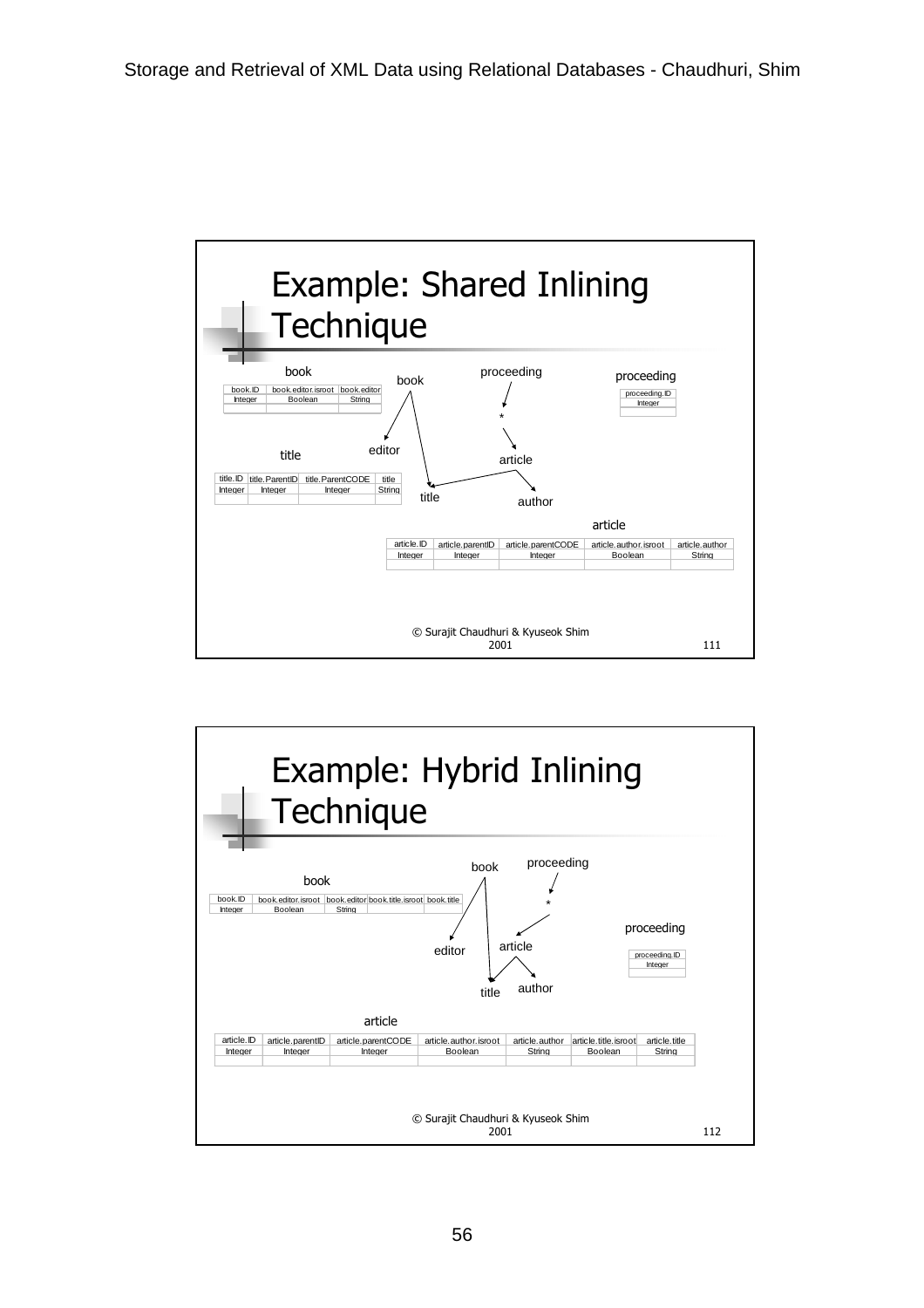## Example: Shared Inlining Technique

**book**

| book.ID | book.editor.isroot | book.editor |
|---|---|---|
| Integer | Boolean | String |
| | | |

**title**

| title.ID | title.ParentID | title.ParentCODE | title |
|---|---|---|---|
| Integer | Integer | Integer | String |
| | | | |

**proceeding**

| proceeding.ID |
|---|
| Integer |
| |

**article**

| article.ID | article.parentID | article.parentCODE | article.author.isroot | article.author |
|---|---|---|---|---|
| Integer | Integer | Integer | Boolean | String |
| | | | | |

Graph: book → editor, book → title; proceeding → * → article; article → title, article → author

© Surajit Chaudhuri & Kyuseok Shim 2001

## Example: Hybrid Inlining Technique

**book**

| book.ID | book.editor.isroot | book.editor | book.title.isroot | book.title |
|---|---|---|---|---|
| Integer | Boolean | String | | |

**proceeding**

| proceeding.ID |
|---|
| Integer |
| |

**article**

| article.ID | article.parentID | article.parentCODE | article.author.isroot | article.author | article.title.isroot | article.title |
|---|---|---|---|---|---|---|
| Integer | Integer | Integer | Boolean | String | Boolean | String |
| | | | | | | |

Graph: book → editor, book → title; proceeding → * → article; article → title, article → author

© Surajit Chaudhuri & Kyuseok Shim 2001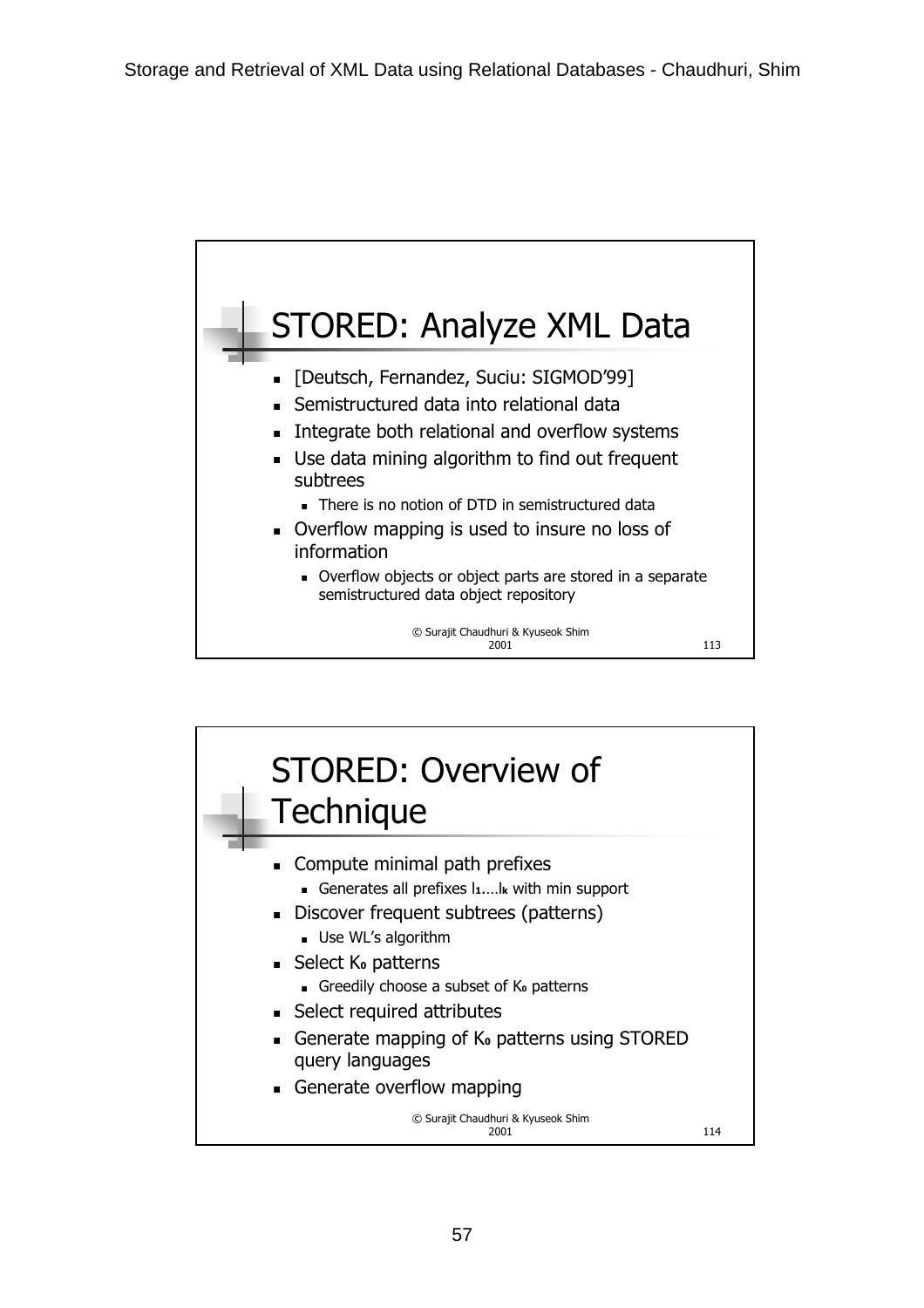## STORED: Analyze XML Data

- [Deutsch, Fernandez, Suciu: SIGMOD'99]
- Semistructured data into relational data
- Integrate both relational and overflow systems
- Use data mining algorithm to find out frequent subtrees
  - There is no notion of DTD in semistructured data
- Overflow mapping is used to insure no loss of information
  - Overflow objects or object parts are stored in a separate semistructured data object repository

© Surajit Chaudhuri & Kyuseok Shim 2001

## STORED: Overview of Technique

- Compute minimal path prefixes
  - Generates all prefixes $l_1 \ldots l_k$ with min support
- Discover frequent subtrees (patterns)
  - Use WL's algorithm
- Select $K_0$ patterns
  - Greedily choose a subset of $K_0$ patterns
- Select required attributes
- Generate mapping of $K_0$ patterns using STORED query languages
- Generate overflow mapping

© Surajit Chaudhuri & Kyuseok Shim 2001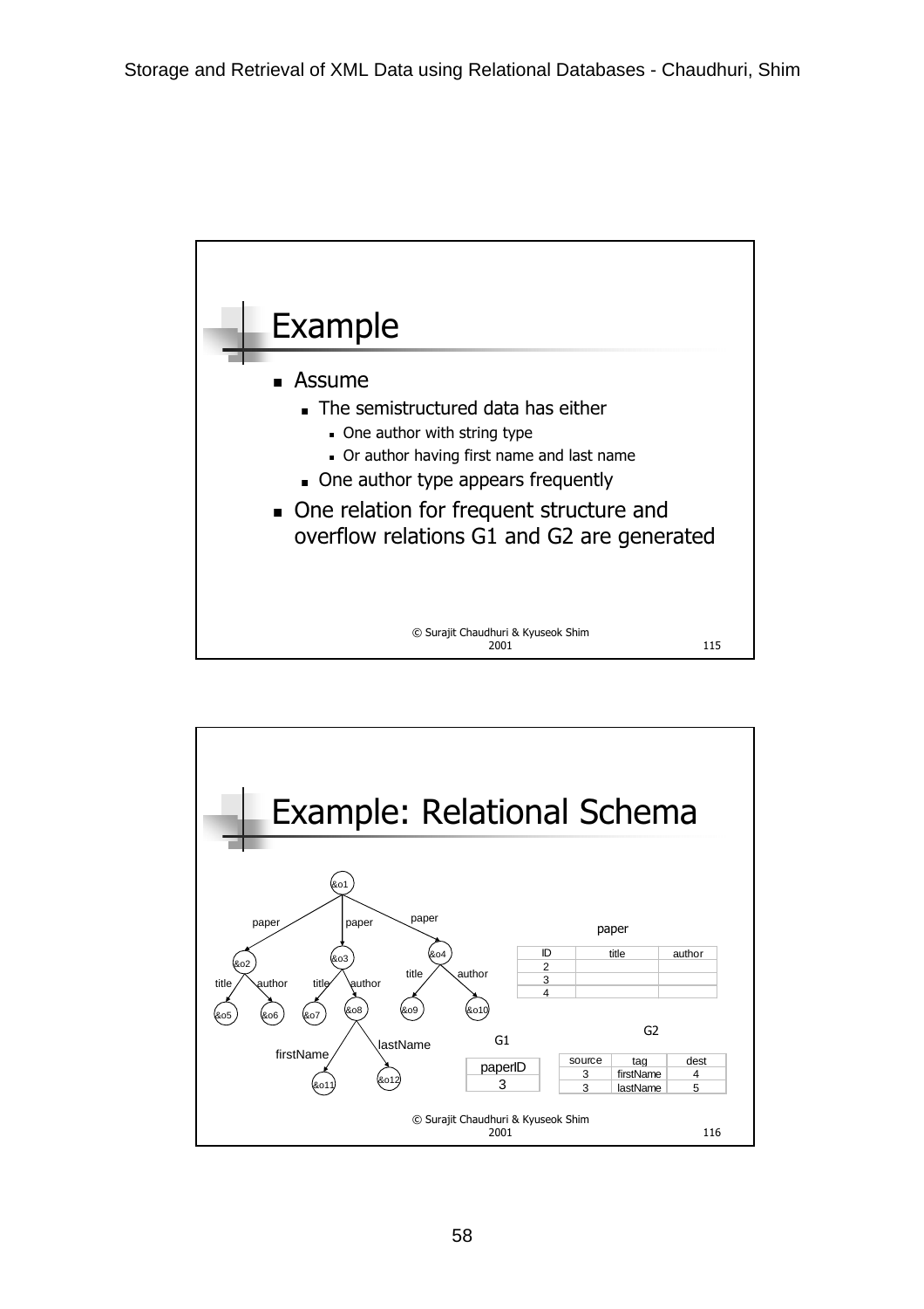## Example

- Assume
  - The semistructured data has either
    - One author with string type
    - Or author having first name and last name
  - One author type appears frequently
- One relation for frequent structure and overflow relations G1 and G2 are generated

© Surajit Chaudhuri & Kyuseok Shim 2001

## Example: Relational Schema

paper

| ID | title | author |
|---|---|---|
| 2 | | |
| 3 | | |
| 4 | | |

G1

| paperID |
|---|
| 3 |

G2

| source | tag | dest |
|---|---|---|
| 3 | firstName | 4 |
| 3 | lastName | 5 |

© Surajit Chaudhuri & Kyuseok Shim 2001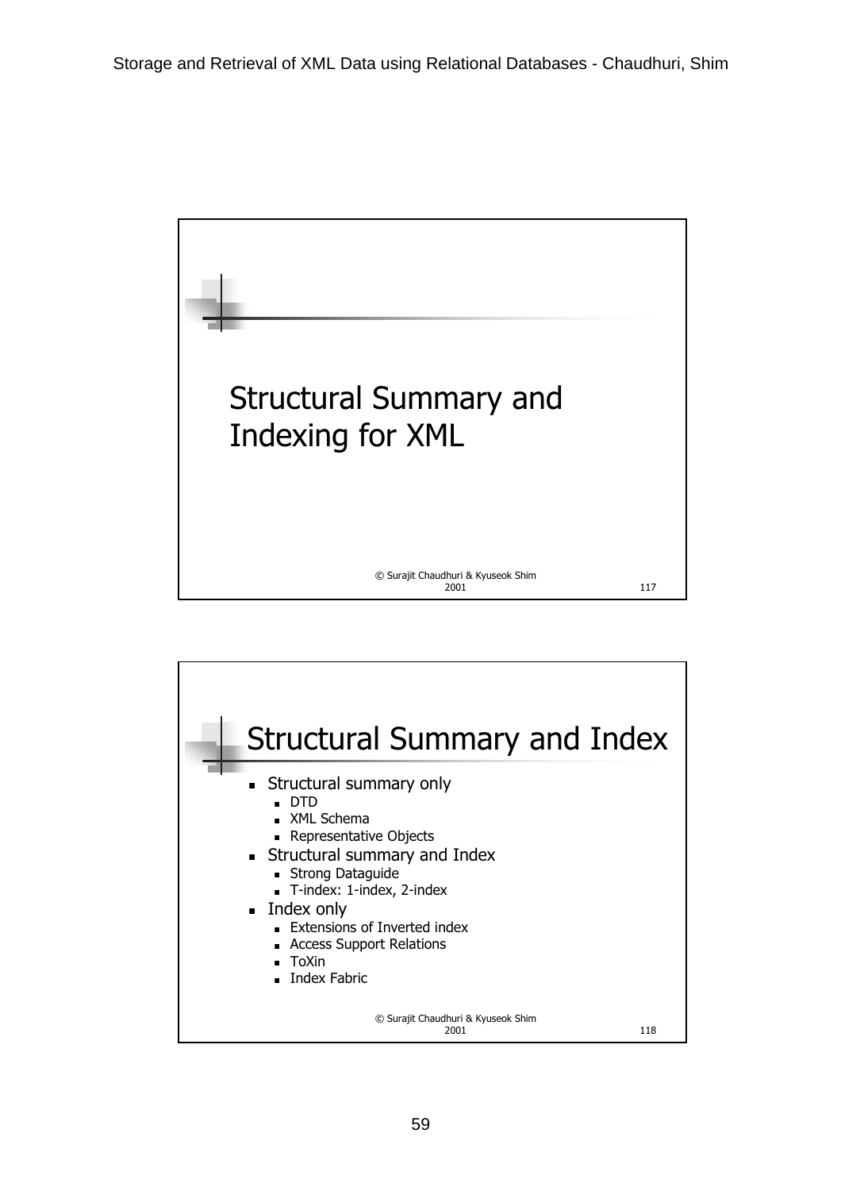# Structural Summary and Indexing for XML

## Structural Summary and Index

- Structural summary only
  - DTD
  - XML Schema
  - Representative Objects
- Structural summary and Index
  - Strong Dataguide
  - T-index: 1-index, 2-index
- Index only
  - Extensions of Inverted index
  - Access Support Relations
  - ToXin
  - Index Fabric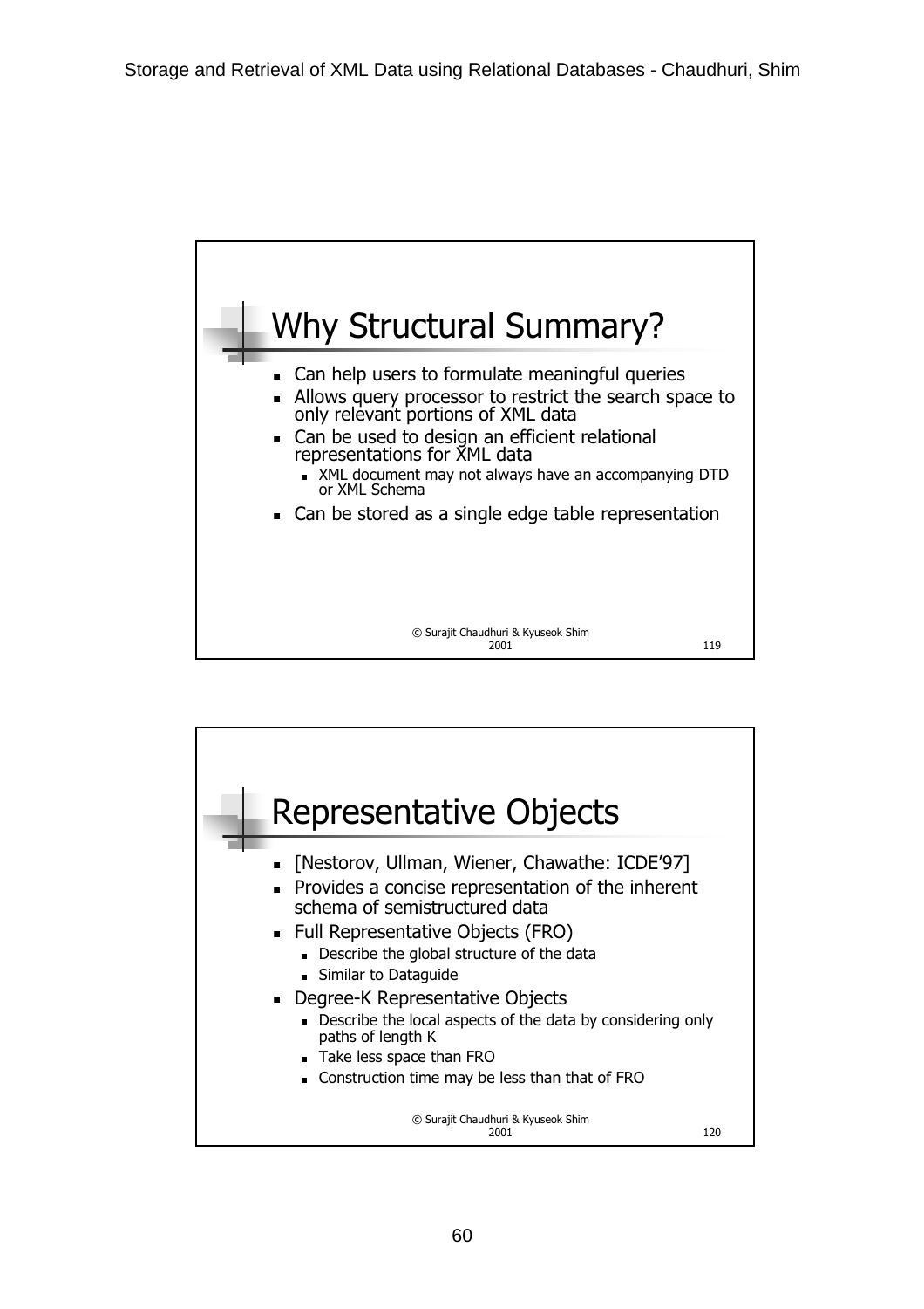## Why Structural Summary?

- Can help users to formulate meaningful queries
- Allows query processor to restrict the search space to only relevant portions of XML data
- Can be used to design an efficient relational representations for XML data
  - XML document may not always have an accompanying DTD or XML Schema
- Can be stored as a single edge table representation

© Surajit Chaudhuri & Kyuseok Shim 2001

## Representative Objects

- [Nestorov, Ullman, Wiener, Chawathe: ICDE'97]
- Provides a concise representation of the inherent schema of semistructured data
- Full Representative Objects (FRO)
  - Describe the global structure of the data
  - Similar to Dataguide
- Degree-K Representative Objects
  - Describe the local aspects of the data by considering only paths of length K
  - Take less space than FRO
  - Construction time may be less than that of FRO

© Surajit Chaudhuri & Kyuseok Shim 2001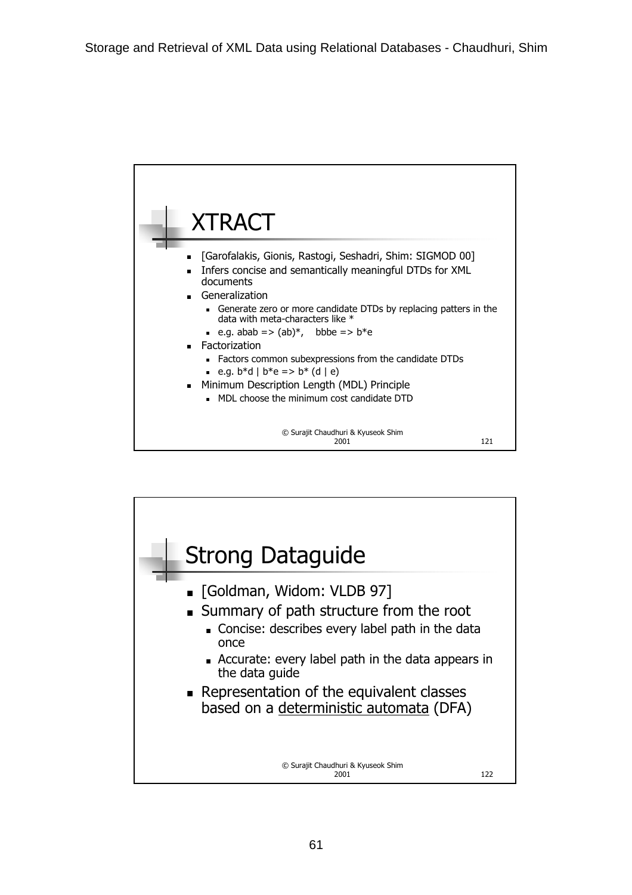## XTRACT

- [Garofalakis, Gionis, Rastogi, Seshadri, Shim: SIGMOD 00]
- Infers concise and semantically meaningful DTDs for XML documents
- Generalization
  - Generate zero or more candidate DTDs by replacing patters in the data with meta-characters like *
  - e.g. abab => (ab)*,    bbbe => b*e
- Factorization
  - Factors common subexpressions from the candidate DTDs
  - e.g. b*d | b*e => b* (d | e)
- Minimum Description Length (MDL) Principle
  - MDL choose the minimum cost candidate DTD

© Surajit Chaudhuri & Kyuseok Shim 2001

## Strong Dataguide

- [Goldman, Widom: VLDB 97]
- Summary of path structure from the root
  - Concise: describes every label path in the data once
  - Accurate: every label path in the data appears in the data guide
- Representation of the equivalent classes based on a deterministic automata (DFA)

© Surajit Chaudhuri & Kyuseok Shim 2001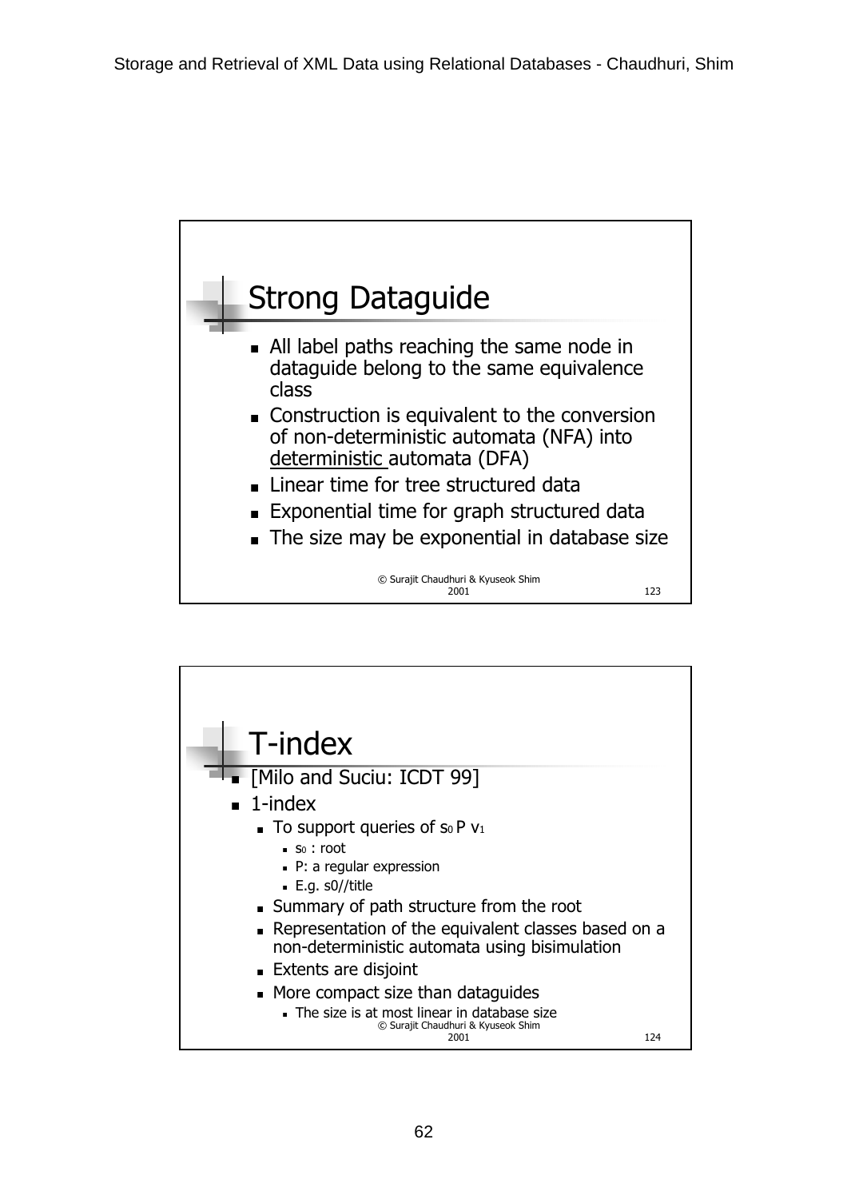## Strong Dataguide

- All label paths reaching the same node in dataguide belong to the same equivalence class
- Construction is equivalent to the conversion of non-deterministic automata (NFA) into <u>deterministic</u> automata (DFA)
- Linear time for tree structured data
- Exponential time for graph structured data
- The size may be exponential in database size

© Surajit Chaudhuri & Kyuseok Shim 2001

## T-index

- [Milo and Suciu: ICDT 99]
- 1-index
  - To support queries of $s_0$ P $v_1$
    - $s_0$ : root
    - P: a regular expression
    - E.g. s0//title
  - Summary of path structure from the root
  - Representation of the equivalent classes based on a non-deterministic automata using bisimulation
  - Extents are disjoint
  - More compact size than dataguides
    - The size is at most linear in database size

© Surajit Chaudhuri & Kyuseok Shim 2001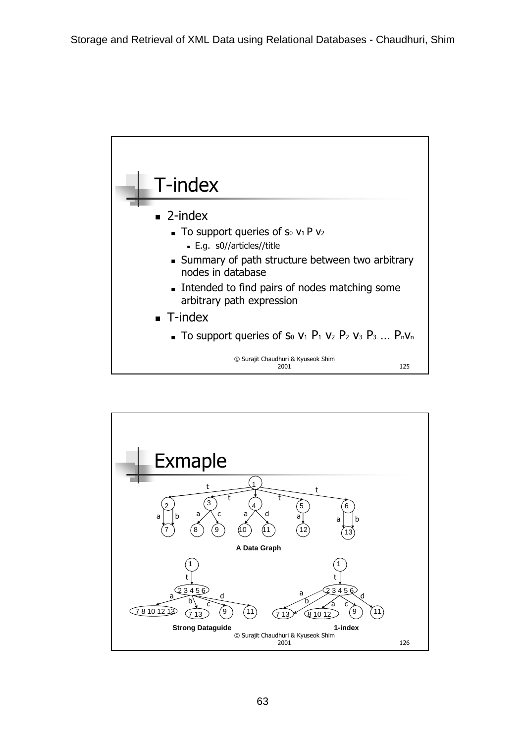## T-index

- 2-index
  - To support queries of $s_0$ $v_1$ P $v_2$
    - E.g. s0//articles//title
  - Summary of path structure between two arbitrary nodes in database
  - Intended to find pairs of nodes matching some arbitrary path expression
- T-index
  - To support queries of $s_0$ $v_1$ $P_1$ $v_2$ $P_2$ $v_3$ $P_3$ ... $P_n v_n$

© Surajit Chaudhuri & Kyuseok Shim 2001

## Exmaple

A Data Graph

Strong Dataguide

1-index

© Surajit Chaudhuri & Kyuseok Shim 2001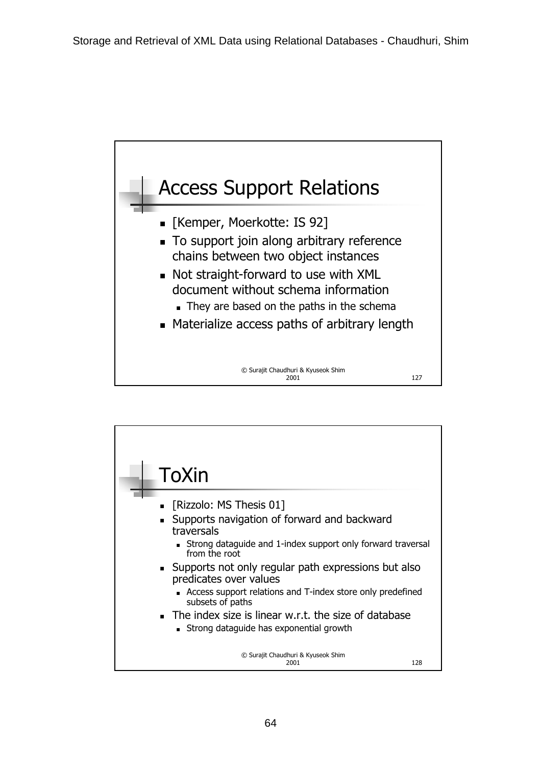## Access Support Relations

- [Kemper, Moerkotte: IS 92]
- To support join along arbitrary reference chains between two object instances
- Not straight-forward to use with XML document without schema information
  - They are based on the paths in the schema
- Materialize access paths of arbitrary length

© Surajit Chaudhuri & Kyuseok Shim 2001

## ToXin

- [Rizzolo: MS Thesis 01]
- Supports navigation of forward and backward traversals
  - Strong dataguide and 1-index support only forward traversal from the root
- Supports not only regular path expressions but also predicates over values
  - Access support relations and T-index store only predefined subsets of paths
- The index size is linear w.r.t. the size of database
  - Strong dataguide has exponential growth

© Surajit Chaudhuri & Kyuseok Shim 2001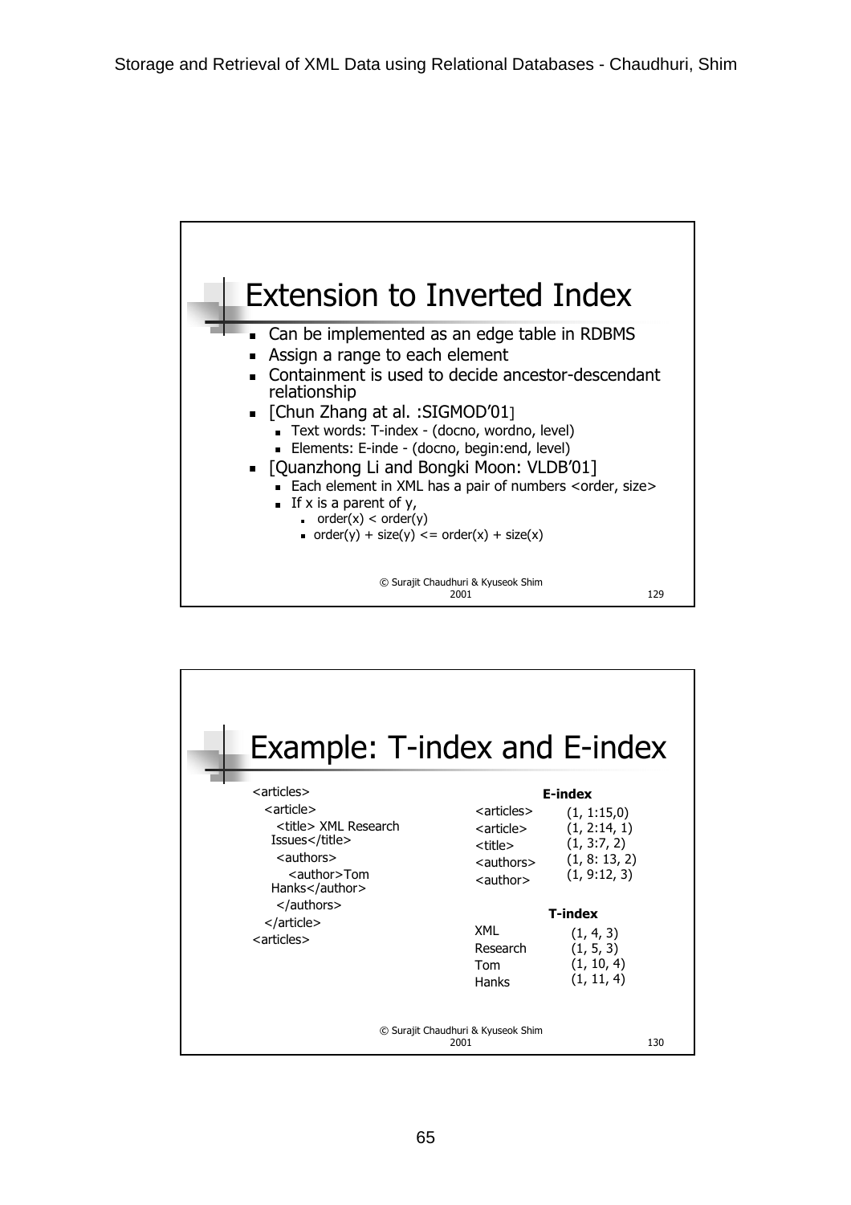## Extension to Inverted Index

- Can be implemented as an edge table in RDBMS
- Assign a range to each element
- Containment is used to decide ancestor-descendant relationship
- [Chun Zhang at al. :SIGMOD'01]
  - Text words: T-index - (docno, wordno, level)
  - Elements: E-inde - (docno, begin:end, level)
- [Quanzhong Li and Bongki Moon: VLDB'01]
  - Each element in XML has a pair of numbers <order, size>
  - If x is a parent of y,
    - order(x) < order(y)
    - order(y) + size(y) <= order(x) + size(x)

© Surajit Chaudhuri & Kyuseok Shim 2001

## Example: T-index and E-index

```
<articles>
  <article>
    <title> XML Research
   Issues</title>
    <authors>
      <author>Tom
   Hanks</author>
    </authors>
  </article>
<articles>
```

**E-index**

| | |
|---|---|
| <articles> | (1, 1:15,0) |
| <article> | (1, 2:14, 1) |
| <title> | (1, 3:7, 2) |
| <authors> | (1, 8: 13, 2) |
| <author> | (1, 9:12, 3) |

**T-index**

| | |
|---|---|
| XML | (1, 4, 3) |
| Research | (1, 5, 3) |
| Tom | (1, 10, 4) |
| Hanks | (1, 11, 4) |

© Surajit Chaudhuri & Kyuseok Shim 2001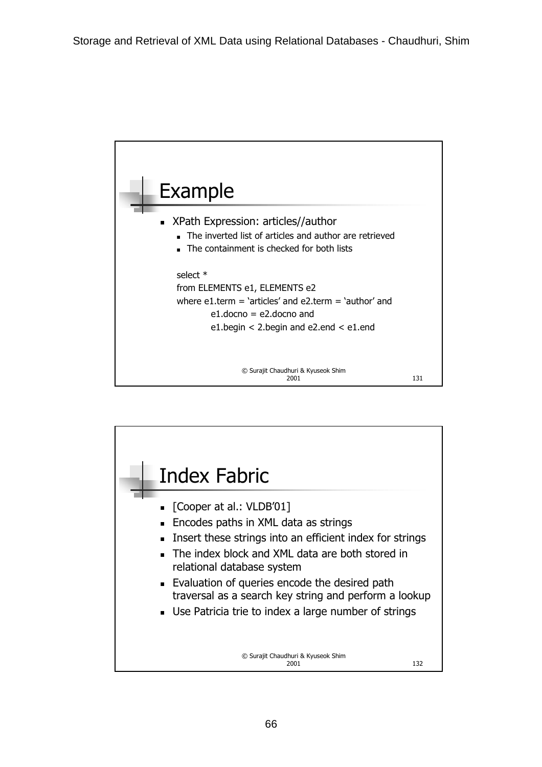## Example

- XPath Expression: articles//author
  - The inverted list of articles and author are retrieved
  - The containment is checked for both lists

```
select *
from ELEMENTS e1, ELEMENTS e2
where e1.term = 'articles' and e2.term = 'author' and
        e1.docno = e2.docno and
        e1.begin < 2.begin and e2.end < e1.end
```

© Surajit Chaudhuri & Kyuseok Shim 2001

## Index Fabric

- [Cooper at al.: VLDB'01]
- Encodes paths in XML data as strings
- Insert these strings into an efficient index for strings
- The index block and XML data are both stored in relational database system
- Evaluation of queries encode the desired path traversal as a search key string and perform a lookup
- Use Patricia trie to index a large number of strings

© Surajit Chaudhuri & Kyuseok Shim 2001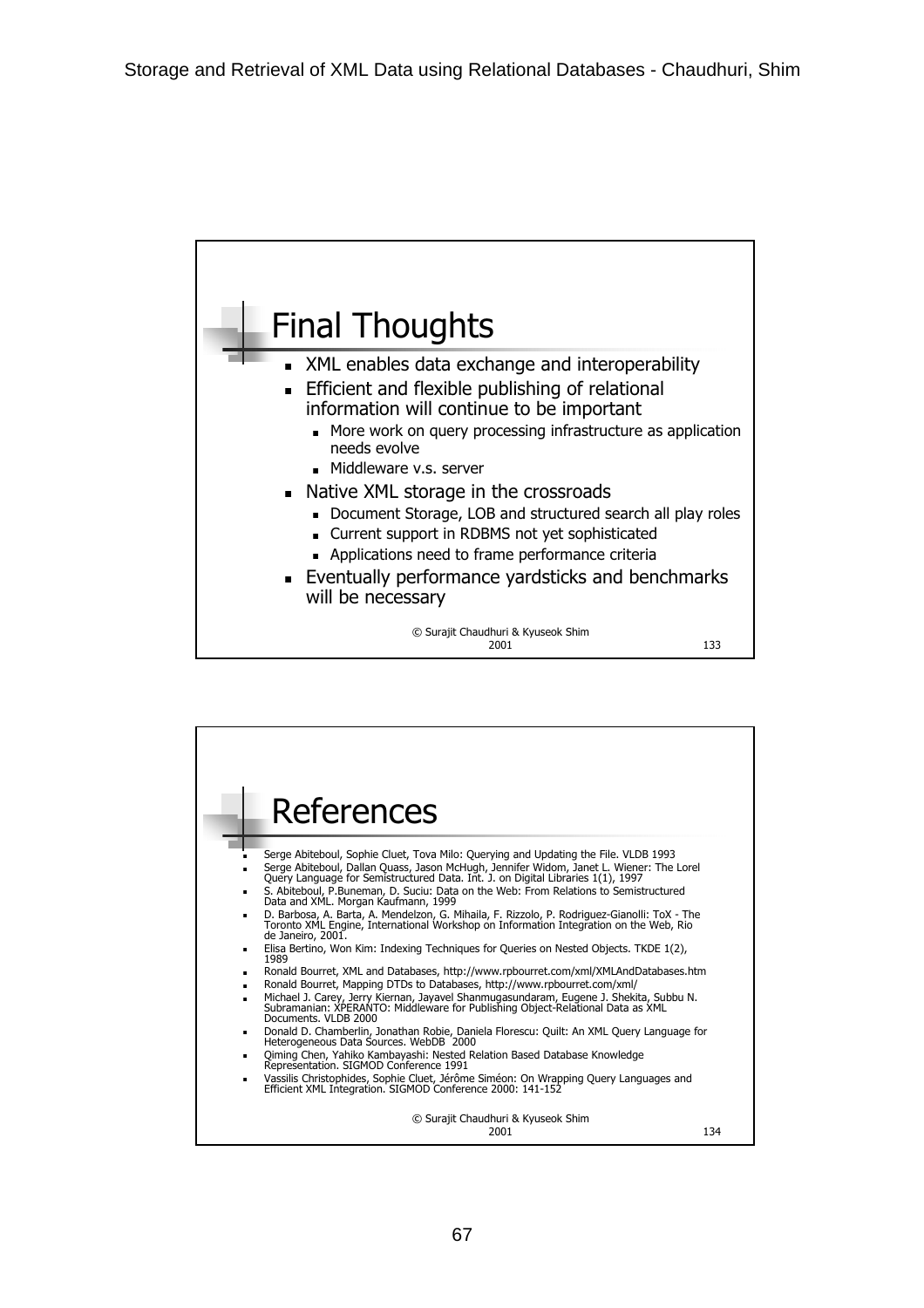## Final Thoughts

- XML enables data exchange and interoperability
- Efficient and flexible publishing of relational information will continue to be important
  - More work on query processing infrastructure as application needs evolve
  - Middleware v.s. server
- Native XML storage in the crossroads
  - Document Storage, LOB and structured search all play roles
  - Current support in RDBMS not yet sophisticated
  - Applications need to frame performance criteria
- Eventually performance yardsticks and benchmarks will be necessary

© Surajit Chaudhuri & Kyuseok Shim 2001

## References

- Serge Abiteboul, Sophie Cluet, Tova Milo: Querying and Updating the File. VLDB 1993
- Serge Abiteboul, Dallan Quass, Jason McHugh, Jennifer Widom, Janet L. Wiener: The Lorel Query Language for Semistructured Data. Int. J. on Digital Libraries 1(1), 1997
- S. Abiteboul, P.Buneman, D. Suciu: Data on the Web: From Relations to Semistructured Data and XML. Morgan Kaufmann, 1999
- D. Barbosa, A. Barta, A. Mendelzon, G. Mihaila, F. Rizzolo, P. Rodriguez-Gianolli: ToX - The Toronto XML Engine, International Workshop on Information Integration on the Web, Rio de Janeiro, 2001.
- Elisa Bertino, Won Kim: Indexing Techniques for Queries on Nested Objects. TKDE 1(2), 1989
- Ronald Bourret, XML and Databases, http://www.rpbourret.com/xml/XMLAndDatabases.htm
- Ronald Bourret, Mapping DTDs to Databases, http://www.rpbourret.com/xml/
- Michael J. Carey, Jerry Kiernan, Jayavel Shanmugasundaram, Eugene J. Shekita, Subbu N. Subramanian: XPERANTO: Middleware for Publishing Object-Relational Data as XML Documents. VLDB 2000
- Donald D. Chamberlin, Jonathan Robie, Daniela Florescu: Quilt: An XML Query Language for Heterogeneous Data Sources. WebDB 2000
- Qiming Chen, Yahiko Kambayashi: Nested Relation Based Database Knowledge Representation. SIGMOD Conference 1991
- Vassilis Christophides, Sophie Cluet, Jérôme Siméon: On Wrapping Query Languages and Efficient XML Integration. SIGMOD Conference 2000: 141-152

© Surajit Chaudhuri & Kyuseok Shim 2001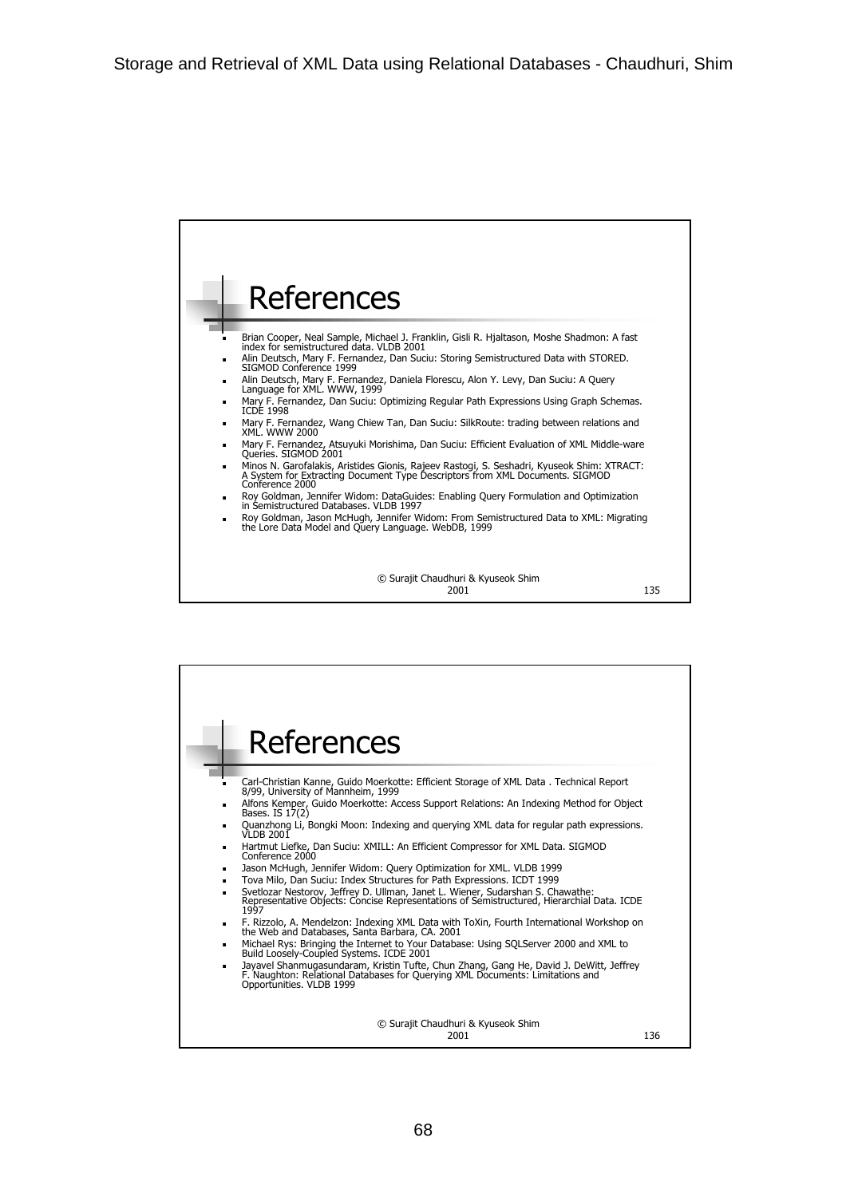## References

- Brian Cooper, Neal Sample, Michael J. Franklin, Gisli R. Hjaltason, Moshe Shadmon: A fast index for semistructured data. VLDB 2001
- Alin Deutsch, Mary F. Fernandez, Dan Suciu: Storing Semistructured Data with STORED. SIGMOD Conference 1999
- Alin Deutsch, Mary F. Fernandez, Daniela Florescu, Alon Y. Levy, Dan Suciu: A Query Language for XML. WWW, 1999
- Mary F. Fernandez, Dan Suciu: Optimizing Regular Path Expressions Using Graph Schemas. ICDE 1998
- Mary F. Fernandez, Wang Chiew Tan, Dan Suciu: SilkRoute: trading between relations and XML. WWW 2000
- Mary F. Fernandez, Atsuyuki Morishima, Dan Suciu: Efficient Evaluation of XML Middle-ware Queries. SIGMOD 2001
- Minos N. Garofalakis, Aristides Gionis, Rajeev Rastogi, S. Seshadri, Kyuseok Shim: XTRACT: A System for Extracting Document Type Descriptors from XML Documents. SIGMOD Conference 2000
- Roy Goldman, Jennifer Widom: DataGuides: Enabling Query Formulation and Optimization in Semistructured Databases. VLDB 1997
- Roy Goldman, Jason McHugh, Jennifer Widom: From Semistructured Data to XML: Migrating the Lore Data Model and Query Language. WebDB, 1999

© Surajit Chaudhuri & Kyuseok Shim 2001

## References

- Carl-Christian Kanne, Guido Moerkotte: Efficient Storage of XML Data . Technical Report 8/99, University of Mannheim, 1999
- Alfons Kemper, Guido Moerkotte: Access Support Relations: An Indexing Method for Object Bases. IS 17(2)
- Quanzhong Li, Bongki Moon: Indexing and querying XML data for regular path expressions. VLDB 2001
- Hartmut Liefke, Dan Suciu: XMILL: An Efficient Compressor for XML Data. SIGMOD Conference 2000
- Jason McHugh, Jennifer Widom: Query Optimization for XML. VLDB 1999
- Tova Milo, Dan Suciu: Index Structures for Path Expressions. ICDT 1999
- Svetlozar Nestorov, Jeffrey D. Ullman, Janet L. Wiener, Sudarshan S. Chawathe: Representative Objects: Concise Representations of Semistructured, Hierarchial Data. ICDE 1997
- F. Rizzolo, A. Mendelzon: Indexing XML Data with ToXin, Fourth International Workshop on the Web and Databases, Santa Barbara, CA. 2001
- Michael Rys: Bringing the Internet to Your Database: Using SQLServer 2000 and XML to Build Loosely-Coupled Systems. ICDE 2001
- Jayavel Shanmugasundaram, Kristin Tufte, Chun Zhang, Gang He, David J. DeWitt, Jeffrey F. Naughton: Relational Databases for Querying XML Documents: Limitations and Opportunities. VLDB 1999

© Surajit Chaudhuri & Kyuseok Shim 2001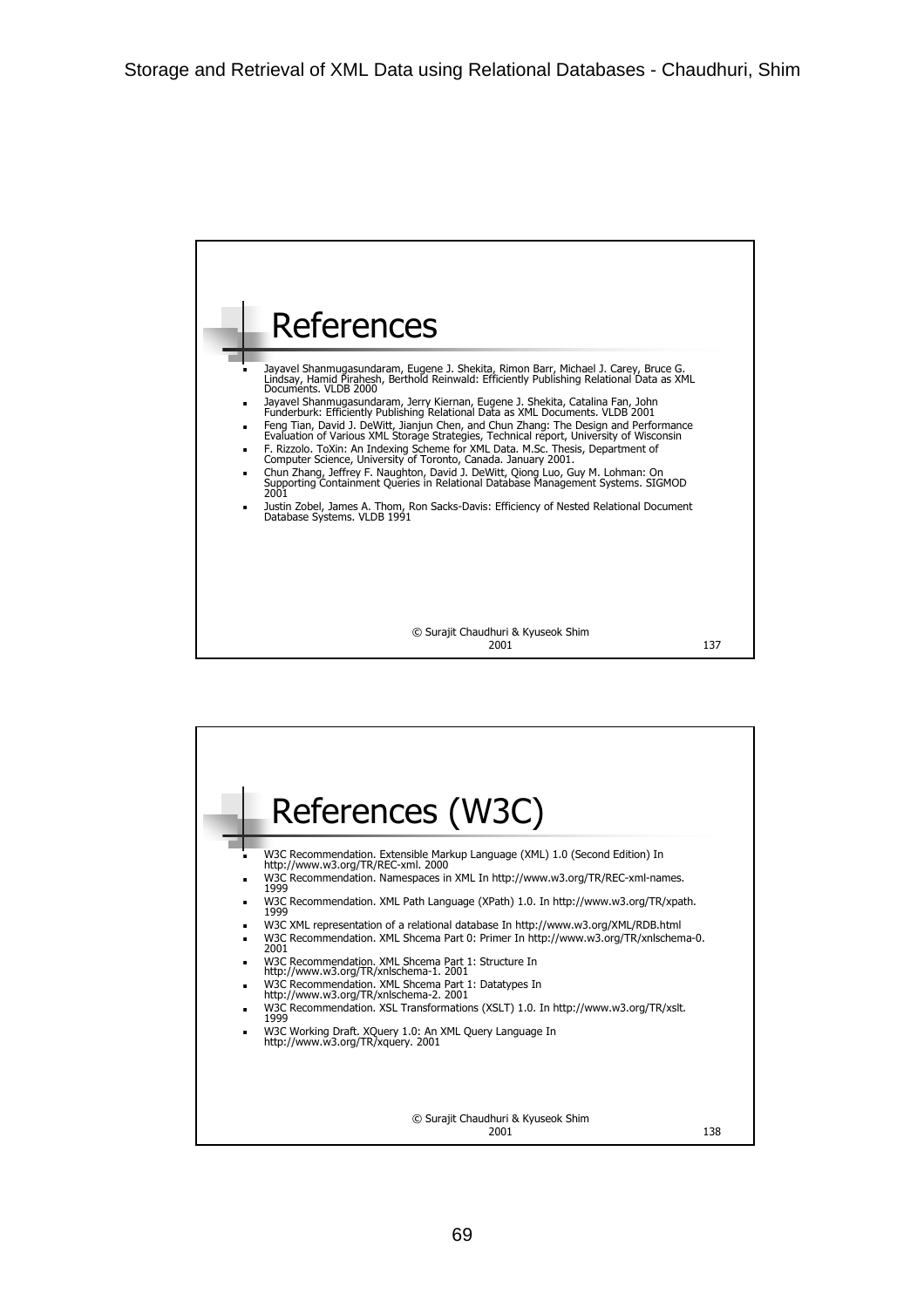## References

- Jayavel Shanmugasundaram, Eugene J. Shekita, Rimon Barr, Michael J. Carey, Bruce G. Lindsay, Hamid Pirahesh, Berthold Reinwald: Efficiently Publishing Relational Data as XML Documents. VLDB 2000
- Jayavel Shanmugasundaram, Jerry Kiernan, Eugene J. Shekita, Catalina Fan, John Funderburk: Efficiently Publishing Relational Data as XML Documents. VLDB 2001
- Feng Tian, David J. DeWitt, Jianjun Chen, and Chun Zhang: The Design and Performance Evaluation of Various XML Storage Strategies, Technical report, University of Wisconsin
- F. Rizzolo. ToXin: An Indexing Scheme for XML Data. M.Sc. Thesis, Department of Computer Science, University of Toronto, Canada. January 2001.
- Chun Zhang, Jeffrey F. Naughton, David J. DeWitt, Qiong Luo, Guy M. Lohman: On Supporting Containment Queries in Relational Database Management Systems. SIGMOD 2001
- Justin Zobel, James A. Thom, Ron Sacks-Davis: Efficiency of Nested Relational Document Database Systems. VLDB 1991

© Surajit Chaudhuri & Kyuseok Shim 2001

## References (W3C)

- W3C Recommendation. Extensible Markup Language (XML) 1.0 (Second Edition) In http://www.w3.org/TR/REC-xml. 2000
- W3C Recommendation. Namespaces in XML In http://www.w3.org/TR/REC-xml-names. 1999
- W3C Recommendation. XML Path Language (XPath) 1.0. In http://www.w3.org/TR/xpath. 1999
- W3C XML representation of a relational database In http://www.w3.org/XML/RDB.html
- W3C Recommendation. XML Shcema Part 0: Primer In http://www.w3.org/TR/xnlschema-0. 2001
- W3C Recommendation. XML Shcema Part 1: Structure In http://www.w3.org/TR/xnlschema-1. 2001
- W3C Recommendation. XML Shcema Part 1: Datatypes In http://www.w3.org/TR/xnlschema-2. 2001
- W3C Recommendation. XSL Transformations (XSLT) 1.0. In http://www.w3.org/TR/xslt. 1999
- W3C Working Draft. XQuery 1.0: An XML Query Language In http://www.w3.org/TR/xquery. 2001

© Surajit Chaudhuri & Kyuseok Shim 2001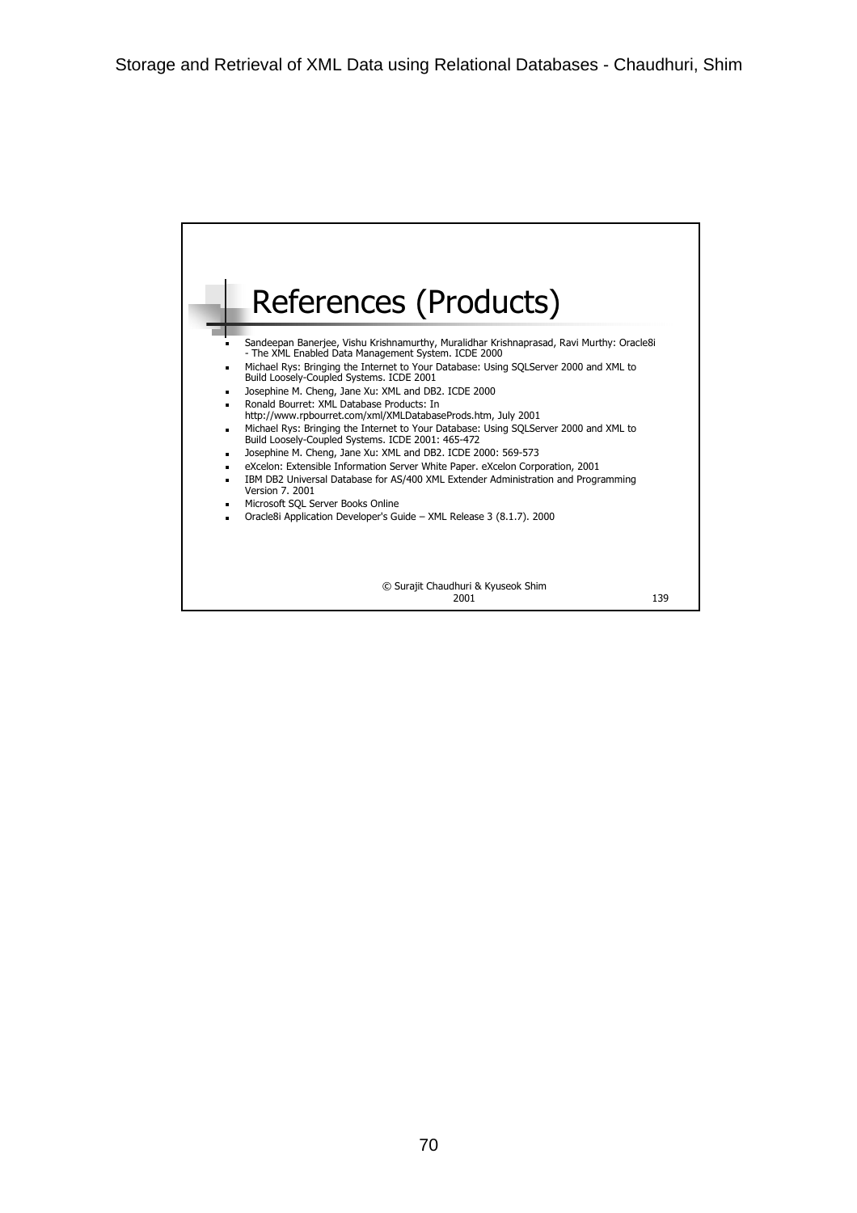# References (Products)

- Sandeepan Banerjee, Vishu Krishnamurthy, Muralidhar Krishnaprasad, Ravi Murthy: Oracle8i - The XML Enabled Data Management System. ICDE 2000
- Michael Rys: Bringing the Internet to Your Database: Using SQLServer 2000 and XML to Build Loosely-Coupled Systems. ICDE 2001
- Josephine M. Cheng, Jane Xu: XML and DB2. ICDE 2000
- Ronald Bourret: XML Database Products: In http://www.rpbourret.com/xml/XMLDatabaseProds.htm, July 2001
- Michael Rys: Bringing the Internet to Your Database: Using SQLServer 2000 and XML to Build Loosely-Coupled Systems. ICDE 2001: 465-472
- Josephine M. Cheng, Jane Xu: XML and DB2. ICDE 2000: 569-573
- eXcelon: Extensible Information Server White Paper. eXcelon Corporation, 2001
- IBM DB2 Universal Database for AS/400 XML Extender Administration and Programming Version 7. 2001
- Microsoft SQL Server Books Online
- Oracle8i Application Developer's Guide – XML Release 3 (8.1.7). 2000

© Surajit Chaudhuri & Kyuseok Shim 2001